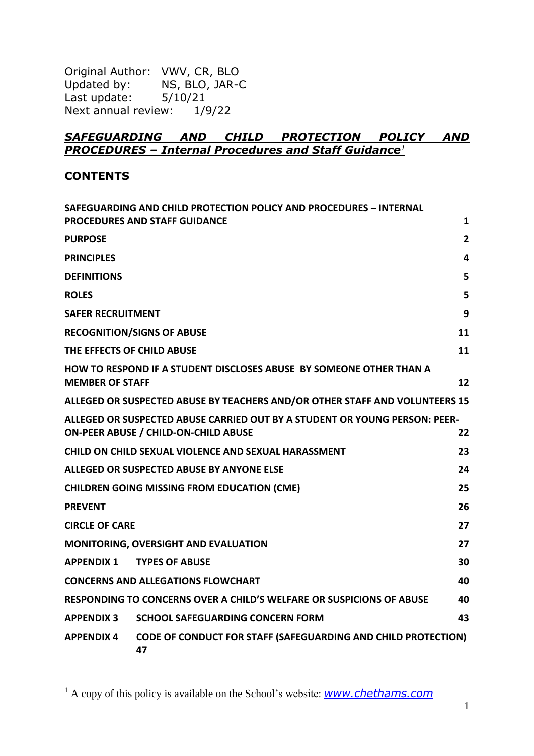Original Author: VWV, CR, BLO
Updated by: NS, BLO, JAR-C
Last update: 5/10/21
Next annual review: 1/9/22

# ***SAFEGUARDING AND CHILD PROTECTION POLICY AND PROCEDURES – Internal Procedures and Staff Guidance***[1]

## CONTENTS

| | |
|---|---|
| **SAFEGUARDING AND CHILD PROTECTION POLICY AND PROCEDURES – INTERNAL PROCEDURES AND STAFF GUIDANCE** | **1** |
| **PURPOSE** | **2** |
| **PRINCIPLES** | **4** |
| **DEFINITIONS** | **5** |
| **ROLES** | **5** |
| **SAFER RECRUITMENT** | **9** |
| **RECOGNITION/SIGNS OF ABUSE** | **11** |
| **THE EFFECTS OF CHILD ABUSE** | **11** |
| **HOW TO RESPOND IF A STUDENT DISCLOSES ABUSE BY SOMEONE OTHER THAN A MEMBER OF STAFF** | **12** |
| **ALLEGED OR SUSPECTED ABUSE BY TEACHERS AND/OR OTHER STAFF AND VOLUNTEERS** | **15** |
| **ALLEGED OR SUSPECTED ABUSE CARRIED OUT BY A STUDENT OR YOUNG PERSON: PEER-ON-PEER ABUSE / CHILD-ON-CHILD ABUSE** | **22** |
| **CHILD ON CHILD SEXUAL VIOLENCE AND SEXUAL HARASSMENT** | **23** |
| **ALLEGED OR SUSPECTED ABUSE BY ANYONE ELSE** | **24** |
| **CHILDREN GOING MISSING FROM EDUCATION (CME)** | **25** |
| **PREVENT** | **26** |
| **CIRCLE OF CARE** | **27** |
| **MONITORING, OVERSIGHT AND EVALUATION** | **27** |
| **APPENDIX 1 TYPES OF ABUSE** | **30** |
| **CONCERNS AND ALLEGATIONS FLOWCHART** | **40** |
| **RESPONDING TO CONCERNS OVER A CHILD'S WELFARE OR SUSPICIONS OF ABUSE** | **40** |
| **APPENDIX 3 SCHOOL SAFEGUARDING CONCERN FORM** | **43** |
| **APPENDIX 4 CODE OF CONDUCT FOR STAFF (SAFEGUARDING AND CHILD PROTECTION)** | **47** |

[1] A copy of this policy is available on the School's website: *www.chethams.com*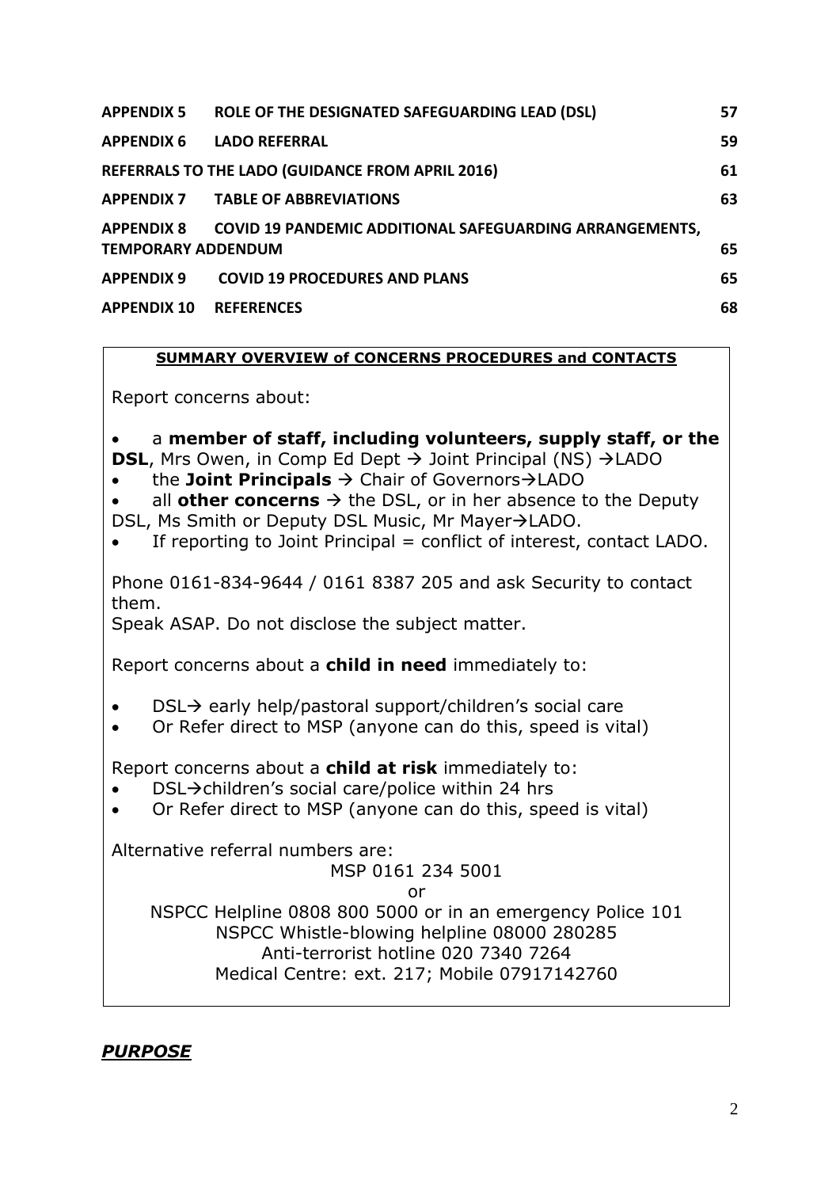| | | |
|---|---|---|
| **APPENDIX 5** | **ROLE OF THE DESIGNATED SAFEGUARDING LEAD (DSL)** | **57** |
| **APPENDIX 6** | **LADO REFERRAL** | **59** |
| **REFERRALS TO THE LADO (GUIDANCE FROM APRIL 2016)** | | **61** |
| **APPENDIX 7** | **TABLE OF ABBREVIATIONS** | **63** |
| **APPENDIX 8** | **COVID 19 PANDEMIC ADDITIONAL SAFEGUARDING ARRANGEMENTS, TEMPORARY ADDENDUM** | **65** |
| **APPENDIX 9** | **COVID 19 PROCEDURES AND PLANS** | **65** |
| **APPENDIX 10** | **REFERENCES** | **68** |

**SUMMARY OVERVIEW of CONCERNS PROCEDURES and CONTACTS**

Report concerns about:

- a **member of staff, including volunteers, supply staff, or the DSL**, Mrs Owen, in Comp Ed Dept → Joint Principal (NS) →LADO
- the **Joint Principals** → Chair of Governors→LADO
- all **other concerns** → the DSL, or in her absence to the Deputy DSL, Ms Smith or Deputy DSL Music, Mr Mayer→LADO.
- If reporting to Joint Principal = conflict of interest, contact LADO.

Phone 0161-834-9644 / 0161 8387 205 and ask Security to contact them.
Speak ASAP. Do not disclose the subject matter.

Report concerns about a **child in need** immediately to:

- DSL→ early help/pastoral support/children's social care
- Or Refer direct to MSP (anyone can do this, speed is vital)

Report concerns about a **child at risk** immediately to:

- DSL→children's social care/police within 24 hrs
- Or Refer direct to MSP (anyone can do this, speed is vital)

Alternative referral numbers are:

MSP 0161 234 5001
or
NSPCC Helpline 0808 800 5000 or in an emergency Police 101
NSPCC Whistle-blowing helpline 08000 280285
Anti-terrorist hotline 020 7340 7264
Medical Centre: ext. 217; Mobile 07917142760

## ***PURPOSE***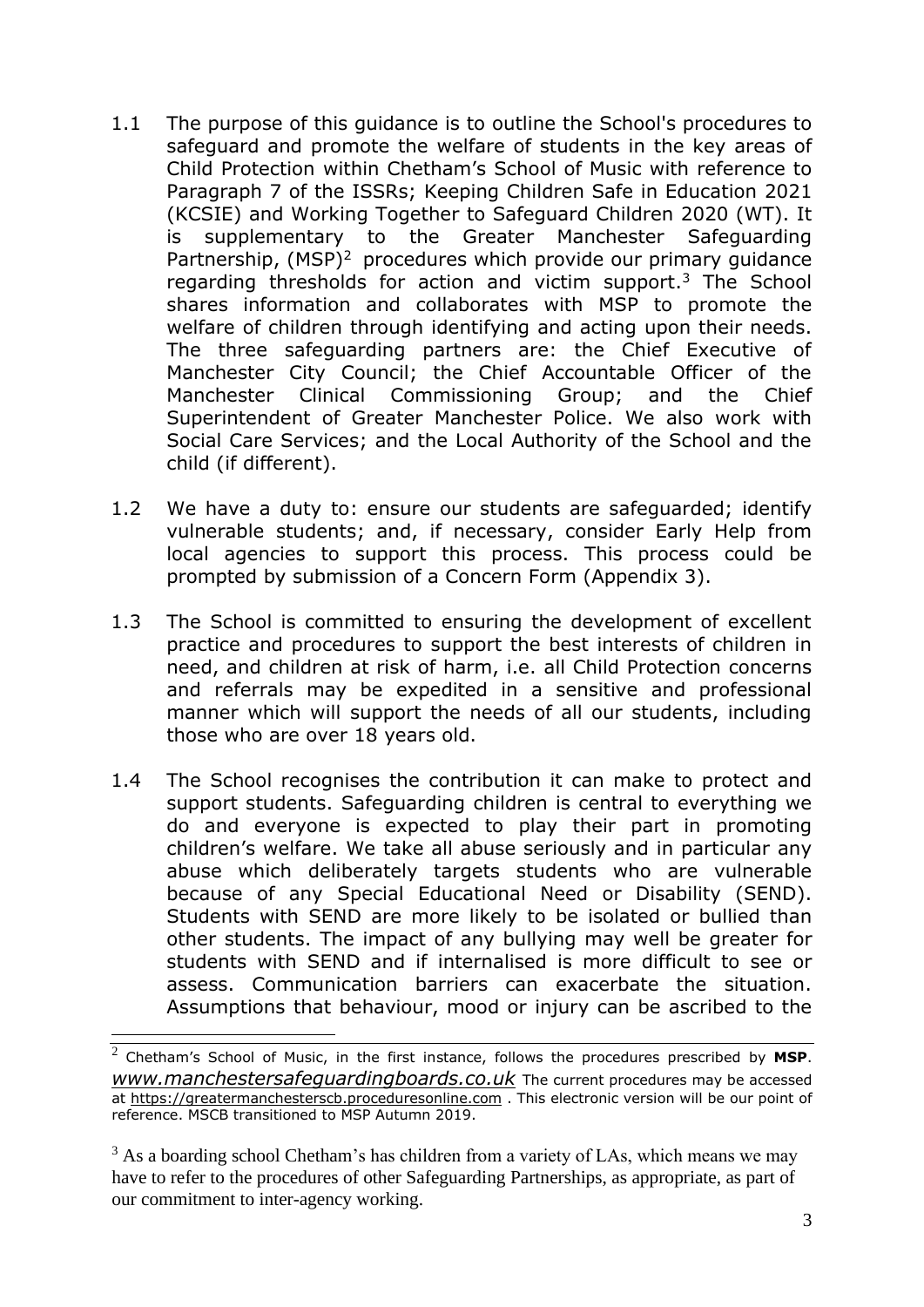1.1 The purpose of this guidance is to outline the School's procedures to safeguard and promote the welfare of students in the key areas of Child Protection within Chetham's School of Music with reference to Paragraph 7 of the ISSRs; Keeping Children Safe in Education 2021 (KCSIE) and Working Together to Safeguard Children 2020 (WT). It is supplementary to the Greater Manchester Safeguarding Partnership, (MSP)[2] procedures which provide our primary guidance regarding thresholds for action and victim support.[3] The School shares information and collaborates with MSP to promote the welfare of children through identifying and acting upon their needs. The three safeguarding partners are: the Chief Executive of Manchester City Council; the Chief Accountable Officer of the Manchester Clinical Commissioning Group; and the Chief Superintendent of Greater Manchester Police. We also work with Social Care Services; and the Local Authority of the School and the child (if different).

1.2 We have a duty to: ensure our students are safeguarded; identify vulnerable students; and, if necessary, consider Early Help from local agencies to support this process. This process could be prompted by submission of a Concern Form (Appendix 3).

1.3 The School is committed to ensuring the development of excellent practice and procedures to support the best interests of children in need, and children at risk of harm, i.e. all Child Protection concerns and referrals may be expedited in a sensitive and professional manner which will support the needs of all our students, including those who are over 18 years old.

1.4 The School recognises the contribution it can make to protect and support students. Safeguarding children is central to everything we do and everyone is expected to play their part in promoting children's welfare. We take all abuse seriously and in particular any abuse which deliberately targets students who are vulnerable because of any Special Educational Need or Disability (SEND). Students with SEND are more likely to be isolated or bullied than other students. The impact of any bullying may well be greater for students with SEND and if internalised is more difficult to see or assess. Communication barriers can exacerbate the situation. Assumptions that behaviour, mood or injury can be ascribed to the

---

[2] Chetham's School of Music, in the first instance, follows the procedures prescribed by **MSP**. *www.manchestersafeguardingboards.co.uk* The current procedures may be accessed at https://greatermanchesterscb.proceduresonline.com . This electronic version will be our point of reference. MSCB transitioned to MSP Autumn 2019.

[3] As a boarding school Chetham's has children from a variety of LAs, which means we may have to refer to the procedures of other Safeguarding Partnerships, as appropriate, as part of our commitment to inter-agency working.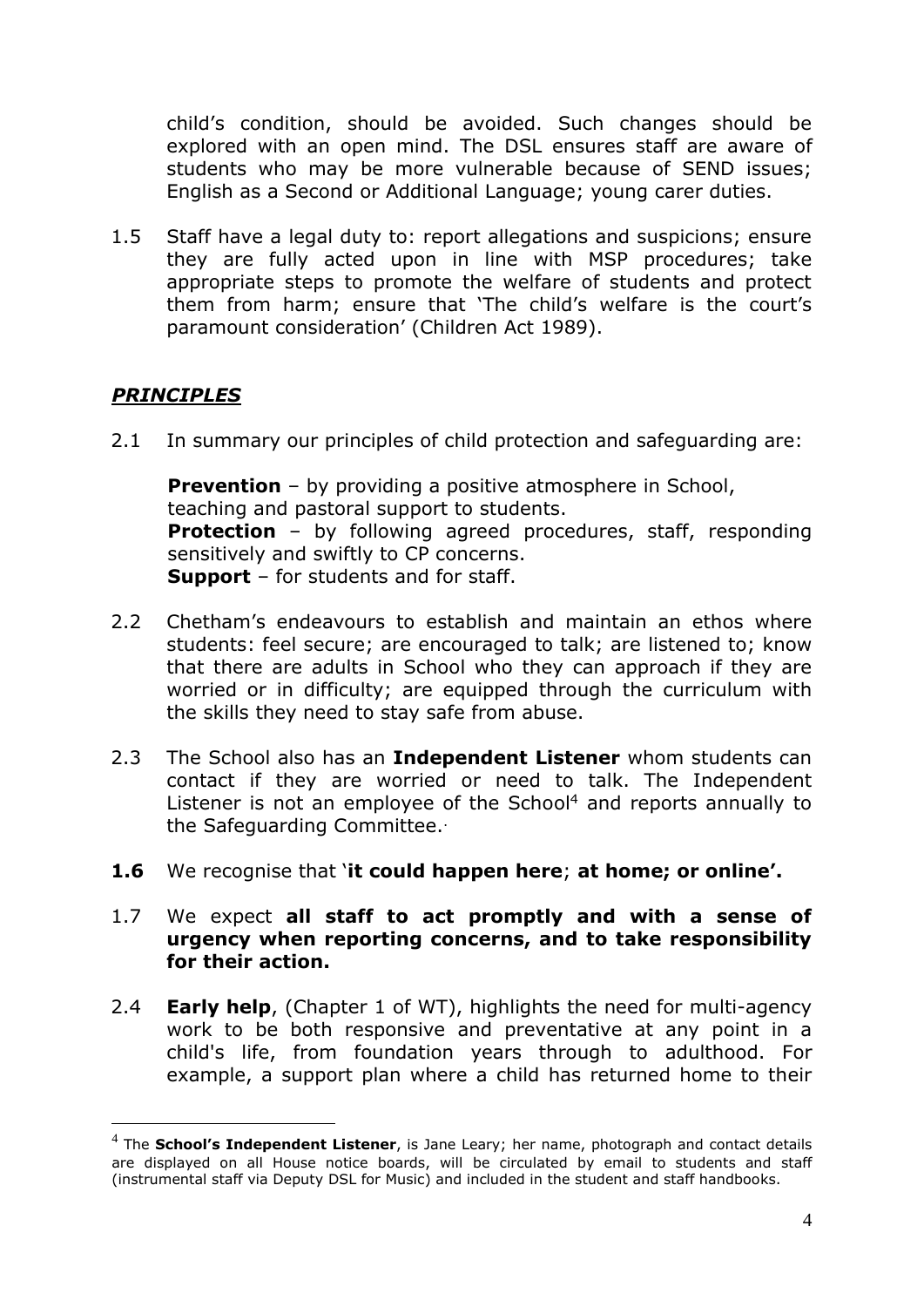child's condition, should be avoided. Such changes should be explored with an open mind. The DSL ensures staff are aware of students who may be more vulnerable because of SEND issues; English as a Second or Additional Language; young carer duties.

1.5 Staff have a legal duty to: report allegations and suspicions; ensure they are fully acted upon in line with MSP procedures; take appropriate steps to promote the welfare of students and protect them from harm; ensure that 'The child's welfare is the court's paramount consideration' (Children Act 1989).

## ***PRINCIPLES***

2.1 In summary our principles of child protection and safeguarding are:

**Prevention** – by providing a positive atmosphere in School, teaching and pastoral support to students.
**Protection** – by following agreed procedures, staff, responding sensitively and swiftly to CP concerns.
**Support** – for students and for staff.

2.2 Chetham's endeavours to establish and maintain an ethos where students: feel secure; are encouraged to talk; are listened to; know that there are adults in School who they can approach if they are worried or in difficulty; are equipped through the curriculum with the skills they need to stay safe from abuse.

2.3 The School also has an **Independent Listener** whom students can contact if they are worried or need to talk. The Independent Listener is not an employee of the School[4] and reports annually to the Safeguarding Committee.

**1.6** We recognise that '**it could happen here**; **at home; or online'.**

1.7 We expect **all staff to act promptly and with a sense of urgency when reporting concerns, and to take responsibility for their action.**

2.4 **Early help**, (Chapter 1 of WT), highlights the need for multi-agency work to be both responsive and preventative at any point in a child's life, from foundation years through to adulthood. For example, a support plan where a child has returned home to their

[4] The **School's Independent Listener**, is Jane Leary; her name, photograph and contact details are displayed on all House notice boards, will be circulated by email to students and staff (instrumental staff via Deputy DSL for Music) and included in the student and staff handbooks.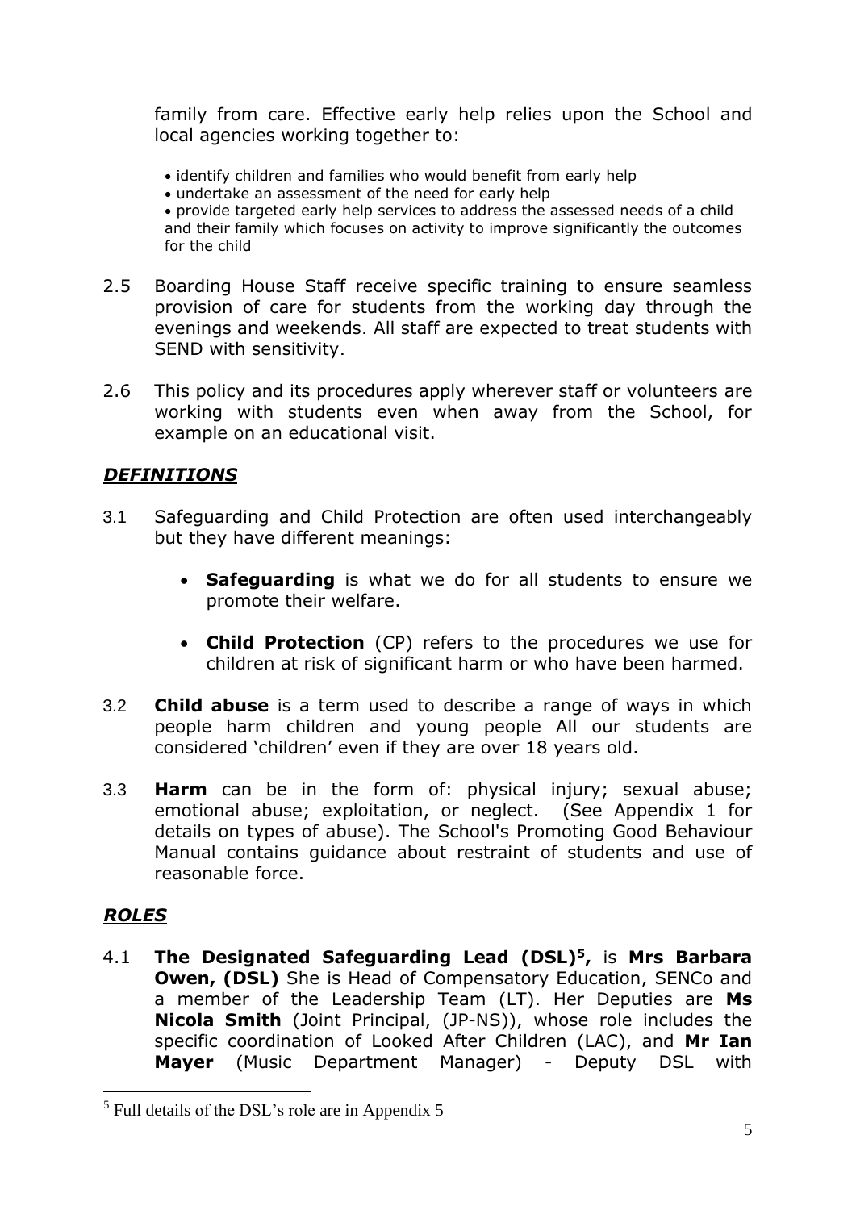family from care. Effective early help relies upon the School and local agencies working together to:

- identify children and families who would benefit from early help
- undertake an assessment of the need for early help
- provide targeted early help services to address the assessed needs of a child and their family which focuses on activity to improve significantly the outcomes for the child

2.5 Boarding House Staff receive specific training to ensure seamless provision of care for students from the working day through the evenings and weekends. All staff are expected to treat students with SEND with sensitivity.

2.6 This policy and its procedures apply wherever staff or volunteers are working with students even when away from the School, for example on an educational visit.

## ***DEFINITIONS***

3.1 Safeguarding and Child Protection are often used interchangeably but they have different meanings:

- **Safeguarding** is what we do for all students to ensure we promote their welfare.
- **Child Protection** (CP) refers to the procedures we use for children at risk of significant harm or who have been harmed.

3.2 **Child abuse** is a term used to describe a range of ways in which people harm children and young people All our students are considered 'children' even if they are over 18 years old.

3.3 **Harm** can be in the form of: physical injury; sexual abuse; emotional abuse; exploitation, or neglect. (See Appendix 1 for details on types of abuse). The School's Promoting Good Behaviour Manual contains guidance about restraint of students and use of reasonable force.

## ***ROLES***

4.1 **The Designated Safeguarding Lead (DSL)[5],** is **Mrs Barbara Owen, (DSL)** She is Head of Compensatory Education, SENCo and a member of the Leadership Team (LT). Her Deputies are **Ms Nicola Smith** (Joint Principal, (JP-NS)), whose role includes the specific coordination of Looked After Children (LAC), and **Mr Ian Mayer** (Music Department Manager) - Deputy DSL with

---

[5] Full details of the DSL's role are in Appendix 5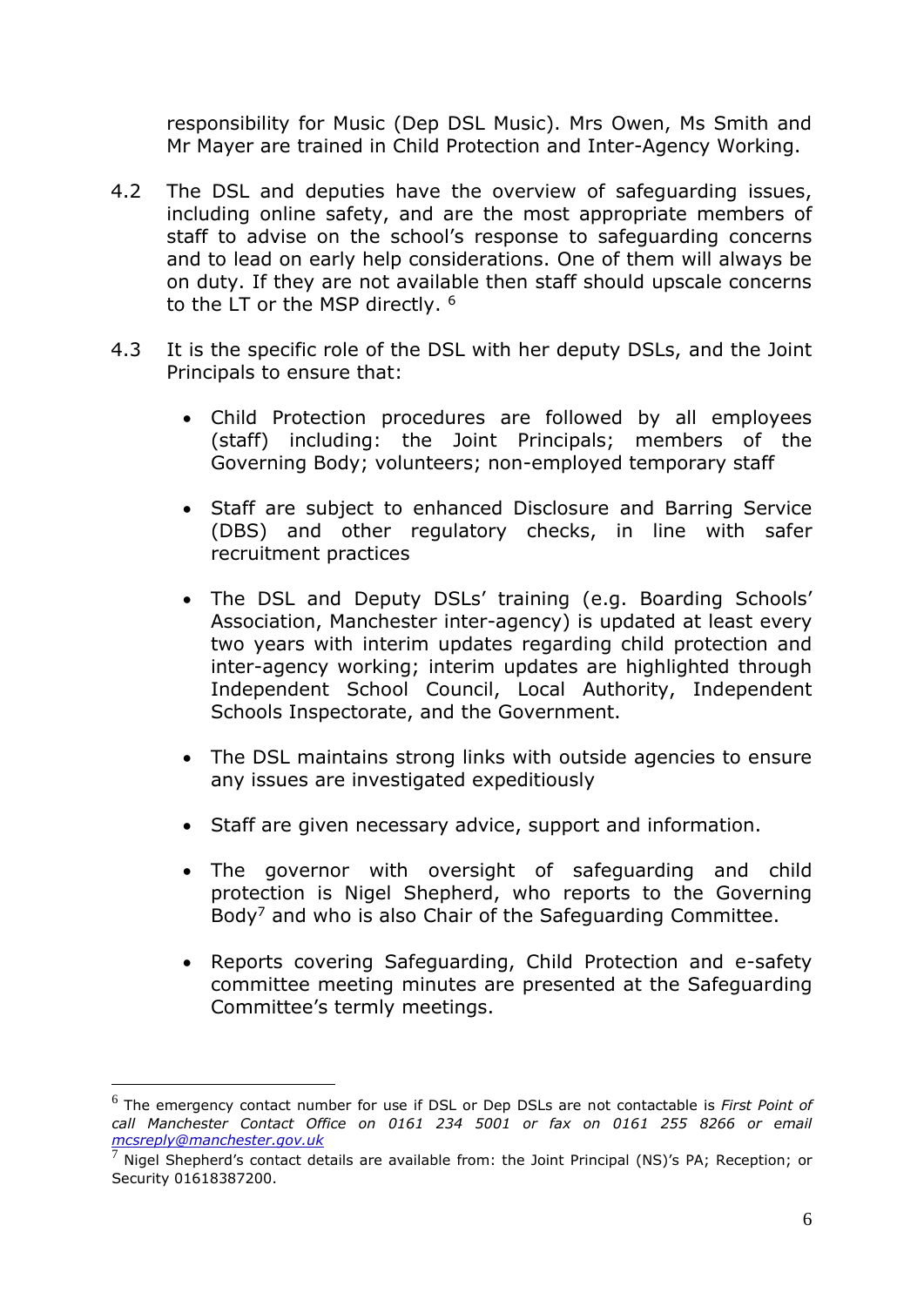responsibility for Music (Dep DSL Music). Mrs Owen, Ms Smith and Mr Mayer are trained in Child Protection and Inter-Agency Working.

4.2 The DSL and deputies have the overview of safeguarding issues, including online safety, and are the most appropriate members of staff to advise on the school's response to safeguarding concerns and to lead on early help considerations. One of them will always be on duty. If they are not available then staff should upscale concerns to the LT or the MSP directly. [6]

4.3 It is the specific role of the DSL with her deputy DSLs, and the Joint Principals to ensure that:

- Child Protection procedures are followed by all employees (staff) including: the Joint Principals; members of the Governing Body; volunteers; non-employed temporary staff

- Staff are subject to enhanced Disclosure and Barring Service (DBS) and other regulatory checks, in line with safer recruitment practices

- The DSL and Deputy DSLs' training (e.g. Boarding Schools' Association, Manchester inter-agency) is updated at least every two years with interim updates regarding child protection and inter-agency working; interim updates are highlighted through Independent School Council, Local Authority, Independent Schools Inspectorate, and the Government.

- The DSL maintains strong links with outside agencies to ensure any issues are investigated expeditiously

- Staff are given necessary advice, support and information.

- The governor with oversight of safeguarding and child protection is Nigel Shepherd, who reports to the Governing Body[7] and who is also Chair of the Safeguarding Committee.

- Reports covering Safeguarding, Child Protection and e-safety committee meeting minutes are presented at the Safeguarding Committee's termly meetings.

---

[6] The emergency contact number for use if DSL or Dep DSLs are not contactable is *First Point of call Manchester Contact Office on 0161 234 5001 or fax on 0161 255 8266 or email mcsreply@manchester.gov.uk*

[7] Nigel Shepherd's contact details are available from: the Joint Principal (NS)'s PA; Reception; or Security 01618387200.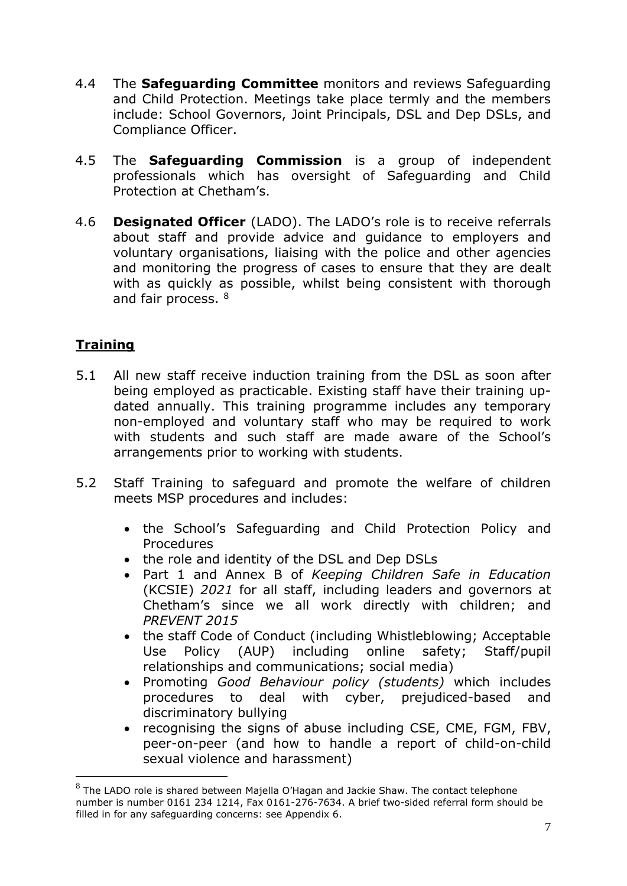4.4 The **Safeguarding Committee** monitors and reviews Safeguarding and Child Protection. Meetings take place termly and the members include: School Governors, Joint Principals, DSL and Dep DSLs, and Compliance Officer.

4.5 The **Safeguarding Commission** is a group of independent professionals which has oversight of Safeguarding and Child Protection at Chetham's.

4.6 **Designated Officer** (LADO). The LADO's role is to receive referrals about staff and provide advice and guidance to employers and voluntary organisations, liaising with the police and other agencies and monitoring the progress of cases to ensure that they are dealt with as quickly as possible, whilst being consistent with thorough and fair process. [8]

## Training

5.1 All new staff receive induction training from the DSL as soon after being employed as practicable. Existing staff have their training up-dated annually. This training programme includes any temporary non-employed and voluntary staff who may be required to work with students and such staff are made aware of the School's arrangements prior to working with students.

5.2 Staff Training to safeguard and promote the welfare of children meets MSP procedures and includes:

- the School's Safeguarding and Child Protection Policy and Procedures
- the role and identity of the DSL and Dep DSLs
- Part 1 and Annex B of *Keeping Children Safe in Education* (KCSIE) *2021* for all staff, including leaders and governors at Chetham's since we all work directly with children; and *PREVENT 2015*
- the staff Code of Conduct (including Whistleblowing; Acceptable Use Policy (AUP) including online safety; Staff/pupil relationships and communications; social media)
- Promoting *Good Behaviour policy (students)* which includes procedures to deal with cyber, prejudiced-based and discriminatory bullying
- recognising the signs of abuse including CSE, CME, FGM, FBV, peer-on-peer (and how to handle a report of child-on-child sexual violence and harassment)

---

[8] The LADO role is shared between Majella O'Hagan and Jackie Shaw. The contact telephone number is number 0161 234 1214, Fax 0161-276-7634. A brief two-sided referral form should be filled in for any safeguarding concerns: see Appendix 6.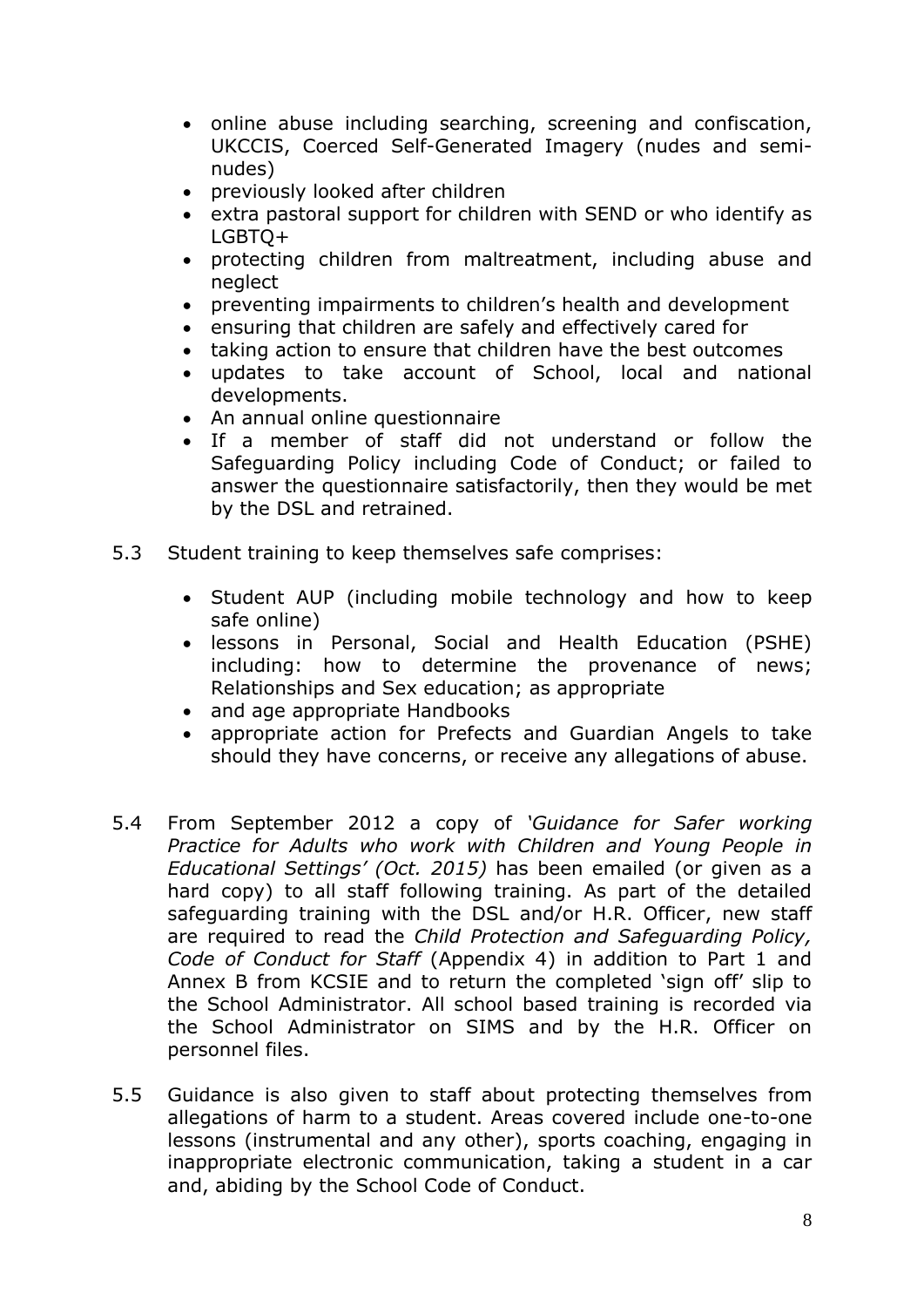- online abuse including searching, screening and confiscation, UKCCIS, Coerced Self-Generated Imagery (nudes and semi-nudes)
- previously looked after children
- extra pastoral support for children with SEND or who identify as LGBTQ+
- protecting children from maltreatment, including abuse and neglect
- preventing impairments to children's health and development
- ensuring that children are safely and effectively cared for
- taking action to ensure that children have the best outcomes
- updates to take account of School, local and national developments.
- An annual online questionnaire
- If a member of staff did not understand or follow the Safeguarding Policy including Code of Conduct; or failed to answer the questionnaire satisfactorily, then they would be met by the DSL and retrained.

5.3 Student training to keep themselves safe comprises:

- Student AUP (including mobile technology and how to keep safe online)
- lessons in Personal, Social and Health Education (PSHE) including: how to determine the provenance of news; Relationships and Sex education; as appropriate
- and age appropriate Handbooks
- appropriate action for Prefects and Guardian Angels to take should they have concerns, or receive any allegations of abuse.

5.4 From September 2012 a copy of *'Guidance for Safer working Practice for Adults who work with Children and Young People in Educational Settings' (Oct. 2015)* has been emailed (or given as a hard copy) to all staff following training. As part of the detailed safeguarding training with the DSL and/or H.R. Officer, new staff are required to read the *Child Protection and Safeguarding Policy, Code of Conduct for Staff* (Appendix 4) in addition to Part 1 and Annex B from KCSIE and to return the completed 'sign off' slip to the School Administrator. All school based training is recorded via the School Administrator on SIMS and by the H.R. Officer on personnel files.

5.5 Guidance is also given to staff about protecting themselves from allegations of harm to a student. Areas covered include one-to-one lessons (instrumental and any other), sports coaching, engaging in inappropriate electronic communication, taking a student in a car and, abiding by the School Code of Conduct.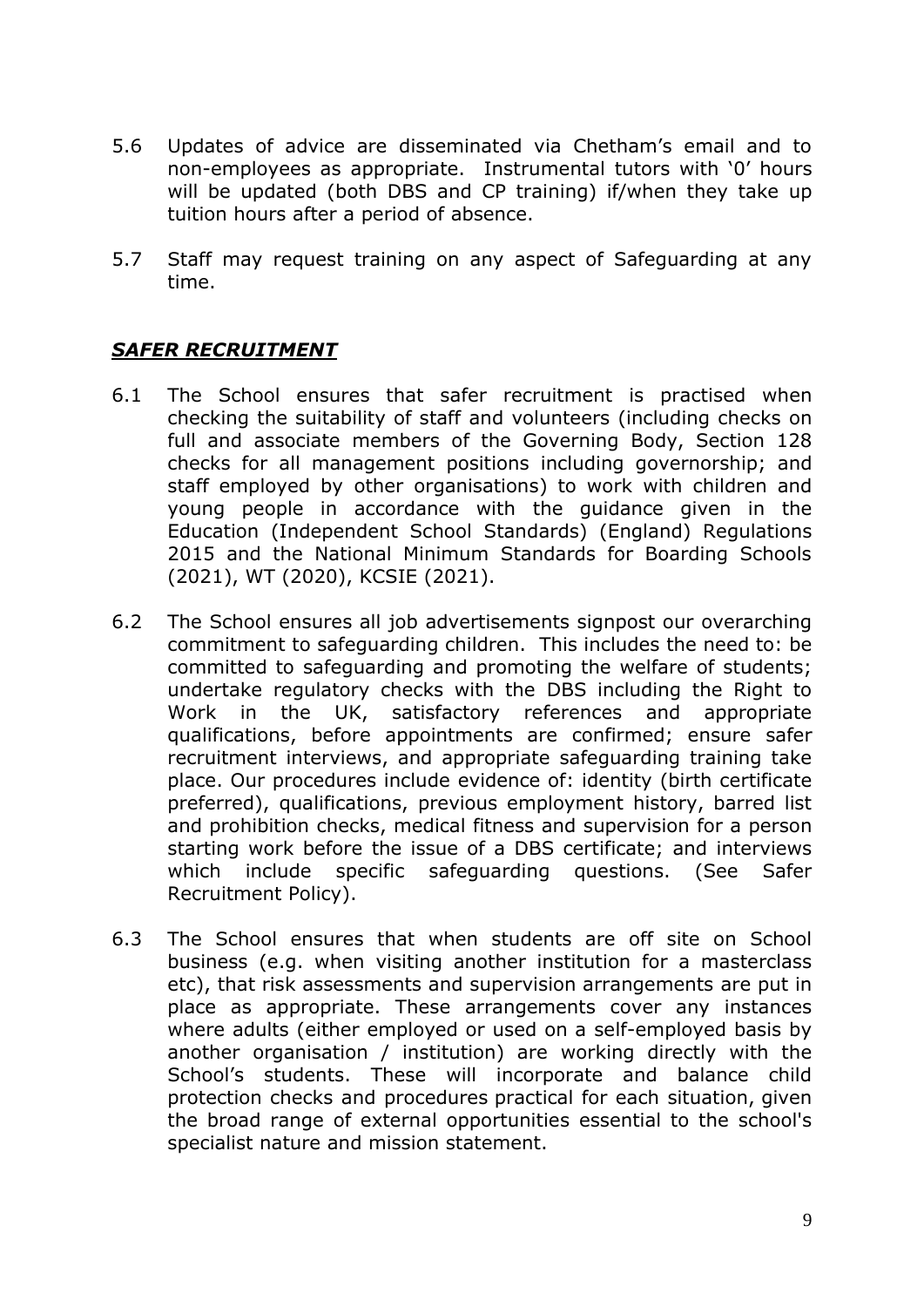5.6 Updates of advice are disseminated via Chetham's email and to non-employees as appropriate. Instrumental tutors with '0' hours will be updated (both DBS and CP training) if/when they take up tuition hours after a period of absence.

5.7 Staff may request training on any aspect of Safeguarding at any time.

## ***SAFER RECRUITMENT***

6.1 The School ensures that safer recruitment is practised when checking the suitability of staff and volunteers (including checks on full and associate members of the Governing Body, Section 128 checks for all management positions including governorship; and staff employed by other organisations) to work with children and young people in accordance with the guidance given in the Education (Independent School Standards) (England) Regulations 2015 and the National Minimum Standards for Boarding Schools (2021), WT (2020), KCSIE (2021).

6.2 The School ensures all job advertisements signpost our overarching commitment to safeguarding children. This includes the need to: be committed to safeguarding and promoting the welfare of students; undertake regulatory checks with the DBS including the Right to Work in the UK, satisfactory references and appropriate qualifications, before appointments are confirmed; ensure safer recruitment interviews, and appropriate safeguarding training take place. Our procedures include evidence of: identity (birth certificate preferred), qualifications, previous employment history, barred list and prohibition checks, medical fitness and supervision for a person starting work before the issue of a DBS certificate; and interviews which include specific safeguarding questions. (See Safer Recruitment Policy).

6.3 The School ensures that when students are off site on School business (e.g. when visiting another institution for a masterclass etc), that risk assessments and supervision arrangements are put in place as appropriate. These arrangements cover any instances where adults (either employed or used on a self-employed basis by another organisation / institution) are working directly with the School's students. These will incorporate and balance child protection checks and procedures practical for each situation, given the broad range of external opportunities essential to the school's specialist nature and mission statement.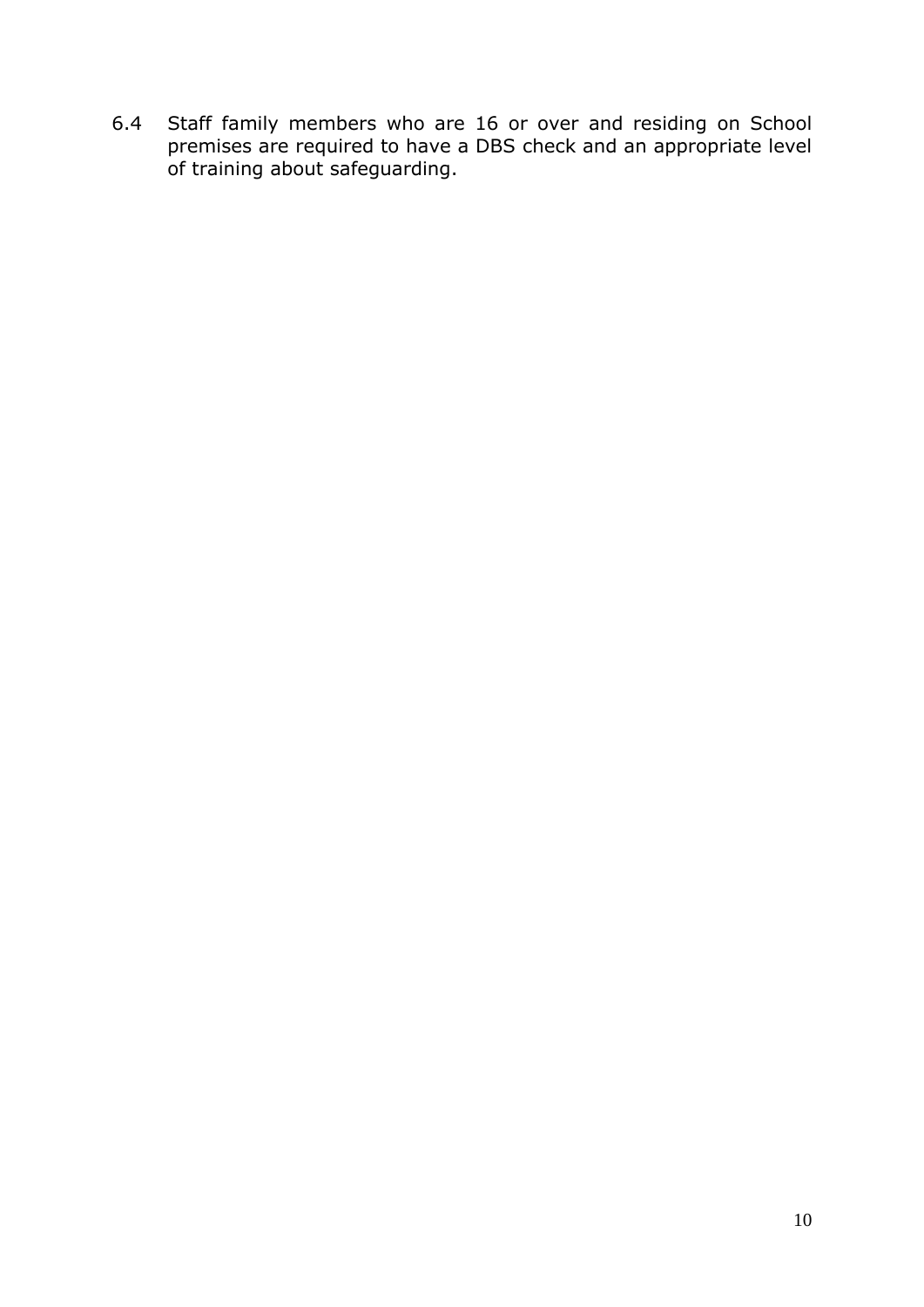6.4 Staff family members who are 16 or over and residing on School premises are required to have a DBS check and an appropriate level of training about safeguarding.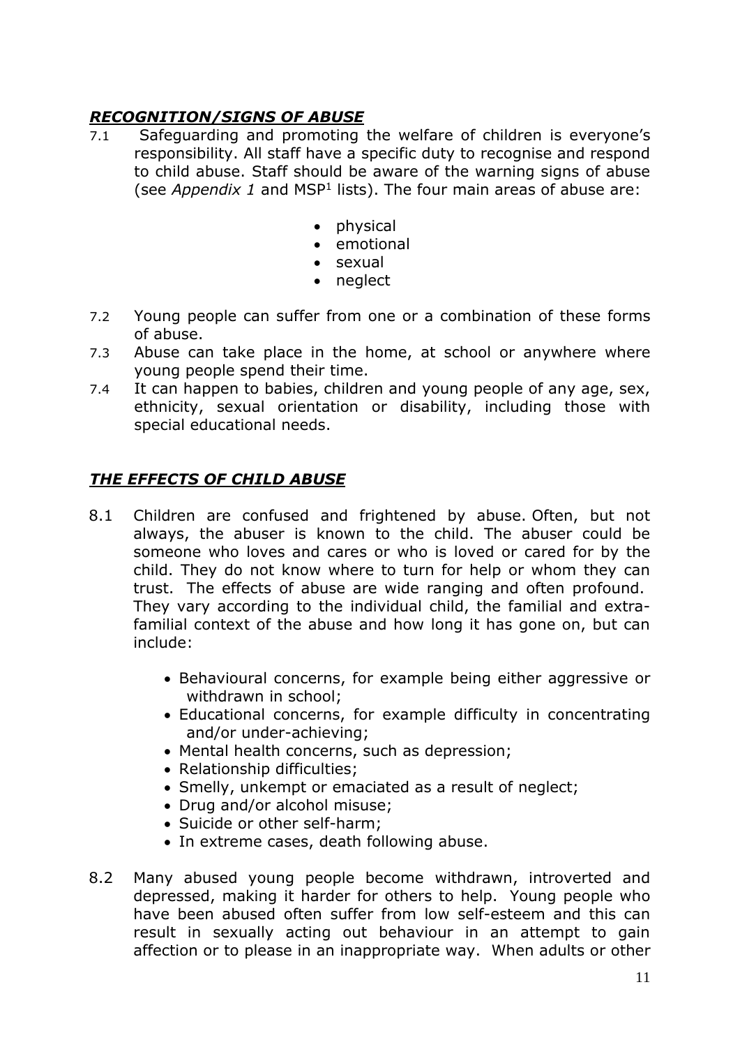## ***RECOGNITION/SIGNS OF ABUSE***

7.1 Safeguarding and promoting the welfare of children is everyone's responsibility. All staff have a specific duty to recognise and respond to child abuse. Staff should be aware of the warning signs of abuse (see *Appendix 1* and MSP[1] lists). The four main areas of abuse are:

- physical
- emotional
- sexual
- neglect

7.2 Young people can suffer from one or a combination of these forms of abuse.

7.3 Abuse can take place in the home, at school or anywhere where young people spend their time.

7.4 It can happen to babies, children and young people of any age, sex, ethnicity, sexual orientation or disability, including those with special educational needs.

## ***THE EFFECTS OF CHILD ABUSE***

8.1 Children are confused and frightened by abuse. Often, but not always, the abuser is known to the child. The abuser could be someone who loves and cares or who is loved or cared for by the child. They do not know where to turn for help or whom they can trust. The effects of abuse are wide ranging and often profound. They vary according to the individual child, the familial and extra-familial context of the abuse and how long it has gone on, but can include:

- Behavioural concerns, for example being either aggressive or withdrawn in school;
- Educational concerns, for example difficulty in concentrating and/or under-achieving;
- Mental health concerns, such as depression;
- Relationship difficulties;
- Smelly, unkempt or emaciated as a result of neglect;
- Drug and/or alcohol misuse;
- Suicide or other self-harm;
- In extreme cases, death following abuse.

8.2 Many abused young people become withdrawn, introverted and depressed, making it harder for others to help. Young people who have been abused often suffer from low self-esteem and this can result in sexually acting out behaviour in an attempt to gain affection or to please in an inappropriate way. When adults or other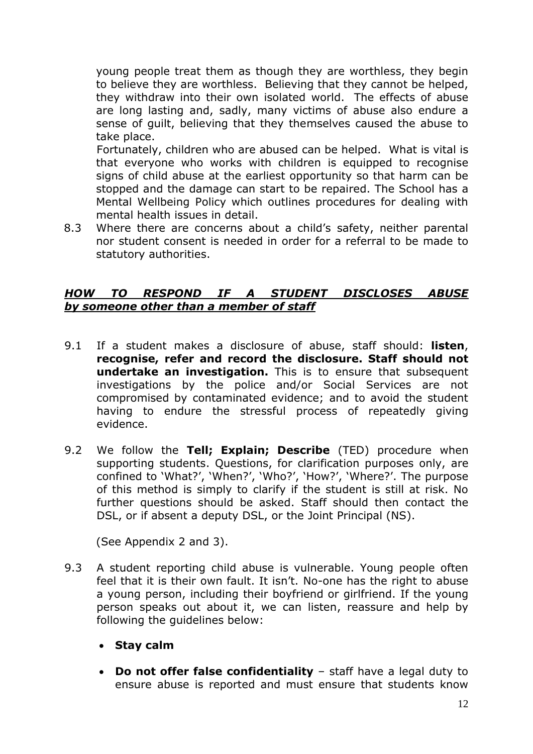young people treat them as though they are worthless, they begin to believe they are worthless. Believing that they cannot be helped, they withdraw into their own isolated world. The effects of abuse are long lasting and, sadly, many victims of abuse also endure a sense of guilt, believing that they themselves caused the abuse to take place.

Fortunately, children who are abused can be helped. What is vital is that everyone who works with children is equipped to recognise signs of child abuse at the earliest opportunity so that harm can be stopped and the damage can start to be repaired. The School has a Mental Wellbeing Policy which outlines procedures for dealing with mental health issues in detail.

8.3 Where there are concerns about a child's safety, neither parental nor student consent is needed in order for a referral to be made to statutory authorities.

## ***HOW TO RESPOND IF A STUDENT DISCLOSES ABUSE by someone other than a member of staff***

9.1 If a student makes a disclosure of abuse, staff should: **listen**, **recognise, refer and record the disclosure. Staff should not undertake an investigation.** This is to ensure that subsequent investigations by the police and/or Social Services are not compromised by contaminated evidence; and to avoid the student having to endure the stressful process of repeatedly giving evidence.

9.2 We follow the **Tell; Explain; Describe** (TED) procedure when supporting students. Questions, for clarification purposes only, are confined to 'What?', 'When?', 'Who?', 'How?', 'Where?'. The purpose of this method is simply to clarify if the student is still at risk. No further questions should be asked. Staff should then contact the DSL, or if absent a deputy DSL, or the Joint Principal (NS).

(See Appendix 2 and 3).

9.3 A student reporting child abuse is vulnerable. Young people often feel that it is their own fault. It isn't. No-one has the right to abuse a young person, including their boyfriend or girlfriend. If the young person speaks out about it, we can listen, reassure and help by following the guidelines below:

- **Stay calm**
- **Do not offer false confidentiality** – staff have a legal duty to ensure abuse is reported and must ensure that students know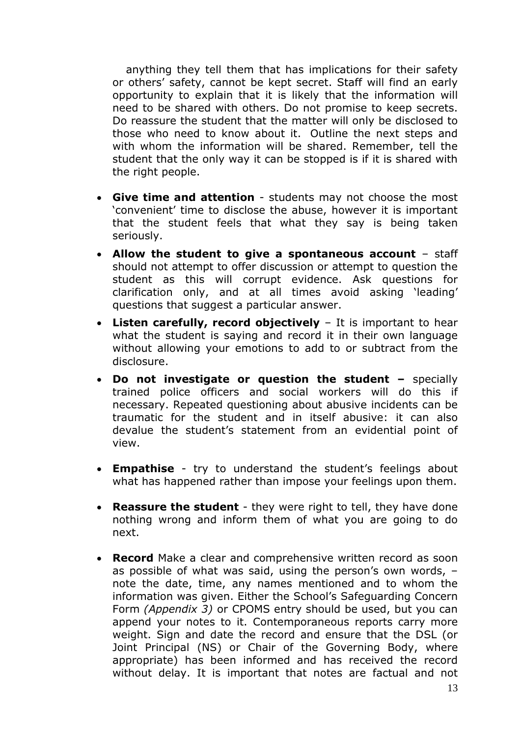anything they tell them that has implications for their safety or others' safety, cannot be kept secret. Staff will find an early opportunity to explain that it is likely that the information will need to be shared with others. Do not promise to keep secrets. Do reassure the student that the matter will only be disclosed to those who need to know about it. Outline the next steps and with whom the information will be shared. Remember, tell the student that the only way it can be stopped is if it is shared with the right people.

- **Give time and attention** - students may not choose the most 'convenient' time to disclose the abuse, however it is important that the student feels that what they say is being taken seriously.
- **Allow the student to give a spontaneous account** – staff should not attempt to offer discussion or attempt to question the student as this will corrupt evidence. Ask questions for clarification only, and at all times avoid asking 'leading' questions that suggest a particular answer.
- **Listen carefully, record objectively** – It is important to hear what the student is saying and record it in their own language without allowing your emotions to add to or subtract from the disclosure.
- **Do not investigate or question the student –** specially trained police officers and social workers will do this if necessary. Repeated questioning about abusive incidents can be traumatic for the student and in itself abusive: it can also devalue the student's statement from an evidential point of view.
- **Empathise** - try to understand the student's feelings about what has happened rather than impose your feelings upon them.
- **Reassure the student** - they were right to tell, they have done nothing wrong and inform them of what you are going to do next.
- **Record** Make a clear and comprehensive written record as soon as possible of what was said, using the person's own words, – note the date, time, any names mentioned and to whom the information was given. Either the School's Safeguarding Concern Form *(Appendix 3)* or CPOMS entry should be used, but you can append your notes to it. Contemporaneous reports carry more weight. Sign and date the record and ensure that the DSL (or Joint Principal (NS) or Chair of the Governing Body, where appropriate) has been informed and has received the record without delay. It is important that notes are factual and not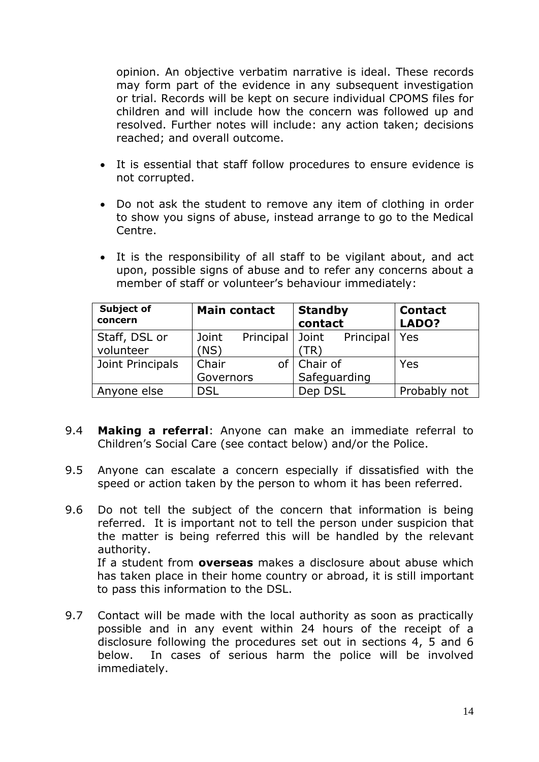opinion. An objective verbatim narrative is ideal. These records may form part of the evidence in any subsequent investigation or trial. Records will be kept on secure individual CPOMS files for children and will include how the concern was followed up and resolved. Further notes will include: any action taken; decisions reached; and overall outcome.

- It is essential that staff follow procedures to ensure evidence is not corrupted.
- Do not ask the student to remove any item of clothing in order to show you signs of abuse, instead arrange to go to the Medical Centre.
- It is the responsibility of all staff to be vigilant about, and act upon, possible signs of abuse and to refer any concerns about a member of staff or volunteer's behaviour immediately:

| **Subject of concern** | **Main contact** | **Standby contact** | **Contact LADO?** |
|---|---|---|---|
| Staff, DSL or volunteer | Joint Principal (NS) | Joint Principal (TR) | Yes |
| Joint Principals | Chair of Governors | Chair of Safeguarding | Yes |
| Anyone else | DSL | Dep DSL | Probably not |

9.4 **Making a referral**: Anyone can make an immediate referral to Children's Social Care (see contact below) and/or the Police.

9.5 Anyone can escalate a concern especially if dissatisfied with the speed or action taken by the person to whom it has been referred.

9.6 Do not tell the subject of the concern that information is being referred. It is important not to tell the person under suspicion that the matter is being referred this will be handled by the relevant authority.
If a student from **overseas** makes a disclosure about abuse which has taken place in their home country or abroad, it is still important to pass this information to the DSL.

9.7 Contact will be made with the local authority as soon as practically possible and in any event within 24 hours of the receipt of a disclosure following the procedures set out in sections 4, 5 and 6 below. In cases of serious harm the police will be involved immediately.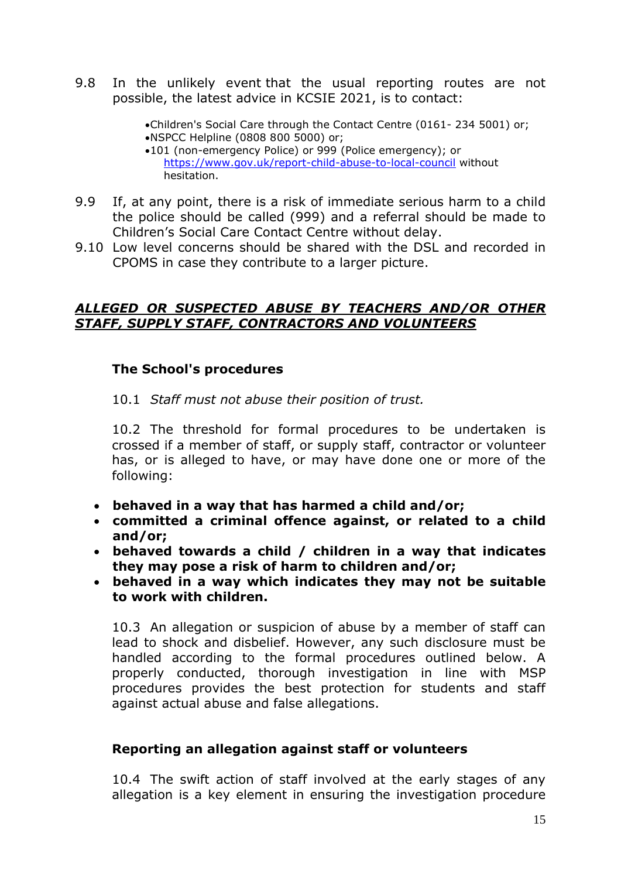9.8 In the unlikely event that the usual reporting routes are not possible, the latest advice in KCSIE 2021, is to contact:

- Children's Social Care through the Contact Centre (0161- 234 5001) or;
- NSPCC Helpline (0808 800 5000) or;
- 101 (non-emergency Police) or 999 (Police emergency); or https://www.gov.uk/report-child-abuse-to-local-council without hesitation.

9.9 If, at any point, there is a risk of immediate serious harm to a child the police should be called (999) and a referral should be made to Children's Social Care Contact Centre without delay.

9.10 Low level concerns should be shared with the DSL and recorded in CPOMS in case they contribute to a larger picture.

## ***ALLEGED OR SUSPECTED ABUSE BY TEACHERS AND/OR OTHER STAFF, SUPPLY STAFF, CONTRACTORS AND VOLUNTEERS***

### The School's procedures

10.1 *Staff must not abuse their position of trust.*

10.2 The threshold for formal procedures to be undertaken is crossed if a member of staff, or supply staff, contractor or volunteer has, or is alleged to have, or may have done one or more of the following:

- **behaved in a way that has harmed a child and/or;**
- **committed a criminal offence against, or related to a child and/or;**
- **behaved towards a child / children in a way that indicates they may pose a risk of harm to children and/or;**
- **behaved in a way which indicates they may not be suitable to work with children.**

10.3 An allegation or suspicion of abuse by a member of staff can lead to shock and disbelief. However, any such disclosure must be handled according to the formal procedures outlined below. A properly conducted, thorough investigation in line with MSP procedures provides the best protection for students and staff against actual abuse and false allegations.

### Reporting an allegation against staff or volunteers

10.4 The swift action of staff involved at the early stages of any allegation is a key element in ensuring the investigation procedure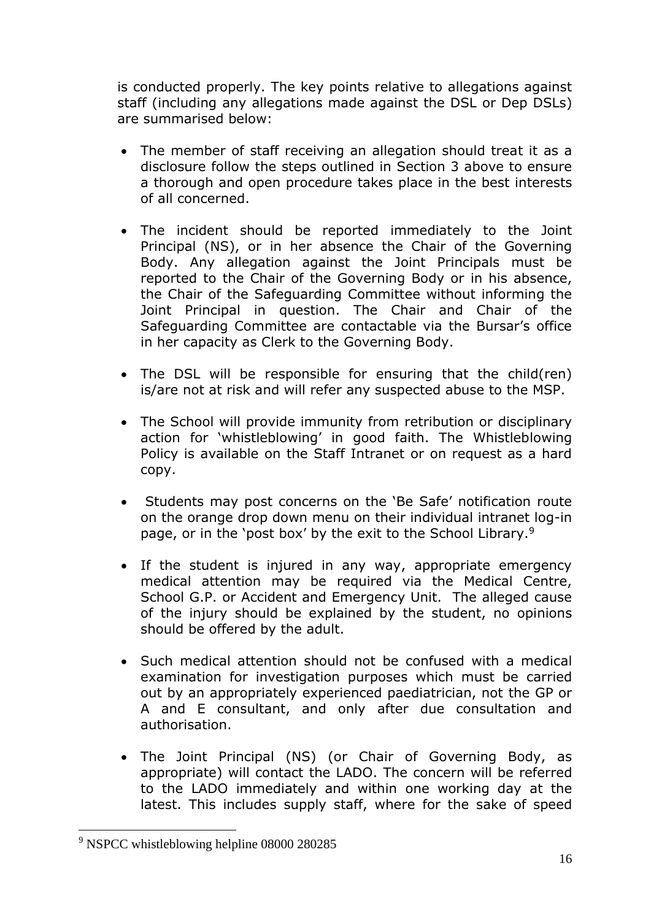is conducted properly. The key points relative to allegations against staff (including any allegations made against the DSL or Dep DSLs) are summarised below:

- The member of staff receiving an allegation should treat it as a disclosure follow the steps outlined in Section 3 above to ensure a thorough and open procedure takes place in the best interests of all concerned.

- The incident should be reported immediately to the Joint Principal (NS), or in her absence the Chair of the Governing Body. Any allegation against the Joint Principals must be reported to the Chair of the Governing Body or in his absence, the Chair of the Safeguarding Committee without informing the Joint Principal in question. The Chair and Chair of the Safeguarding Committee are contactable via the Bursar's office in her capacity as Clerk to the Governing Body.

- The DSL will be responsible for ensuring that the child(ren) is/are not at risk and will refer any suspected abuse to the MSP.

- The School will provide immunity from retribution or disciplinary action for 'whistleblowing' in good faith. The Whistleblowing Policy is available on the Staff Intranet or on request as a hard copy.

- Students may post concerns on the 'Be Safe' notification route on the orange drop down menu on their individual intranet log-in page, or in the 'post box' by the exit to the School Library.[9]

- If the student is injured in any way, appropriate emergency medical attention may be required via the Medical Centre, School G.P. or Accident and Emergency Unit. The alleged cause of the injury should be explained by the student, no opinions should be offered by the adult.

- Such medical attention should not be confused with a medical examination for investigation purposes which must be carried out by an appropriately experienced paediatrician, not the GP or A and E consultant, and only after due consultation and authorisation.

- The Joint Principal (NS) (or Chair of Governing Body, as appropriate) will contact the LADO. The concern will be referred to the LADO immediately and within one working day at the latest. This includes supply staff, where for the sake of speed

[9] NSPCC whistleblowing helpline 08000 280285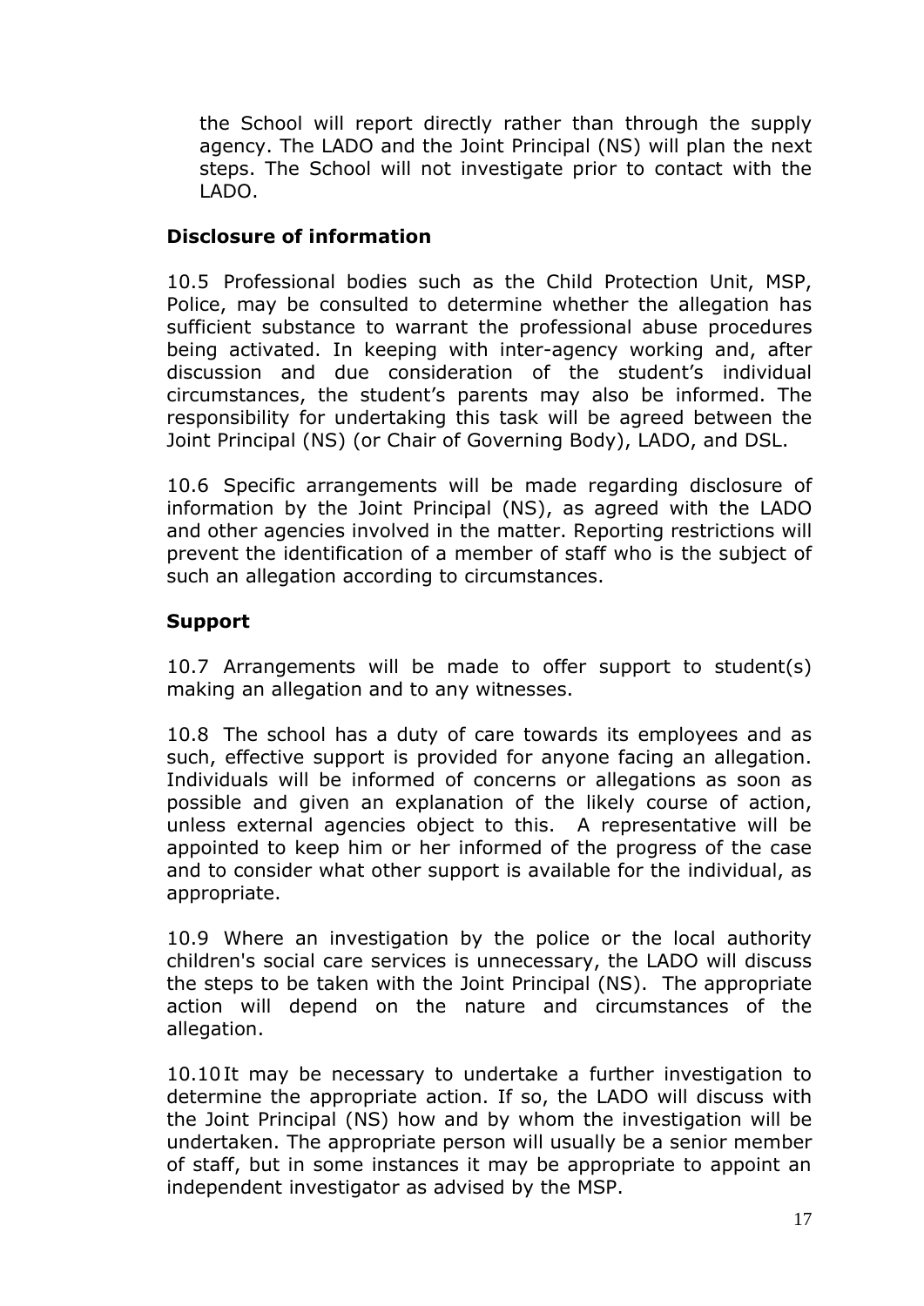the School will report directly rather than through the supply agency. The LADO and the Joint Principal (NS) will plan the next steps. The School will not investigate prior to contact with the LADO.

### Disclosure of information

10.5 Professional bodies such as the Child Protection Unit, MSP, Police, may be consulted to determine whether the allegation has sufficient substance to warrant the professional abuse procedures being activated. In keeping with inter-agency working and, after discussion and due consideration of the student's individual circumstances, the student's parents may also be informed. The responsibility for undertaking this task will be agreed between the Joint Principal (NS) (or Chair of Governing Body), LADO, and DSL.

10.6 Specific arrangements will be made regarding disclosure of information by the Joint Principal (NS), as agreed with the LADO and other agencies involved in the matter. Reporting restrictions will prevent the identification of a member of staff who is the subject of such an allegation according to circumstances.

### Support

10.7 Arrangements will be made to offer support to student(s) making an allegation and to any witnesses.

10.8 The school has a duty of care towards its employees and as such, effective support is provided for anyone facing an allegation. Individuals will be informed of concerns or allegations as soon as possible and given an explanation of the likely course of action, unless external agencies object to this. A representative will be appointed to keep him or her informed of the progress of the case and to consider what other support is available for the individual, as appropriate.

10.9 Where an investigation by the police or the local authority children's social care services is unnecessary, the LADO will discuss the steps to be taken with the Joint Principal (NS). The appropriate action will depend on the nature and circumstances of the allegation.

10.10 It may be necessary to undertake a further investigation to determine the appropriate action. If so, the LADO will discuss with the Joint Principal (NS) how and by whom the investigation will be undertaken. The appropriate person will usually be a senior member of staff, but in some instances it may be appropriate to appoint an independent investigator as advised by the MSP.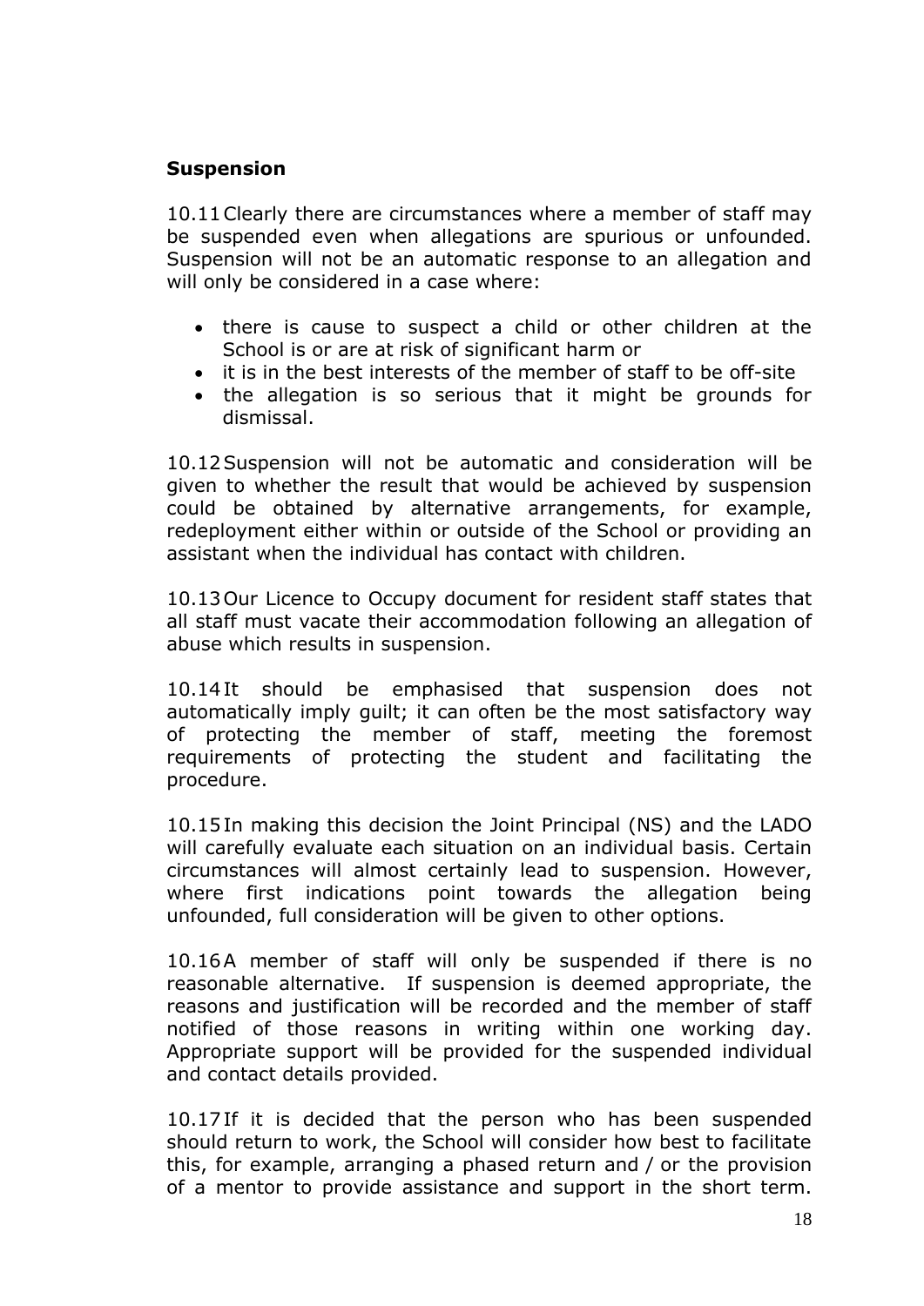### Suspension

10.11 Clearly there are circumstances where a member of staff may be suspended even when allegations are spurious or unfounded. Suspension will not be an automatic response to an allegation and will only be considered in a case where:

- there is cause to suspect a child or other children at the School is or are at risk of significant harm or
- it is in the best interests of the member of staff to be off-site
- the allegation is so serious that it might be grounds for dismissal.

10.12 Suspension will not be automatic and consideration will be given to whether the result that would be achieved by suspension could be obtained by alternative arrangements, for example, redeployment either within or outside of the School or providing an assistant when the individual has contact with children.

10.13 Our Licence to Occupy document for resident staff states that all staff must vacate their accommodation following an allegation of abuse which results in suspension.

10.14 It should be emphasised that suspension does not automatically imply guilt; it can often be the most satisfactory way of protecting the member of staff, meeting the foremost requirements of protecting the student and facilitating the procedure.

10.15 In making this decision the Joint Principal (NS) and the LADO will carefully evaluate each situation on an individual basis. Certain circumstances will almost certainly lead to suspension. However, where first indications point towards the allegation being unfounded, full consideration will be given to other options.

10.16 A member of staff will only be suspended if there is no reasonable alternative. If suspension is deemed appropriate, the reasons and justification will be recorded and the member of staff notified of those reasons in writing within one working day. Appropriate support will be provided for the suspended individual and contact details provided.

10.17 If it is decided that the person who has been suspended should return to work, the School will consider how best to facilitate this, for example, arranging a phased return and / or the provision of a mentor to provide assistance and support in the short term.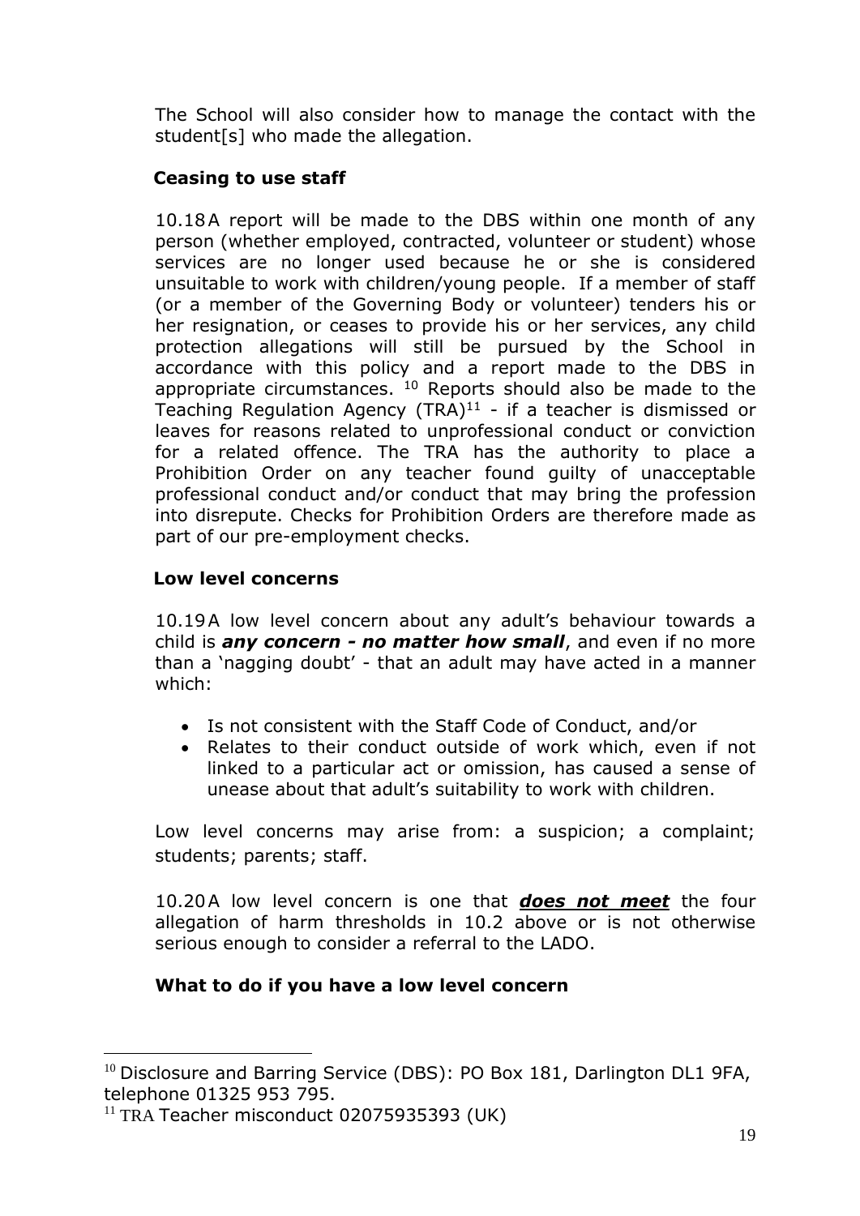The School will also consider how to manage the contact with the student[s] who made the allegation.

### Ceasing to use staff

10.18 A report will be made to the DBS within one month of any person (whether employed, contracted, volunteer or student) whose services are no longer used because he or she is considered unsuitable to work with children/young people. If a member of staff (or a member of the Governing Body or volunteer) tenders his or her resignation, or ceases to provide his or her services, any child protection allegations will still be pursued by the School in accordance with this policy and a report made to the DBS in appropriate circumstances. [10] Reports should also be made to the Teaching Regulation Agency (TRA)[11] - if a teacher is dismissed or leaves for reasons related to unprofessional conduct or conviction for a related offence. The TRA has the authority to place a Prohibition Order on any teacher found guilty of unacceptable professional conduct and/or conduct that may bring the profession into disrepute. Checks for Prohibition Orders are therefore made as part of our pre-employment checks.

### Low level concerns

10.19 A low level concern about any adult's behaviour towards a child is ***any concern - no matter how small***, and even if no more than a 'nagging doubt' - that an adult may have acted in a manner which:

- Is not consistent with the Staff Code of Conduct, and/or
- Relates to their conduct outside of work which, even if not linked to a particular act or omission, has caused a sense of unease about that adult's suitability to work with children.

Low level concerns may arise from: a suspicion; a complaint; students; parents; staff.

10.20 A low level concern is one that ***<u>does not meet</u>*** the four allegation of harm thresholds in 10.2 above or is not otherwise serious enough to consider a referral to the LADO.

### What to do if you have a low level concern

---

[10] Disclosure and Barring Service (DBS): PO Box 181, Darlington DL1 9FA, telephone 01325 953 795.

[11] TRA Teacher misconduct 02075935393 (UK)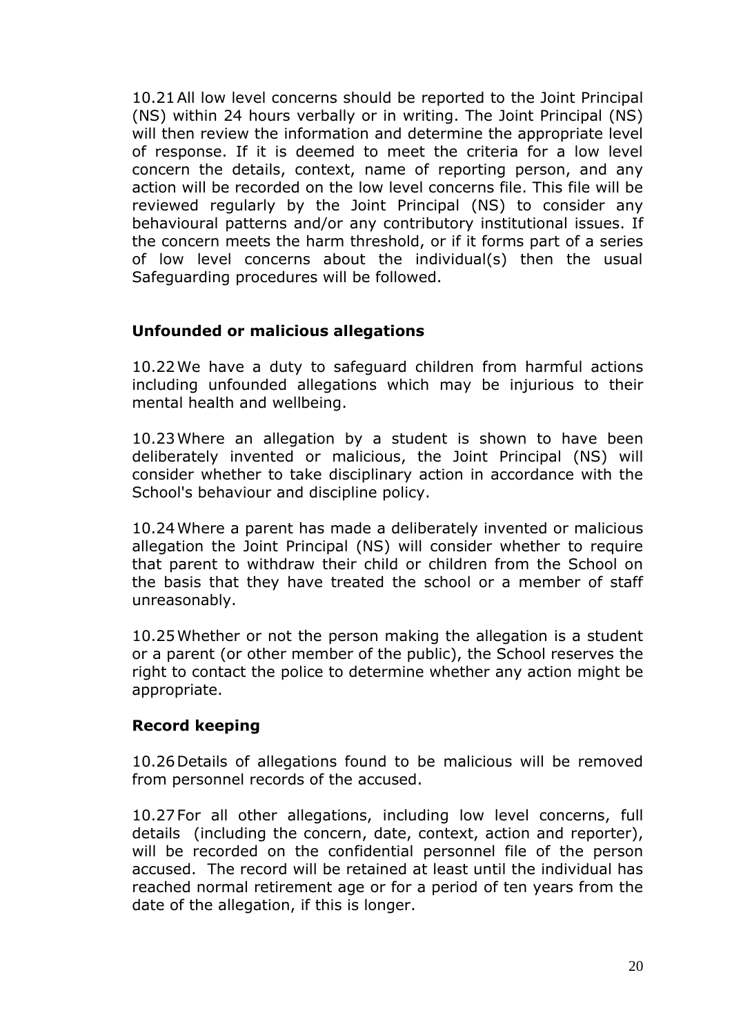10.21 All low level concerns should be reported to the Joint Principal (NS) within 24 hours verbally or in writing. The Joint Principal (NS) will then review the information and determine the appropriate level of response. If it is deemed to meet the criteria for a low level concern the details, context, name of reporting person, and any action will be recorded on the low level concerns file. This file will be reviewed regularly by the Joint Principal (NS) to consider any behavioural patterns and/or any contributory institutional issues. If the concern meets the harm threshold, or if it forms part of a series of low level concerns about the individual(s) then the usual Safeguarding procedures will be followed.

### Unfounded or malicious allegations

10.22 We have a duty to safeguard children from harmful actions including unfounded allegations which may be injurious to their mental health and wellbeing.

10.23 Where an allegation by a student is shown to have been deliberately invented or malicious, the Joint Principal (NS) will consider whether to take disciplinary action in accordance with the School's behaviour and discipline policy.

10.24 Where a parent has made a deliberately invented or malicious allegation the Joint Principal (NS) will consider whether to require that parent to withdraw their child or children from the School on the basis that they have treated the school or a member of staff unreasonably.

10.25 Whether or not the person making the allegation is a student or a parent (or other member of the public), the School reserves the right to contact the police to determine whether any action might be appropriate.

### Record keeping

10.26 Details of allegations found to be malicious will be removed from personnel records of the accused.

10.27 For all other allegations, including low level concerns, full details (including the concern, date, context, action and reporter), will be recorded on the confidential personnel file of the person accused. The record will be retained at least until the individual has reached normal retirement age or for a period of ten years from the date of the allegation, if this is longer.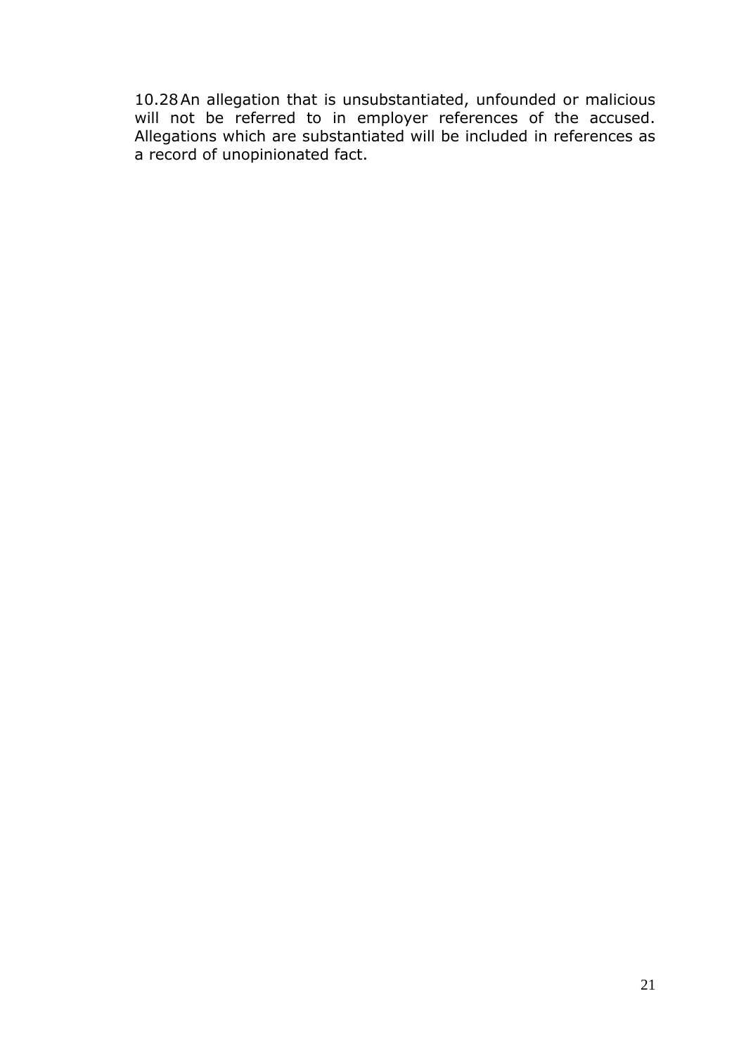10.28 An allegation that is unsubstantiated, unfounded or malicious will not be referred to in employer references of the accused. Allegations which are substantiated will be included in references as a record of unopinionated fact.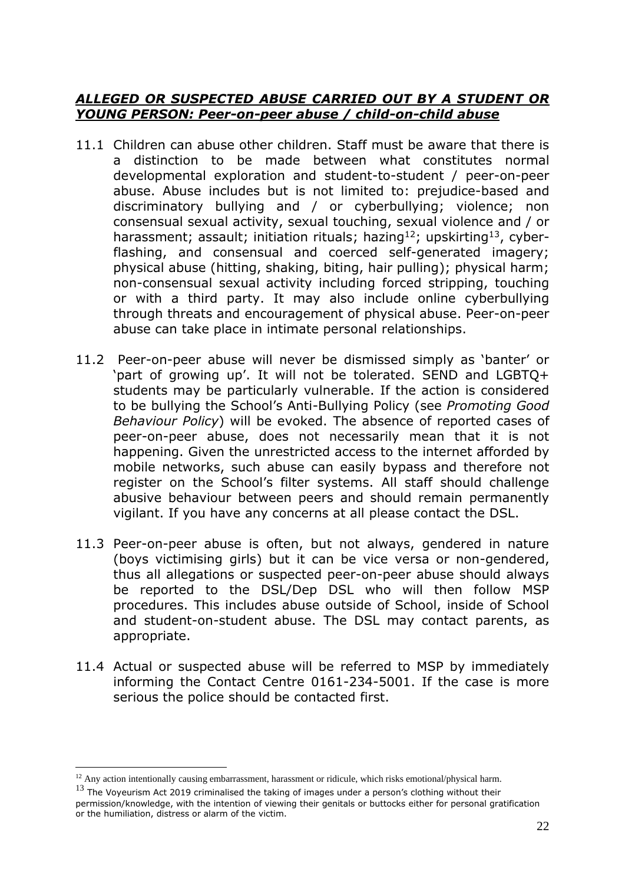## ***ALLEGED OR SUSPECTED ABUSE CARRIED OUT BY A STUDENT OR YOUNG PERSON: Peer-on-peer abuse / child-on-child abuse***

11.1 Children can abuse other children. Staff must be aware that there is a distinction to be made between what constitutes normal developmental exploration and student-to-student / peer-on-peer abuse. Abuse includes but is not limited to: prejudice-based and discriminatory bullying and / or cyberbullying; violence; non consensual sexual activity, sexual touching, sexual violence and / or harassment; assault; initiation rituals; hazing[12]; upskirting[13], cyber-flashing, and consensual and coerced self-generated imagery; physical abuse (hitting, shaking, biting, hair pulling); physical harm; non-consensual sexual activity including forced stripping, touching or with a third party. It may also include online cyberbullying through threats and encouragement of physical abuse. Peer-on-peer abuse can take place in intimate personal relationships.

11.2 Peer-on-peer abuse will never be dismissed simply as 'banter' or 'part of growing up'. It will not be tolerated. SEND and LGBTQ+ students may be particularly vulnerable. If the action is considered to be bullying the School's Anti-Bullying Policy (see *Promoting Good Behaviour Policy*) will be evoked. The absence of reported cases of peer-on-peer abuse, does not necessarily mean that it is not happening. Given the unrestricted access to the internet afforded by mobile networks, such abuse can easily bypass and therefore not register on the School's filter systems. All staff should challenge abusive behaviour between peers and should remain permanently vigilant. If you have any concerns at all please contact the DSL.

11.3 Peer-on-peer abuse is often, but not always, gendered in nature (boys victimising girls) but it can be vice versa or non-gendered, thus all allegations or suspected peer-on-peer abuse should always be reported to the DSL/Dep DSL who will then follow MSP procedures. This includes abuse outside of School, inside of School and student-on-student abuse. The DSL may contact parents, as appropriate.

11.4 Actual or suspected abuse will be referred to MSP by immediately informing the Contact Centre 0161-234-5001. If the case is more serious the police should be contacted first.

---

[12] Any action intentionally causing embarrassment, harassment or ridicule, which risks emotional/physical harm.

[13] The Voyeurism Act 2019 criminalised the taking of images under a person's clothing without their permission/knowledge, with the intention of viewing their genitals or buttocks either for personal gratification or the humiliation, distress or alarm of the victim.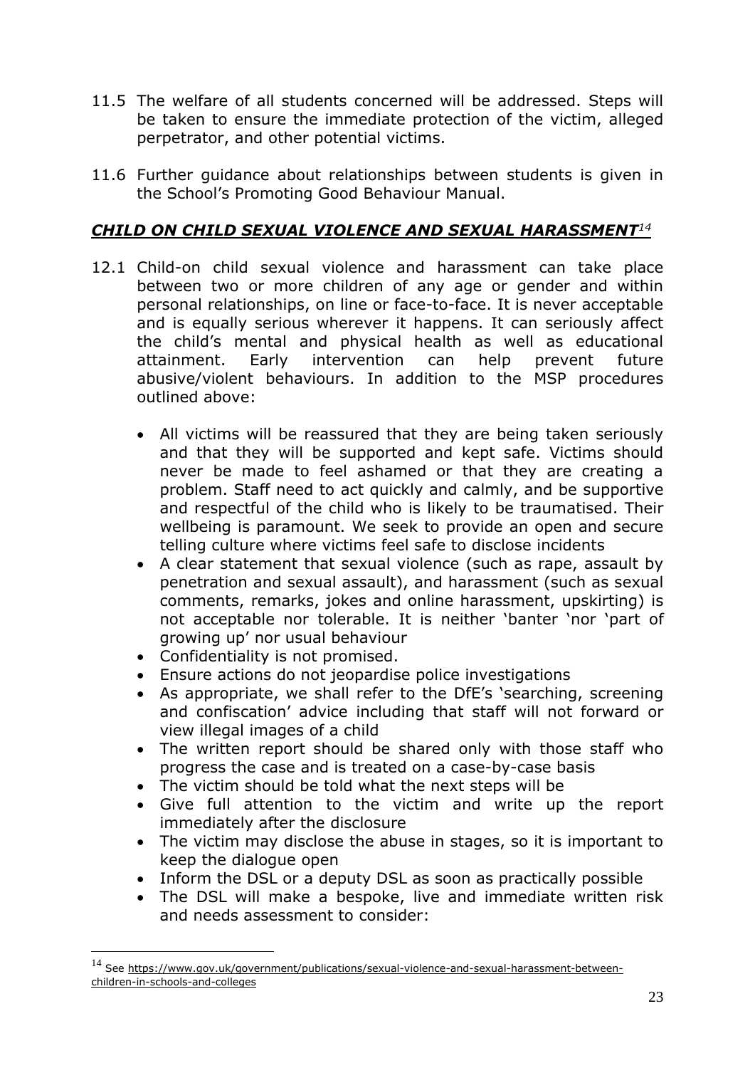11.5 The welfare of all students concerned will be addressed. Steps will be taken to ensure the immediate protection of the victim, alleged perpetrator, and other potential victims.

11.6 Further guidance about relationships between students is given in the School's Promoting Good Behaviour Manual.

## ***CHILD ON CHILD SEXUAL VIOLENCE AND SEXUAL HARASSMENT***[14]

12.1 Child-on child sexual violence and harassment can take place between two or more children of any age or gender and within personal relationships, on line or face-to-face. It is never acceptable and is equally serious wherever it happens. It can seriously affect the child's mental and physical health as well as educational attainment. Early intervention can help prevent future abusive/violent behaviours. In addition to the MSP procedures outlined above:

- All victims will be reassured that they are being taken seriously and that they will be supported and kept safe. Victims should never be made to feel ashamed or that they are creating a problem. Staff need to act quickly and calmly, and be supportive and respectful of the child who is likely to be traumatised. Their wellbeing is paramount. We seek to provide an open and secure telling culture where victims feel safe to disclose incidents
- A clear statement that sexual violence (such as rape, assault by penetration and sexual assault), and harassment (such as sexual comments, remarks, jokes and online harassment, upskirting) is not acceptable nor tolerable. It is neither 'banter 'nor 'part of growing up' nor usual behaviour
- Confidentiality is not promised.
- Ensure actions do not jeopardise police investigations
- As appropriate, we shall refer to the DfE's 'searching, screening and confiscation' advice including that staff will not forward or view illegal images of a child
- The written report should be shared only with those staff who progress the case and is treated on a case-by-case basis
- The victim should be told what the next steps will be
- Give full attention to the victim and write up the report immediately after the disclosure
- The victim may disclose the abuse in stages, so it is important to keep the dialogue open
- Inform the DSL or a deputy DSL as soon as practically possible
- The DSL will make a bespoke, live and immediate written risk and needs assessment to consider:

---

[14] See https://www.gov.uk/government/publications/sexual-violence-and-sexual-harassment-between-children-in-schools-and-colleges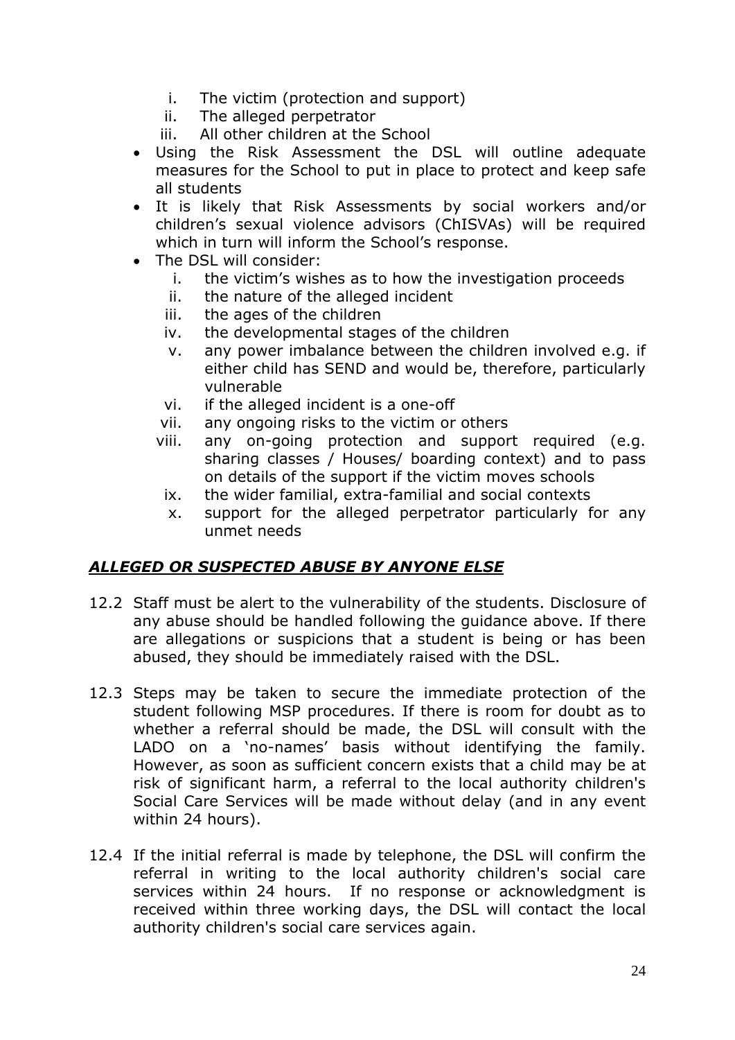i. The victim (protection and support)
   ii. The alleged perpetrator
   iii. All other children at the School

- Using the Risk Assessment the DSL will outline adequate measures for the School to put in place to protect and keep safe all students
- It is likely that Risk Assessments by social workers and/or children's sexual violence advisors (ChISVAs) will be required which in turn will inform the School's response.
- The DSL will consider:
   i. the victim's wishes as to how the investigation proceeds
   ii. the nature of the alleged incident
   iii. the ages of the children
   iv. the developmental stages of the children
   v. any power imbalance between the children involved e.g. if either child has SEND and would be, therefore, particularly vulnerable
   vi. if the alleged incident is a one-off
   vii. any ongoing risks to the victim or others
   viii. any on-going protection and support required (e.g. sharing classes / Houses/ boarding context) and to pass on details of the support if the victim moves schools
   ix. the wider familial, extra-familial and social contexts
   x. support for the alleged perpetrator particularly for any unmet needs

## ***ALLEGED OR SUSPECTED ABUSE BY ANYONE ELSE***

12.2 Staff must be alert to the vulnerability of the students. Disclosure of any abuse should be handled following the guidance above. If there are allegations or suspicions that a student is being or has been abused, they should be immediately raised with the DSL.

12.3 Steps may be taken to secure the immediate protection of the student following MSP procedures. If there is room for doubt as to whether a referral should be made, the DSL will consult with the LADO on a 'no-names' basis without identifying the family. However, as soon as sufficient concern exists that a child may be at risk of significant harm, a referral to the local authority children's Social Care Services will be made without delay (and in any event within 24 hours).

12.4 If the initial referral is made by telephone, the DSL will confirm the referral in writing to the local authority children's social care services within 24 hours. If no response or acknowledgment is received within three working days, the DSL will contact the local authority children's social care services again.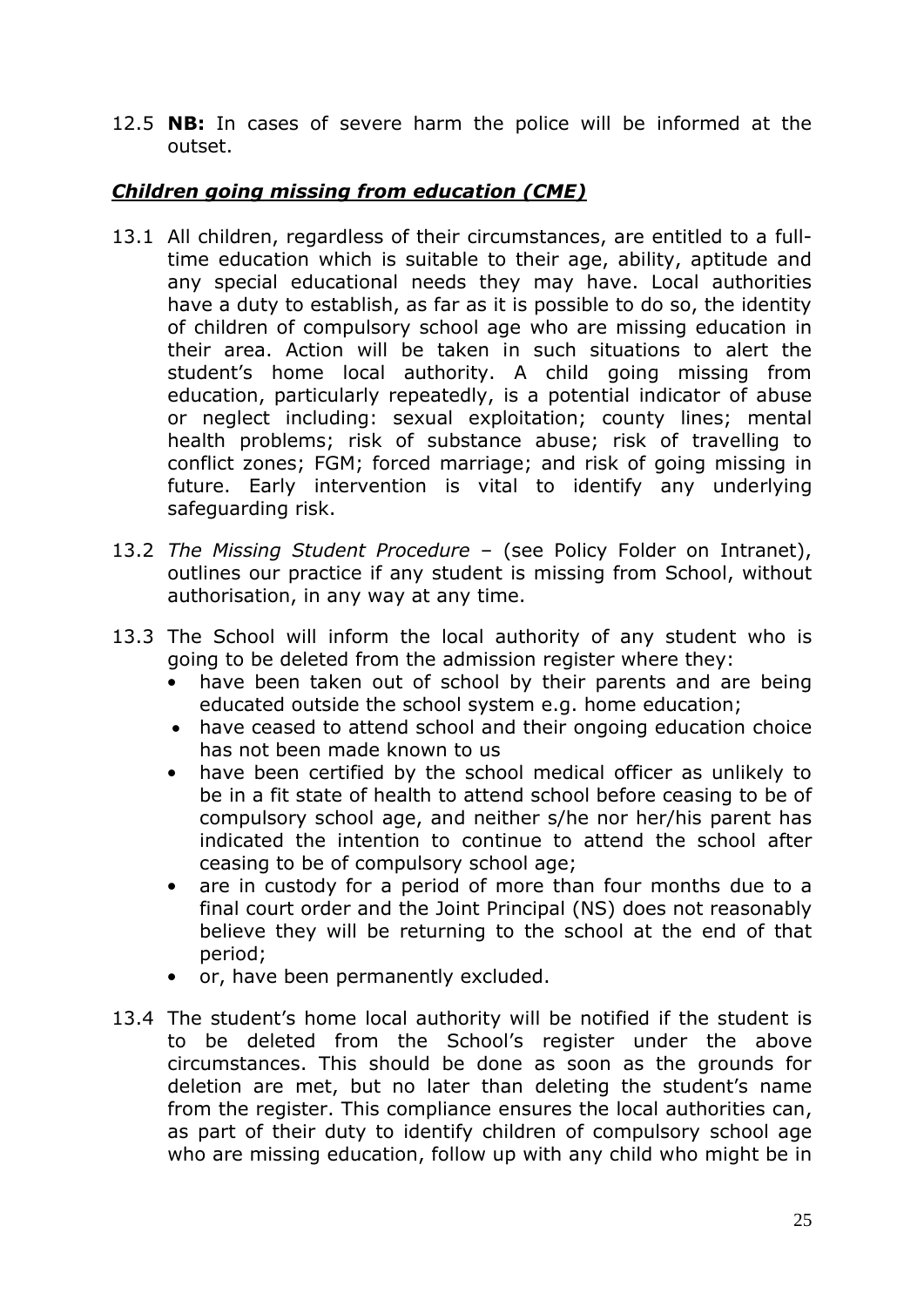12.5 **NB:** In cases of severe harm the police will be informed at the outset.

## ***Children going missing from education (CME)***

13.1 All children, regardless of their circumstances, are entitled to a full-time education which is suitable to their age, ability, aptitude and any special educational needs they may have. Local authorities have a duty to establish, as far as it is possible to do so, the identity of children of compulsory school age who are missing education in their area. Action will be taken in such situations to alert the student's home local authority. A child going missing from education, particularly repeatedly, is a potential indicator of abuse or neglect including: sexual exploitation; county lines; mental health problems; risk of substance abuse; risk of travelling to conflict zones; FGM; forced marriage; and risk of going missing in future. Early intervention is vital to identify any underlying safeguarding risk.

13.2 *The Missing Student Procedure* – (see Policy Folder on Intranet), outlines our practice if any student is missing from School, without authorisation, in any way at any time.

13.3 The School will inform the local authority of any student who is going to be deleted from the admission register where they:
- have been taken out of school by their parents and are being educated outside the school system e.g. home education;
- have ceased to attend school and their ongoing education choice has not been made known to us
- have been certified by the school medical officer as unlikely to be in a fit state of health to attend school before ceasing to be of compulsory school age, and neither s/he nor her/his parent has indicated the intention to continue to attend the school after ceasing to be of compulsory school age;
- are in custody for a period of more than four months due to a final court order and the Joint Principal (NS) does not reasonably believe they will be returning to the school at the end of that period;
- or, have been permanently excluded.

13.4 The student's home local authority will be notified if the student is to be deleted from the School's register under the above circumstances. This should be done as soon as the grounds for deletion are met, but no later than deleting the student's name from the register. This compliance ensures the local authorities can, as part of their duty to identify children of compulsory school age who are missing education, follow up with any child who might be in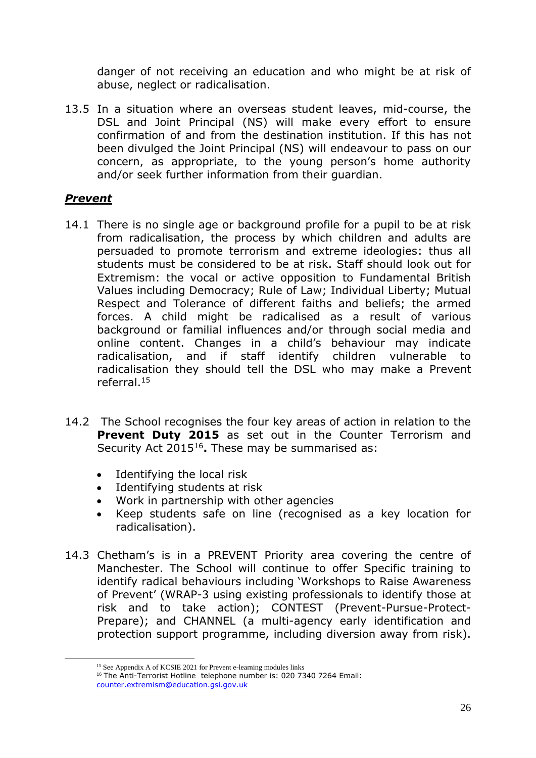danger of not receiving an education and who might be at risk of abuse, neglect or radicalisation.

13.5 In a situation where an overseas student leaves, mid-course, the DSL and Joint Principal (NS) will make every effort to ensure confirmation of and from the destination institution. If this has not been divulged the Joint Principal (NS) will endeavour to pass on our concern, as appropriate, to the young person's home authority and/or seek further information from their guardian.

## ***Prevent***

14.1 There is no single age or background profile for a pupil to be at risk from radicalisation, the process by which children and adults are persuaded to promote terrorism and extreme ideologies: thus all students must be considered to be at risk. Staff should look out for Extremism: the vocal or active opposition to Fundamental British Values including Democracy; Rule of Law; Individual Liberty; Mutual Respect and Tolerance of different faiths and beliefs; the armed forces. A child might be radicalised as a result of various background or familial influences and/or through social media and online content. Changes in a child's behaviour may indicate radicalisation, and if staff identify children vulnerable to radicalisation they should tell the DSL who may make a Prevent referral.[15]

14.2 The School recognises the four key areas of action in relation to the **Prevent Duty 2015** as set out in the Counter Terrorism and Security Act 2015[16]**.** These may be summarised as:

- Identifying the local risk
- Identifying students at risk
- Work in partnership with other agencies
- Keep students safe on line (recognised as a key location for radicalisation).

14.3 Chetham's is in a PREVENT Priority area covering the centre of Manchester. The School will continue to offer Specific training to identify radical behaviours including 'Workshops to Raise Awareness of Prevent' (WRAP-3 using existing professionals to identify those at risk and to take action); CONTEST (Prevent-Pursue-Protect-Prepare); and CHANNEL (a multi-agency early identification and protection support programme, including diversion away from risk).

---

[15] See Appendix A of KCSIE 2021 for Prevent e-learning modules links

[16] The Anti-Terrorist Hotline telephone number is: 020 7340 7264 Email: counter.extremism@education.gsi.gov.uk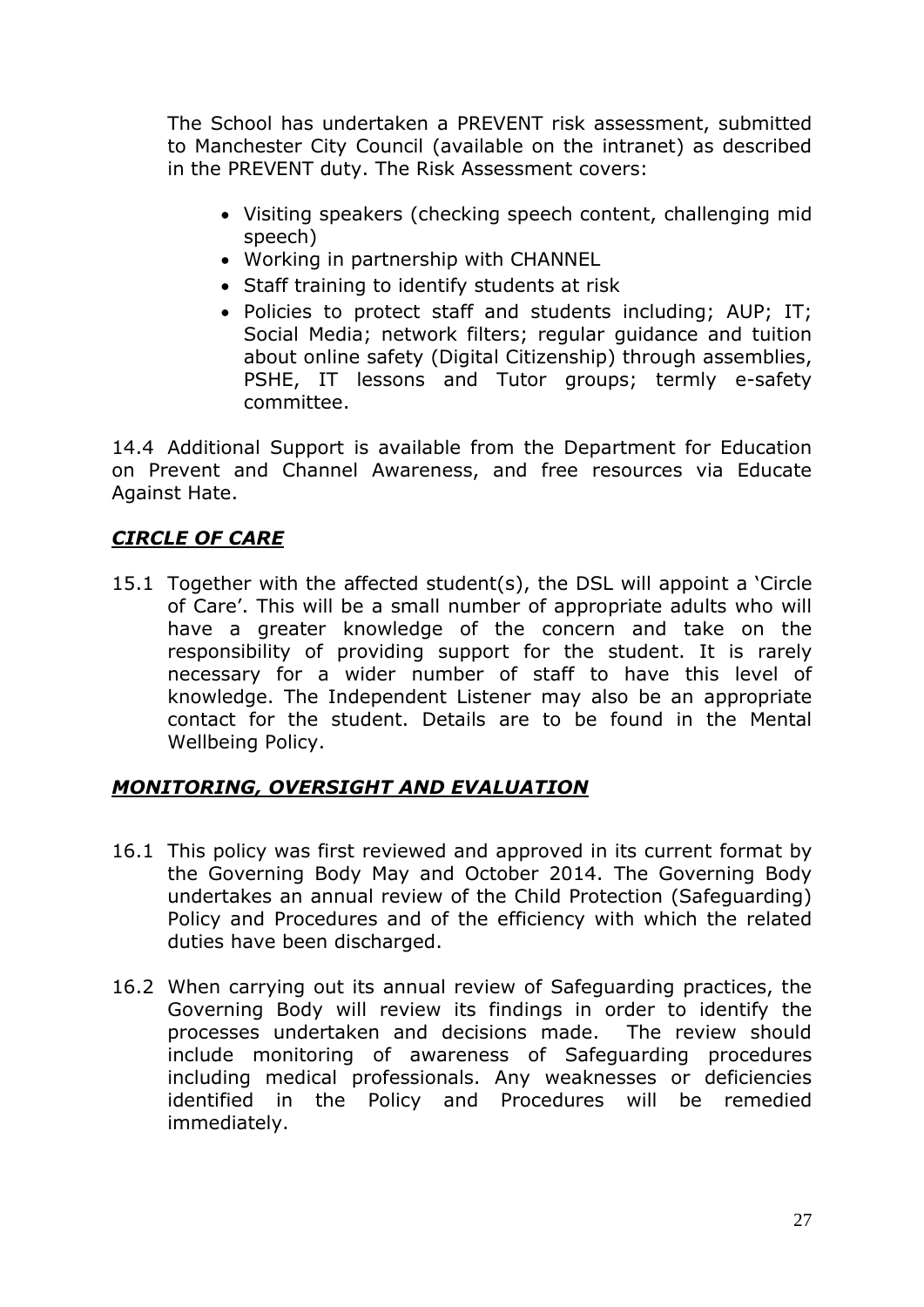The School has undertaken a PREVENT risk assessment, submitted to Manchester City Council (available on the intranet) as described in the PREVENT duty. The Risk Assessment covers:

- Visiting speakers (checking speech content, challenging mid speech)
- Working in partnership with CHANNEL
- Staff training to identify students at risk
- Policies to protect staff and students including; AUP; IT; Social Media; network filters; regular guidance and tuition about online safety (Digital Citizenship) through assemblies, PSHE, IT lessons and Tutor groups; termly e-safety committee.

14.4 Additional Support is available from the Department for Education on Prevent and Channel Awareness, and free resources via Educate Against Hate.

## ***CIRCLE OF CARE***

15.1 Together with the affected student(s), the DSL will appoint a 'Circle of Care'. This will be a small number of appropriate adults who will have a greater knowledge of the concern and take on the responsibility of providing support for the student. It is rarely necessary for a wider number of staff to have this level of knowledge. The Independent Listener may also be an appropriate contact for the student. Details are to be found in the Mental Wellbeing Policy.

## ***MONITORING, OVERSIGHT AND EVALUATION***

16.1 This policy was first reviewed and approved in its current format by the Governing Body May and October 2014. The Governing Body undertakes an annual review of the Child Protection (Safeguarding) Policy and Procedures and of the efficiency with which the related duties have been discharged.

16.2 When carrying out its annual review of Safeguarding practices, the Governing Body will review its findings in order to identify the processes undertaken and decisions made. The review should include monitoring of awareness of Safeguarding procedures including medical professionals. Any weaknesses or deficiencies identified in the Policy and Procedures will be remedied immediately.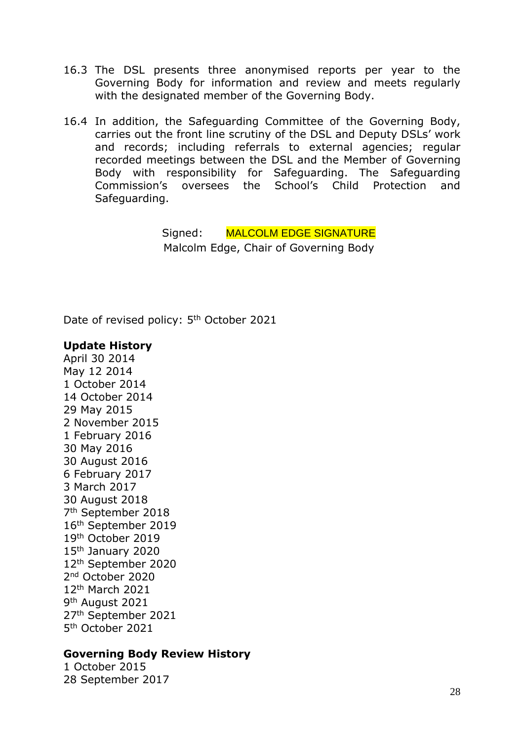16.3 The DSL presents three anonymised reports per year to the Governing Body for information and review and meets regularly with the designated member of the Governing Body.

16.4 In addition, the Safeguarding Committee of the Governing Body, carries out the front line scrutiny of the DSL and Deputy DSLs' work and records; including referrals to external agencies; regular recorded meetings between the DSL and the Member of Governing Body with responsibility for Safeguarding. The Safeguarding Commission's oversees the School's Child Protection and Safeguarding.

Signed: MALCOLM EDGE SIGNATURE
Malcolm Edge, Chair of Governing Body

Date of revised policy: 5th October 2021

**Update History**

April 30 2014
May 12 2014
1 October 2014
14 October 2014
29 May 2015
2 November 2015
1 February 2016
30 May 2016
30 August 2016
6 February 2017
3 March 2017
30 August 2018
7th September 2018
16th September 2019
19th October 2019
15th January 2020
12th September 2020
2nd October 2020
12th March 2021
9th August 2021
27th September 2021
5th October 2021

**Governing Body Review History**

1 October 2015
28 September 2017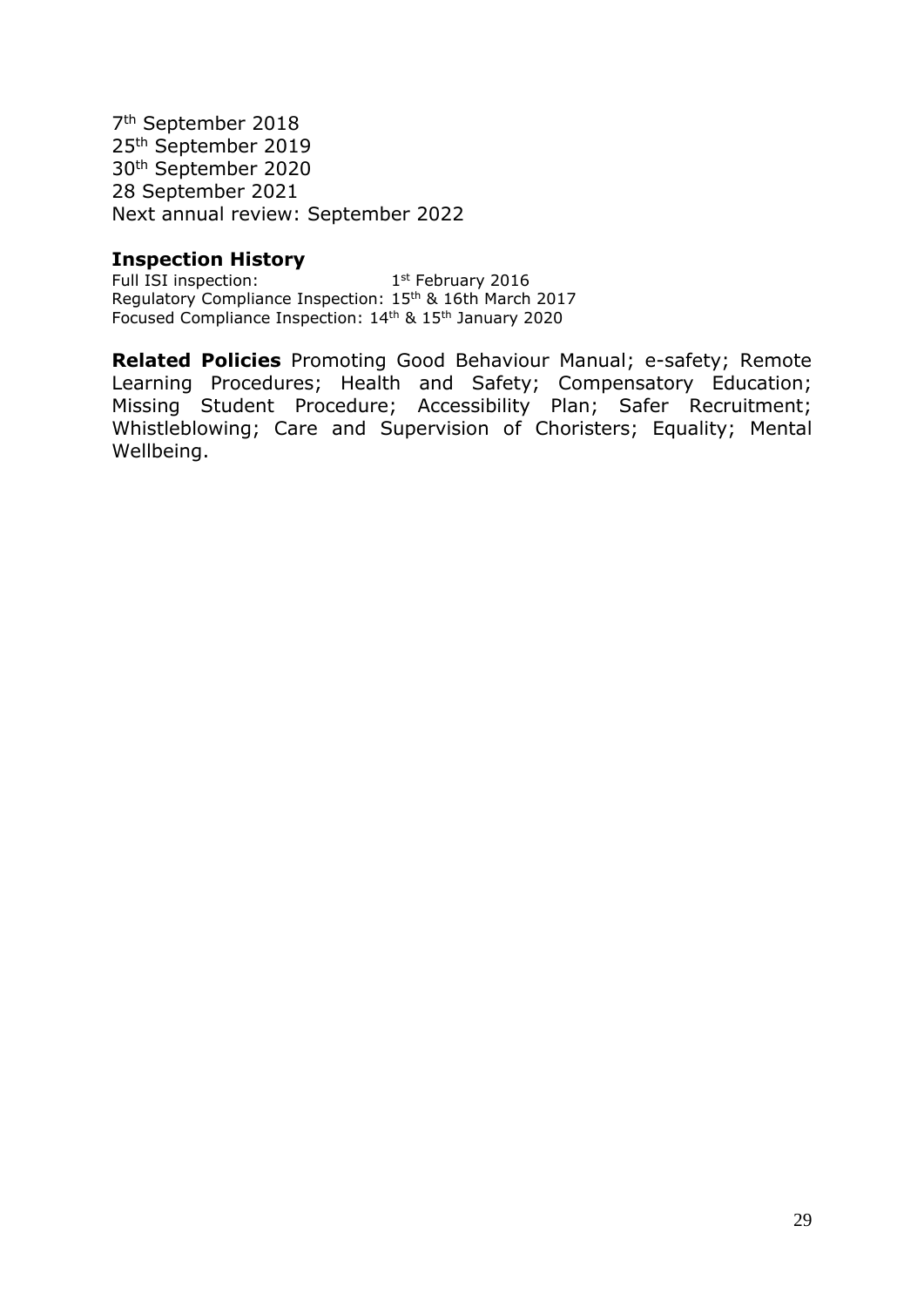7th September 2018
25th September 2019
30th September 2020
28 September 2021
Next annual review: September 2022

## Inspection History

Full ISI inspection: 1st February 2016
Regulatory Compliance Inspection: 15th & 16th March 2017
Focused Compliance Inspection: 14th & 15th January 2020

**Related Policies** Promoting Good Behaviour Manual; e-safety; Remote Learning Procedures; Health and Safety; Compensatory Education; Missing Student Procedure; Accessibility Plan; Safer Recruitment; Whistleblowing; Care and Supervision of Choristers; Equality; Mental Wellbeing.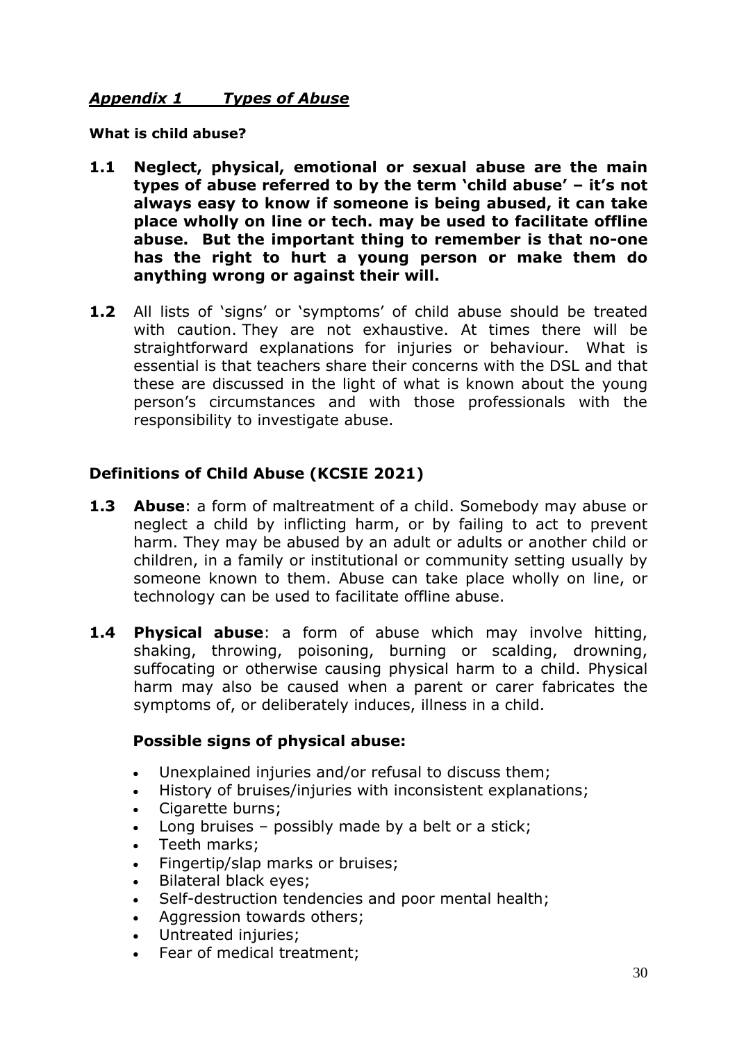## *Appendix 1 Types of Abuse*

**What is child abuse?**

**1.1 Neglect, physical, emotional or sexual abuse are the main types of abuse referred to by the term 'child abuse' – it's not always easy to know if someone is being abused, it can take place wholly on line or tech. may be used to facilitate offline abuse. But the important thing to remember is that no-one has the right to hurt a young person or make them do anything wrong or against their will.**

**1.2** All lists of 'signs' or 'symptoms' of child abuse should be treated with caution. They are not exhaustive. At times there will be straightforward explanations for injuries or behaviour. What is essential is that teachers share their concerns with the DSL and that these are discussed in the light of what is known about the young person's circumstances and with those professionals with the responsibility to investigate abuse.

### Definitions of Child Abuse (KCSIE 2021)

**1.3 Abuse**: a form of maltreatment of a child. Somebody may abuse or neglect a child by inflicting harm, or by failing to act to prevent harm. They may be abused by an adult or adults or another child or children, in a family or institutional or community setting usually by someone known to them. Abuse can take place wholly on line, or technology can be used to facilitate offline abuse.

**1.4 Physical abuse**: a form of abuse which may involve hitting, shaking, throwing, poisoning, burning or scalding, drowning, suffocating or otherwise causing physical harm to a child. Physical harm may also be caused when a parent or carer fabricates the symptoms of, or deliberately induces, illness in a child.

**Possible signs of physical abuse:**

- Unexplained injuries and/or refusal to discuss them;
- History of bruises/injuries with inconsistent explanations;
- Cigarette burns;
- Long bruises – possibly made by a belt or a stick;
- Teeth marks;
- Fingertip/slap marks or bruises;
- Bilateral black eyes;
- Self-destruction tendencies and poor mental health;
- Aggression towards others;
- Untreated injuries;
- Fear of medical treatment;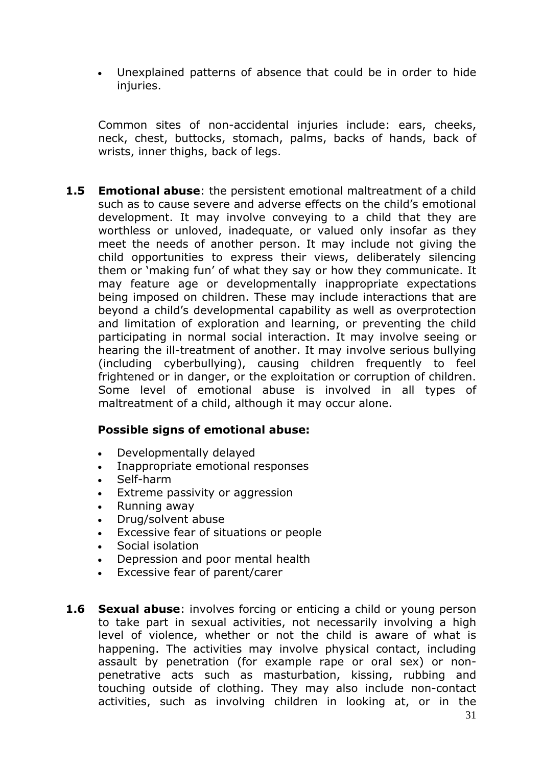- Unexplained patterns of absence that could be in order to hide injuries.

Common sites of non-accidental injuries include: ears, cheeks, neck, chest, buttocks, stomach, palms, backs of hands, back of wrists, inner thighs, back of legs.

**1.5 Emotional abuse**: the persistent emotional maltreatment of a child such as to cause severe and adverse effects on the child's emotional development. It may involve conveying to a child that they are worthless or unloved, inadequate, or valued only insofar as they meet the needs of another person. It may include not giving the child opportunities to express their views, deliberately silencing them or 'making fun' of what they say or how they communicate. It may feature age or developmentally inappropriate expectations being imposed on children. These may include interactions that are beyond a child's developmental capability as well as overprotection and limitation of exploration and learning, or preventing the child participating in normal social interaction. It may involve seeing or hearing the ill-treatment of another. It may involve serious bullying (including cyberbullying), causing children frequently to feel frightened or in danger, or the exploitation or corruption of children. Some level of emotional abuse is involved in all types of maltreatment of a child, although it may occur alone.

**Possible signs of emotional abuse:**

- Developmentally delayed
- Inappropriate emotional responses
- Self-harm
- Extreme passivity or aggression
- Running away
- Drug/solvent abuse
- Excessive fear of situations or people
- Social isolation
- Depression and poor mental health
- Excessive fear of parent/carer

**1.6 Sexual abuse**: involves forcing or enticing a child or young person to take part in sexual activities, not necessarily involving a high level of violence, whether or not the child is aware of what is happening. The activities may involve physical contact, including assault by penetration (for example rape or oral sex) or non-penetrative acts such as masturbation, kissing, rubbing and touching outside of clothing. They may also include non-contact activities, such as involving children in looking at, or in the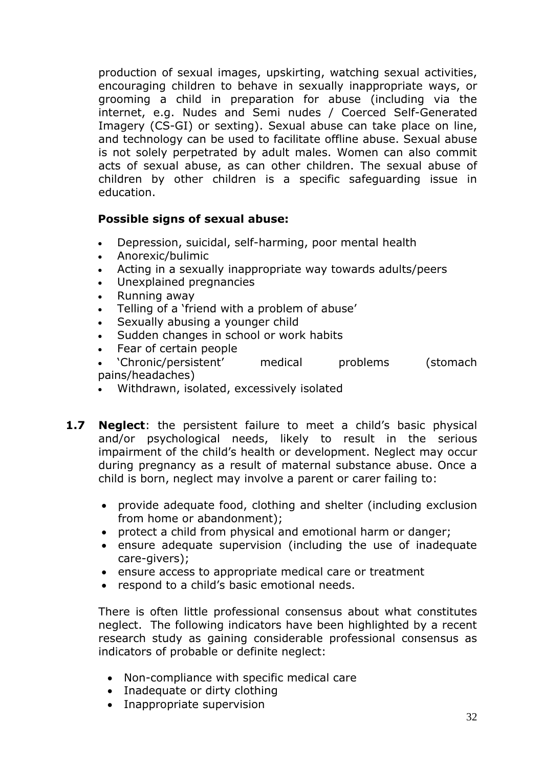production of sexual images, upskirting, watching sexual activities, encouraging children to behave in sexually inappropriate ways, or grooming a child in preparation for abuse (including via the internet, e.g. Nudes and Semi nudes / Coerced Self-Generated Imagery (CS-GI) or sexting). Sexual abuse can take place on line, and technology can be used to facilitate offline abuse. Sexual abuse is not solely perpetrated by adult males. Women can also commit acts of sexual abuse, as can other children. The sexual abuse of children by other children is a specific safeguarding issue in education.

**Possible signs of sexual abuse:**

- Depression, suicidal, self-harming, poor mental health
- Anorexic/bulimic
- Acting in a sexually inappropriate way towards adults/peers
- Unexplained pregnancies
- Running away
- Telling of a 'friend with a problem of abuse'
- Sexually abusing a younger child
- Sudden changes in school or work habits
- Fear of certain people
- 'Chronic/persistent' medical problems (stomach pains/headaches)
- Withdrawn, isolated, excessively isolated

**1.7 Neglect**: the persistent failure to meet a child's basic physical and/or psychological needs, likely to result in the serious impairment of the child's health or development. Neglect may occur during pregnancy as a result of maternal substance abuse. Once a child is born, neglect may involve a parent or carer failing to:

- provide adequate food, clothing and shelter (including exclusion from home or abandonment);
- protect a child from physical and emotional harm or danger;
- ensure adequate supervision (including the use of inadequate care-givers);
- ensure access to appropriate medical care or treatment
- respond to a child's basic emotional needs.

There is often little professional consensus about what constitutes neglect. The following indicators have been highlighted by a recent research study as gaining considerable professional consensus as indicators of probable or definite neglect:

- Non-compliance with specific medical care
- Inadequate or dirty clothing
- Inappropriate supervision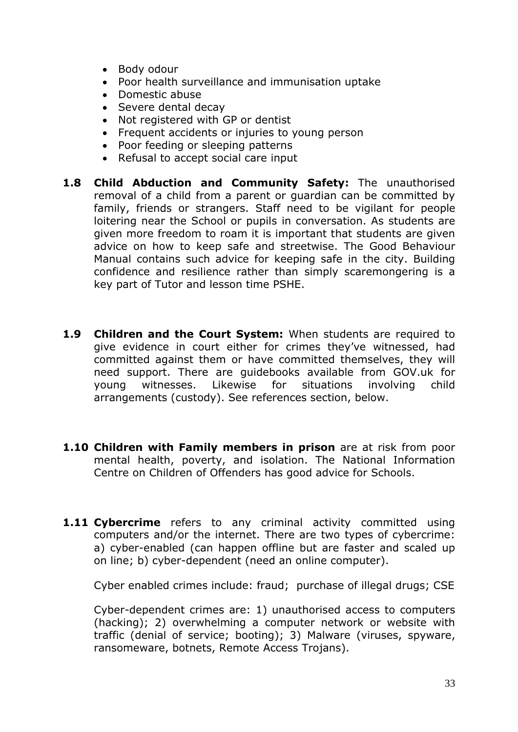- Body odour
- Poor health surveillance and immunisation uptake
- Domestic abuse
- Severe dental decay
- Not registered with GP or dentist
- Frequent accidents or injuries to young person
- Poor feeding or sleeping patterns
- Refusal to accept social care input

**1.8 Child Abduction and Community Safety:** The unauthorised removal of a child from a parent or guardian can be committed by family, friends or strangers. Staff need to be vigilant for people loitering near the School or pupils in conversation. As students are given more freedom to roam it is important that students are given advice on how to keep safe and streetwise. The Good Behaviour Manual contains such advice for keeping safe in the city. Building confidence and resilience rather than simply scaremongering is a key part of Tutor and lesson time PSHE.

**1.9 Children and the Court System:** When students are required to give evidence in court either for crimes they've witnessed, had committed against them or have committed themselves, they will need support. There are guidebooks available from GOV.uk for young witnesses. Likewise for situations involving child arrangements (custody). See references section, below.

**1.10 Children with Family members in prison** are at risk from poor mental health, poverty, and isolation. The National Information Centre on Children of Offenders has good advice for Schools.

**1.11 Cybercrime** refers to any criminal activity committed using computers and/or the internet. There are two types of cybercrime: a) cyber-enabled (can happen offline but are faster and scaled up on line; b) cyber-dependent (need an online computer).

Cyber enabled crimes include: fraud; purchase of illegal drugs; CSE

Cyber-dependent crimes are: 1) unauthorised access to computers (hacking); 2) overwhelming a computer network or website with traffic (denial of service; booting); 3) Malware (viruses, spyware, ransomeware, botnets, Remote Access Trojans).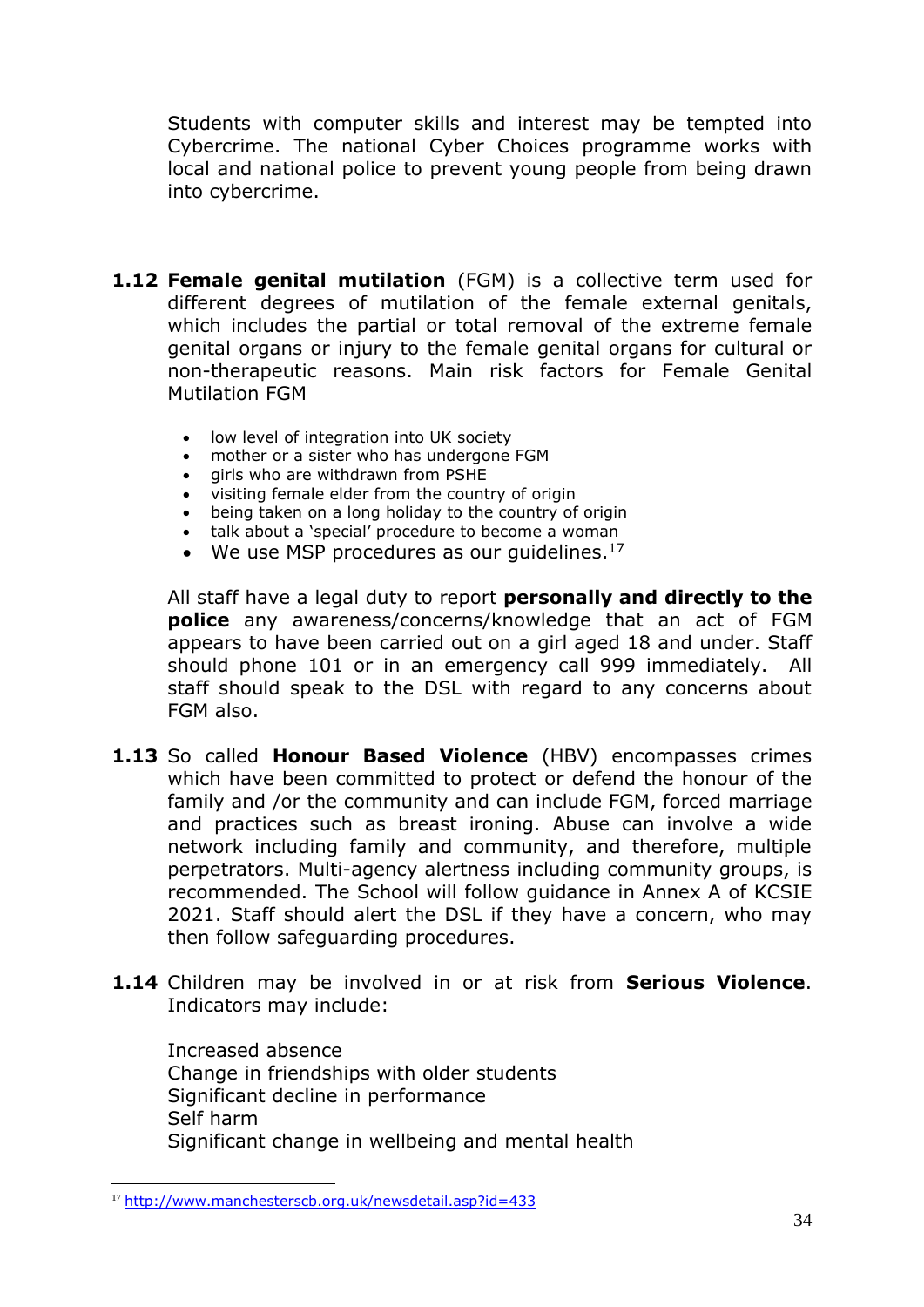Students with computer skills and interest may be tempted into Cybercrime. The national Cyber Choices programme works with local and national police to prevent young people from being drawn into cybercrime.

**1.12 Female genital mutilation** (FGM) is a collective term used for different degrees of mutilation of the female external genitals, which includes the partial or total removal of the extreme female genital organs or injury to the female genital organs for cultural or non-therapeutic reasons. Main risk factors for Female Genital Mutilation FGM

- low level of integration into UK society
- mother or a sister who has undergone FGM
- girls who are withdrawn from PSHE
- visiting female elder from the country of origin
- being taken on a long holiday to the country of origin
- talk about a 'special' procedure to become a woman
- We use MSP procedures as our guidelines.[17]

All staff have a legal duty to report **personally and directly to the police** any awareness/concerns/knowledge that an act of FGM appears to have been carried out on a girl aged 18 and under. Staff should phone 101 or in an emergency call 999 immediately. All staff should speak to the DSL with regard to any concerns about FGM also.

**1.13** So called **Honour Based Violence** (HBV) encompasses crimes which have been committed to protect or defend the honour of the family and /or the community and can include FGM, forced marriage and practices such as breast ironing. Abuse can involve a wide network including family and community, and therefore, multiple perpetrators. Multi-agency alertness including community groups, is recommended. The School will follow guidance in Annex A of KCSIE 2021. Staff should alert the DSL if they have a concern, who may then follow safeguarding procedures.

**1.14** Children may be involved in or at risk from **Serious Violence**. Indicators may include:

Increased absence
Change in friendships with older students
Significant decline in performance
Self harm
Significant change in wellbeing and mental health

---

[17] http://www.manchesterscb.org.uk/newsdetail.asp?id=433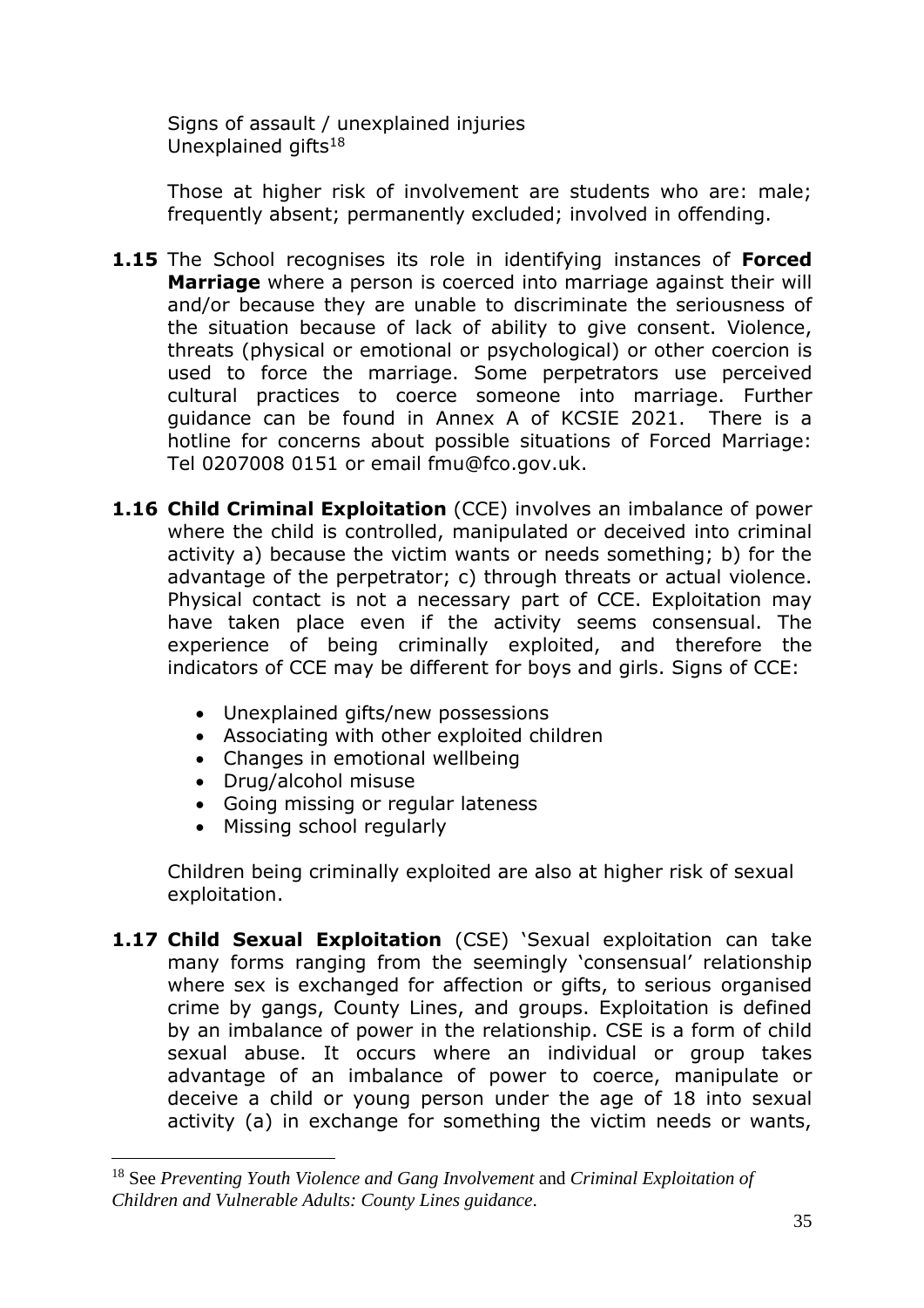Signs of assault / unexplained injuries
Unexplained gifts[18]

Those at higher risk of involvement are students who are: male; frequently absent; permanently excluded; involved in offending.

**1.15** The School recognises its role in identifying instances of **Forced Marriage** where a person is coerced into marriage against their will and/or because they are unable to discriminate the seriousness of the situation because of lack of ability to give consent. Violence, threats (physical or emotional or psychological) or other coercion is used to force the marriage. Some perpetrators use perceived cultural practices to coerce someone into marriage. Further guidance can be found in Annex A of KCSIE 2021. There is a hotline for concerns about possible situations of Forced Marriage: Tel 0207008 0151 or email fmu@fco.gov.uk.

**1.16 Child Criminal Exploitation** (CCE) involves an imbalance of power where the child is controlled, manipulated or deceived into criminal activity a) because the victim wants or needs something; b) for the advantage of the perpetrator; c) through threats or actual violence. Physical contact is not a necessary part of CCE. Exploitation may have taken place even if the activity seems consensual. The experience of being criminally exploited, and therefore the indicators of CCE may be different for boys and girls. Signs of CCE:

- Unexplained gifts/new possessions
- Associating with other exploited children
- Changes in emotional wellbeing
- Drug/alcohol misuse
- Going missing or regular lateness
- Missing school regularly

Children being criminally exploited are also at higher risk of sexual exploitation.

**1.17 Child Sexual Exploitation** (CSE) 'Sexual exploitation can take many forms ranging from the seemingly 'consensual' relationship where sex is exchanged for affection or gifts, to serious organised crime by gangs, County Lines, and groups. Exploitation is defined by an imbalance of power in the relationship. CSE is a form of child sexual abuse. It occurs where an individual or group takes advantage of an imbalance of power to coerce, manipulate or deceive a child or young person under the age of 18 into sexual activity (a) in exchange for something the victim needs or wants,

---

[18] See *Preventing Youth Violence and Gang Involvement* and *Criminal Exploitation of Children and Vulnerable Adults: County Lines guidance*.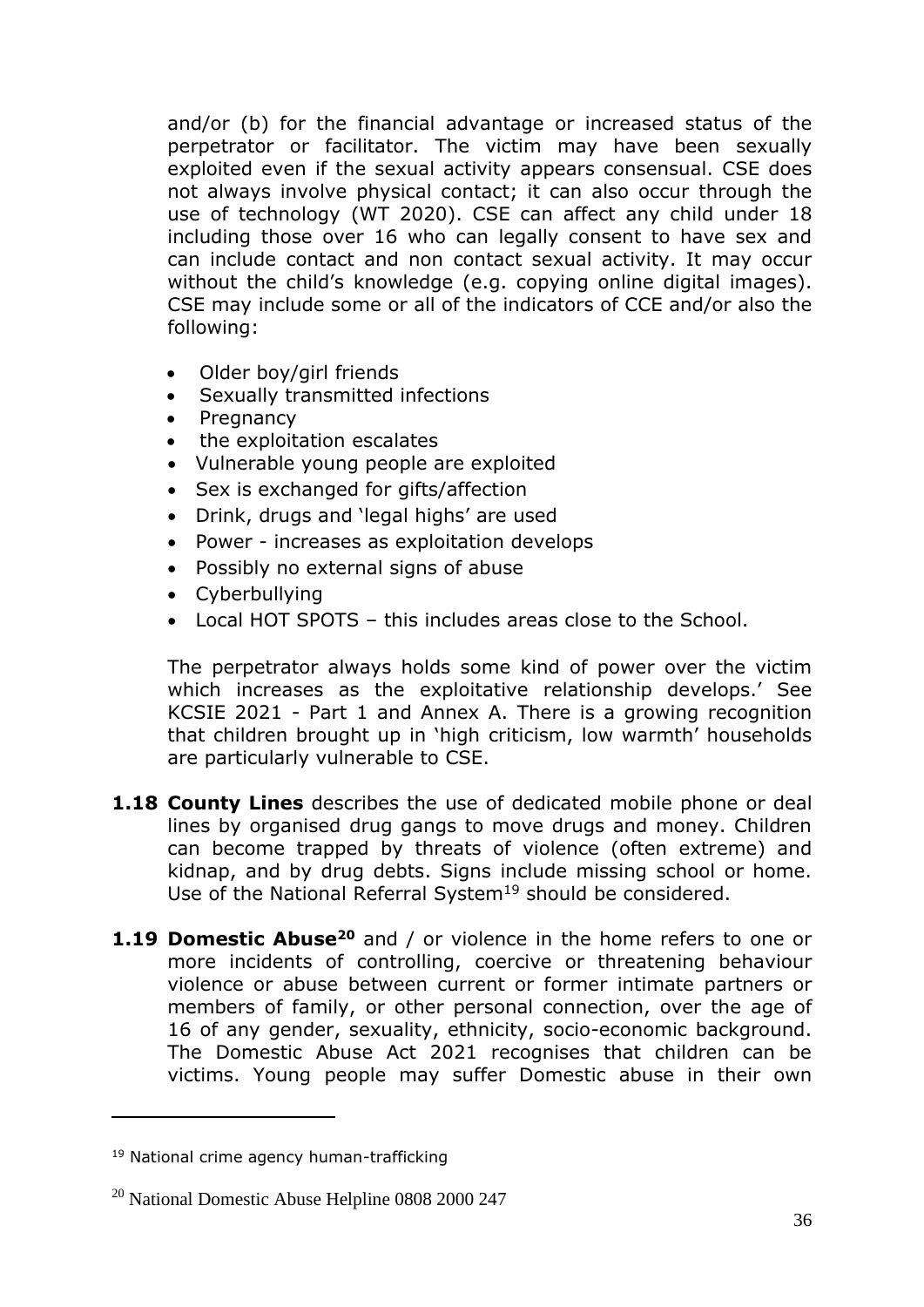and/or (b) for the financial advantage or increased status of the perpetrator or facilitator. The victim may have been sexually exploited even if the sexual activity appears consensual. CSE does not always involve physical contact; it can also occur through the use of technology (WT 2020). CSE can affect any child under 18 including those over 16 who can legally consent to have sex and can include contact and non contact sexual activity. It may occur without the child's knowledge (e.g. copying online digital images). CSE may include some or all of the indicators of CCE and/or also the following:

- Older boy/girl friends
- Sexually transmitted infections
- Pregnancy
- the exploitation escalates
- Vulnerable young people are exploited
- Sex is exchanged for gifts/affection
- Drink, drugs and 'legal highs' are used
- Power - increases as exploitation develops
- Possibly no external signs of abuse
- Cyberbullying
- Local HOT SPOTS – this includes areas close to the School.

The perpetrator always holds some kind of power over the victim which increases as the exploitative relationship develops.' See KCSIE 2021 - Part 1 and Annex A. There is a growing recognition that children brought up in 'high criticism, low warmth' households are particularly vulnerable to CSE.

**1.18 County Lines** describes the use of dedicated mobile phone or deal lines by organised drug gangs to move drugs and money. Children can become trapped by threats of violence (often extreme) and kidnap, and by drug debts. Signs include missing school or home. Use of the National Referral System[19] should be considered.

**1.19 Domestic Abuse[20]** and / or violence in the home refers to one or more incidents of controlling, coercive or threatening behaviour violence or abuse between current or former intimate partners or members of family, or other personal connection, over the age of 16 of any gender, sexuality, ethnicity, socio-economic background. The Domestic Abuse Act 2021 recognises that children can be victims. Young people may suffer Domestic abuse in their own

---

[19] National crime agency human-trafficking

[20] National Domestic Abuse Helpline 0808 2000 247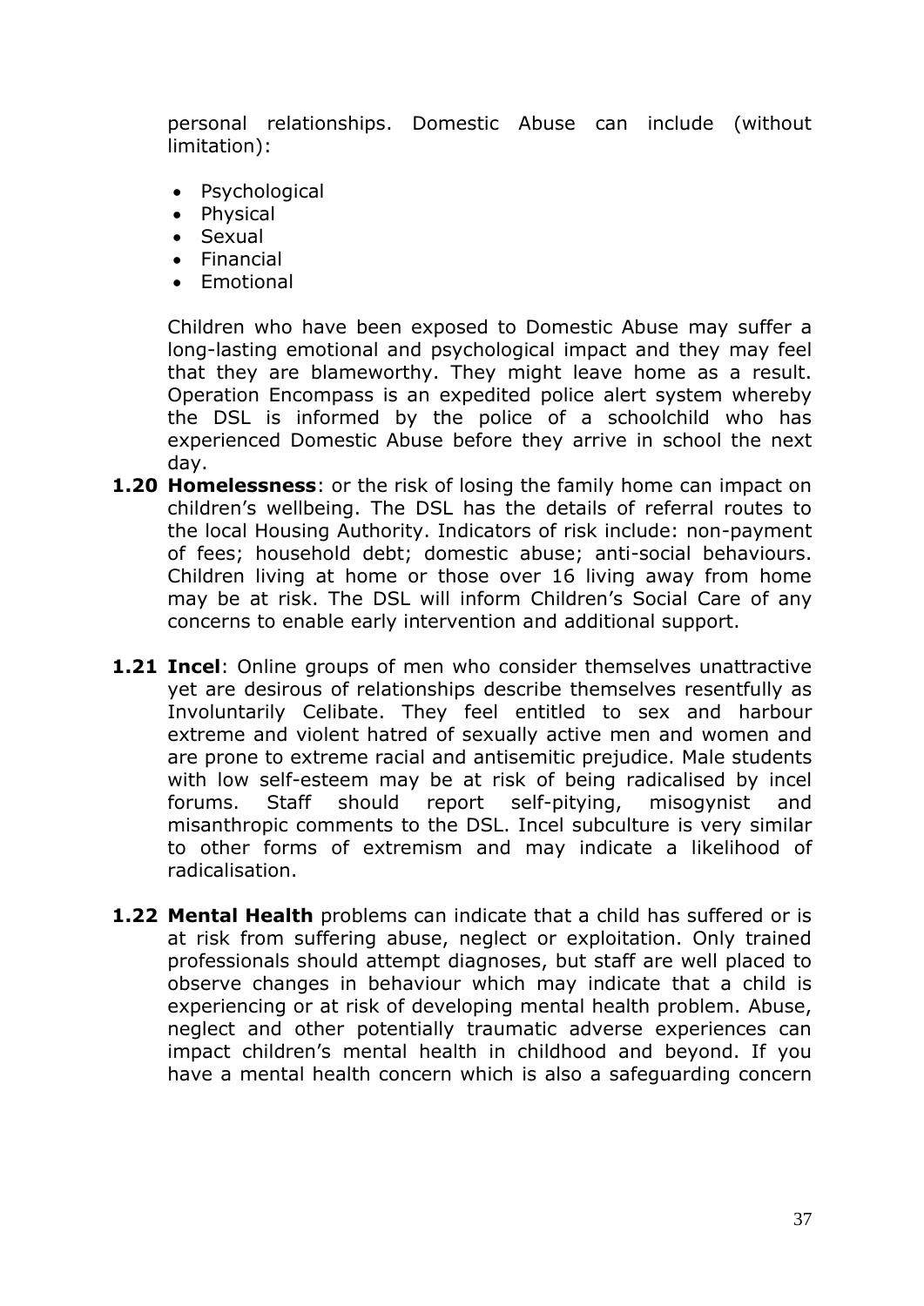personal relationships. Domestic Abuse can include (without limitation):

- Psychological
- Physical
- Sexual
- Financial
- Emotional

Children who have been exposed to Domestic Abuse may suffer a long-lasting emotional and psychological impact and they may feel that they are blameworthy. They might leave home as a result. Operation Encompass is an expedited police alert system whereby the DSL is informed by the police of a schoolchild who has experienced Domestic Abuse before they arrive in school the next day.

**1.20 Homelessness**: or the risk of losing the family home can impact on children's wellbeing. The DSL has the details of referral routes to the local Housing Authority. Indicators of risk include: non-payment of fees; household debt; domestic abuse; anti-social behaviours. Children living at home or those over 16 living away from home may be at risk. The DSL will inform Children's Social Care of any concerns to enable early intervention and additional support.

**1.21 Incel**: Online groups of men who consider themselves unattractive yet are desirous of relationships describe themselves resentfully as Involuntarily Celibate. They feel entitled to sex and harbour extreme and violent hatred of sexually active men and women and are prone to extreme racial and antisemitic prejudice. Male students with low self-esteem may be at risk of being radicalised by incel forums. Staff should report self-pitying, misogynist and misanthropic comments to the DSL. Incel subculture is very similar to other forms of extremism and may indicate a likelihood of radicalisation.

**1.22 Mental Health** problems can indicate that a child has suffered or is at risk from suffering abuse, neglect or exploitation. Only trained professionals should attempt diagnoses, but staff are well placed to observe changes in behaviour which may indicate that a child is experiencing or at risk of developing mental health problem. Abuse, neglect and other potentially traumatic adverse experiences can impact children's mental health in childhood and beyond. If you have a mental health concern which is also a safeguarding concern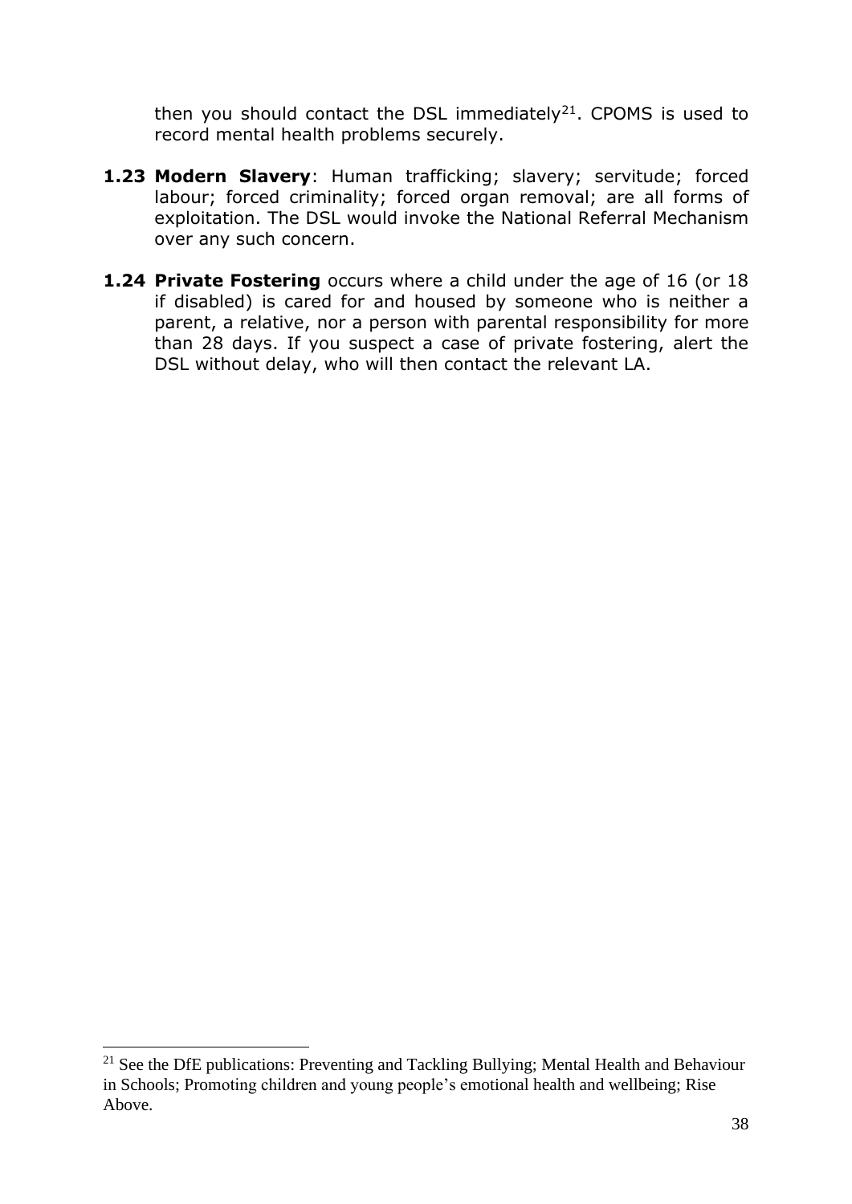then you should contact the DSL immediately[21]. CPOMS is used to record mental health problems securely.

**1.23 Modern Slavery**: Human trafficking; slavery; servitude; forced labour; forced criminality; forced organ removal; are all forms of exploitation. The DSL would invoke the National Referral Mechanism over any such concern.

**1.24 Private Fostering** occurs where a child under the age of 16 (or 18 if disabled) is cared for and housed by someone who is neither a parent, a relative, nor a person with parental responsibility for more than 28 days. If you suspect a case of private fostering, alert the DSL without delay, who will then contact the relevant LA.

---

[21] See the DfE publications: Preventing and Tackling Bullying; Mental Health and Behaviour in Schools; Promoting children and young people's emotional health and wellbeing; Rise Above.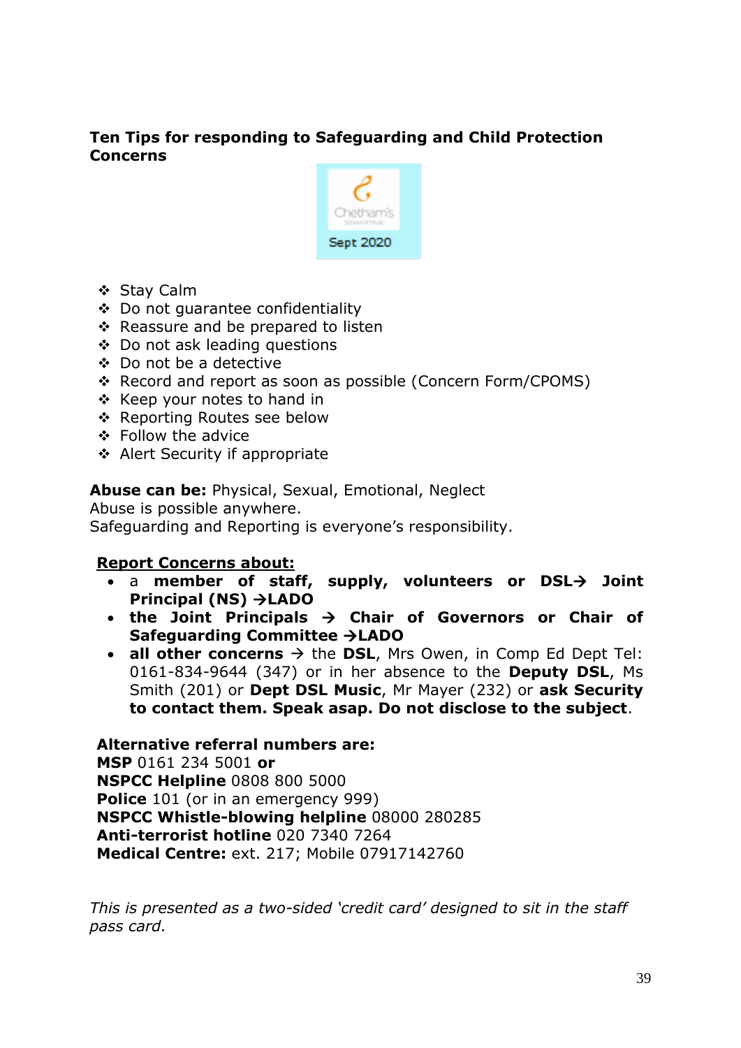**Ten Tips for responding to Safeguarding and Child Protection Concerns**

Chetham's School of Music
Sept 2020

- Stay Calm
- Do not guarantee confidentiality
- Reassure and be prepared to listen
- Do not ask leading questions
- Do not be a detective
- Record and report as soon as possible (Concern Form/CPOMS)
- Keep your notes to hand in
- Reporting Routes see below
- Follow the advice
- Alert Security if appropriate

**Abuse can be:** Physical, Sexual, Emotional, Neglect
Abuse is possible anywhere.
Safeguarding and Reporting is everyone's responsibility.

**<u>Report Concerns about:</u>**

- a **member of staff, supply, volunteers or DSL→ Joint Principal (NS) →LADO**
- **the Joint Principals → Chair of Governors or Chair of Safeguarding Committee →LADO**
- **all other concerns** → the **DSL**, Mrs Owen, in Comp Ed Dept Tel: 0161-834-9644 (347) or in her absence to the **Deputy DSL**, Ms Smith (201) or **Dept DSL Music**, Mr Mayer (232) or **ask Security to contact them. Speak asap. Do not disclose to the subject**.

**Alternative referral numbers are:**
**MSP** 0161 234 5001 **or**
**NSPCC Helpline** 0808 800 5000
**Police** 101 (or in an emergency 999)
**NSPCC Whistle-blowing helpline** 08000 280285
**Anti-terrorist hotline** 020 7340 7264
**Medical Centre:** ext. 217; Mobile 07917142760

*This is presented as a two-sided 'credit card' designed to sit in the staff pass card.*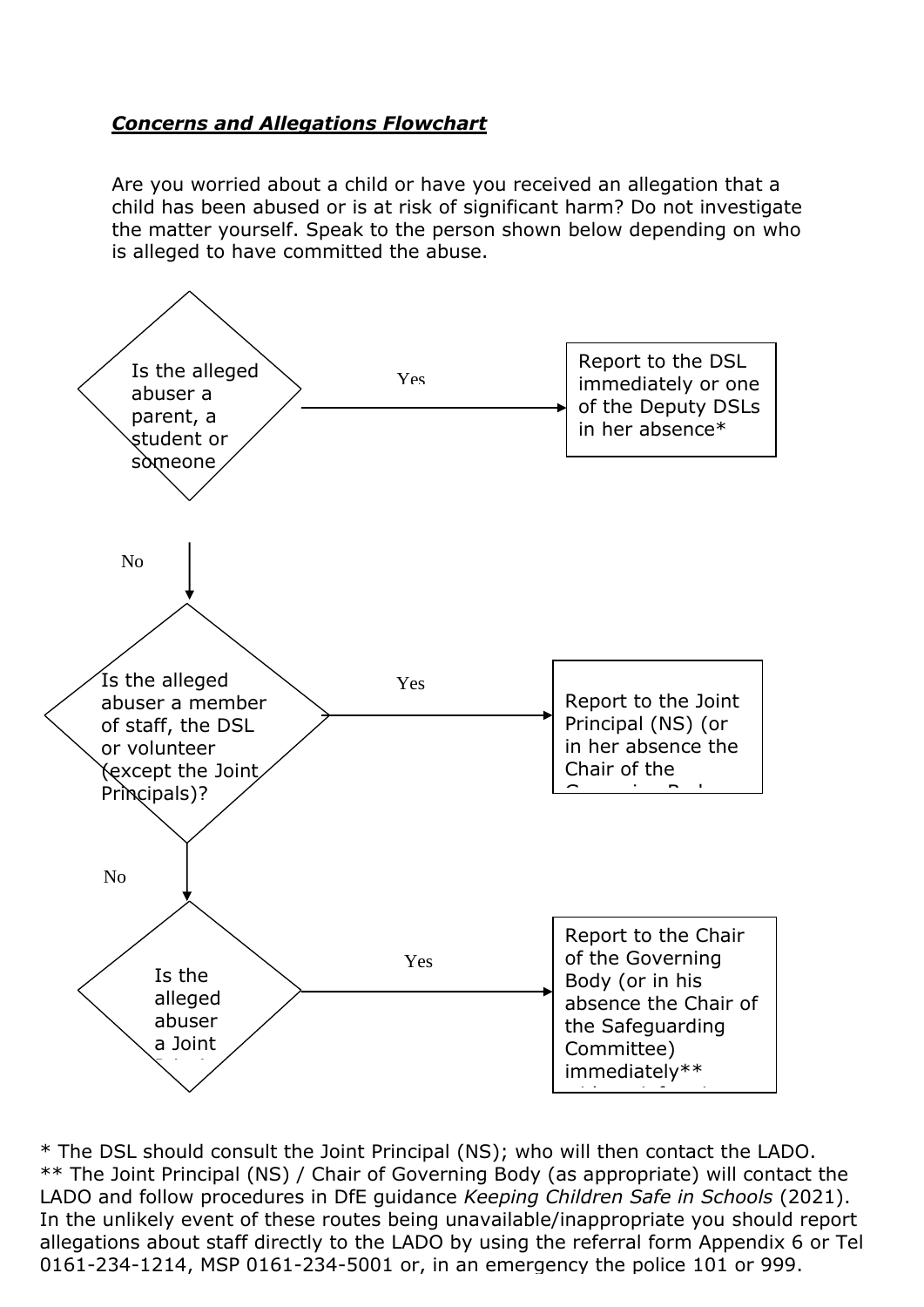***Concerns and Allegations Flowchart***

Are you worried about a child or have you received an allegation that a child has been abused or is at risk of significant harm? Do not investigate the matter yourself. Speak to the person shown below depending on who is alleged to have committed the abuse.

Is the alleged abuser a parent, a student or someone

Yes → Report to the DSL immediately or one of the Deputy DSLs in her absence*

No ↓

Is the alleged abuser a member of staff, the DSL or volunteer (except the Joint Principals)?

Yes → Report to the Joint Principal (NS) (or in her absence the Chair of the

No ↓

Is the alleged abuser a Joint

Yes → Report to the Chair of the Governing Body (or in his absence the Chair of the Safeguarding Committee) immediately**

\* The DSL should consult the Joint Principal (NS); who will then contact the LADO.
\*\* The Joint Principal (NS) / Chair of Governing Body (as appropriate) will contact the LADO and follow procedures in DfE guidance *Keeping Children Safe in Schools* (2021). In the unlikely event of these routes being unavailable/inappropriate you should report allegations about staff directly to the LADO by using the referral form Appendix 6 or Tel 0161-234-1214, MSP 0161-234-5001 or, in an emergency the police 101 or 999.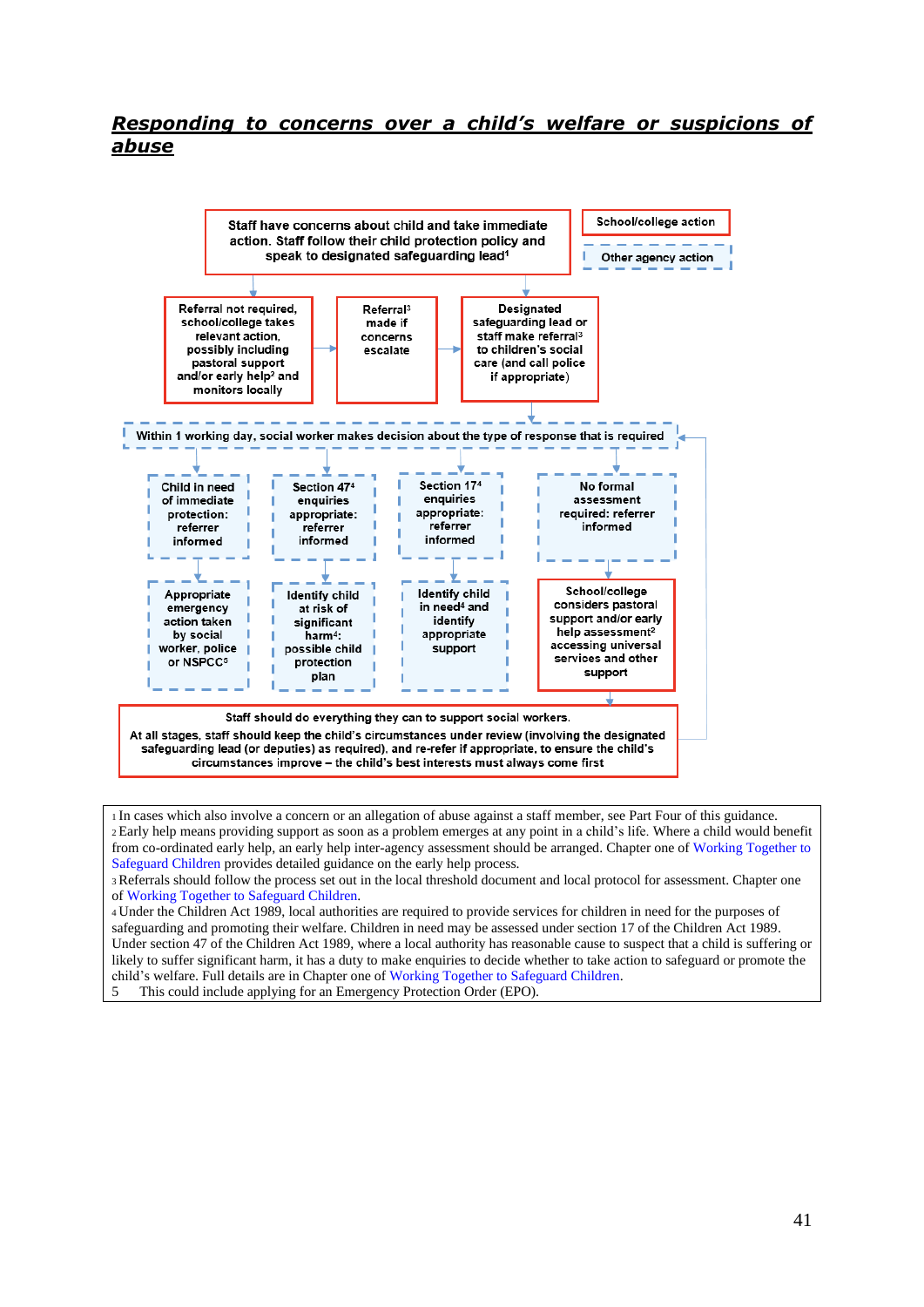## ***Responding to concerns over a child's welfare or suspicions of abuse***

Staff have concerns about child and take immediate action. Staff follow their child protection policy and speak to designated safeguarding lead[1]

School/college action

Other agency action

Referral not required, school/college takes relevant action, possibly including pastoral support and/or early help[2] and monitors locally

Referral[3] made if concerns escalate

Designated safeguarding lead or staff make referral[3] to children's social care (and call police if appropriate)

Within 1 working day, social worker makes decision about the type of response that is required

Child in need of immediate protection: referrer informed

Section 47[4] enquiries appropriate: referrer informed

Section 17[4] enquiries appropriate: referrer informed

No formal assessment required: referrer informed

Appropriate emergency action taken by social worker, police or NSPCC[5]

Identify child at risk of significant harm[4]: possible child protection plan

Identify child in need[4] and identify appropriate support

School/college considers pastoral support and/or early help assessment[2] accessing universal services and other support

Staff should do everything they can to support social workers.

At all stages, staff should keep the child's circumstances under review (involving the designated safeguarding lead (or deputies) as required), and re-refer if appropriate, to ensure the child's circumstances improve – the child's best interests must always come first

1 In cases which also involve a concern or an allegation of abuse against a staff member, see Part Four of this guidance.
2 Early help means providing support as soon as a problem emerges at any point in a child's life. Where a child would benefit from co-ordinated early help, an early help inter-agency assessment should be arranged. Chapter one of Working Together to Safeguard Children provides detailed guidance on the early help process.
3 Referrals should follow the process set out in the local threshold document and local protocol for assessment. Chapter one of Working Together to Safeguard Children.
4 Under the Children Act 1989, local authorities are required to provide services for children in need for the purposes of safeguarding and promoting their welfare. Children in need may be assessed under section 17 of the Children Act 1989. Under section 47 of the Children Act 1989, where a local authority has reasonable cause to suspect that a child is suffering or likely to suffer significant harm, it has a duty to make enquiries to decide whether to take action to safeguard or promote the child's welfare. Full details are in Chapter one of Working Together to Safeguard Children.
5 This could include applying for an Emergency Protection Order (EPO).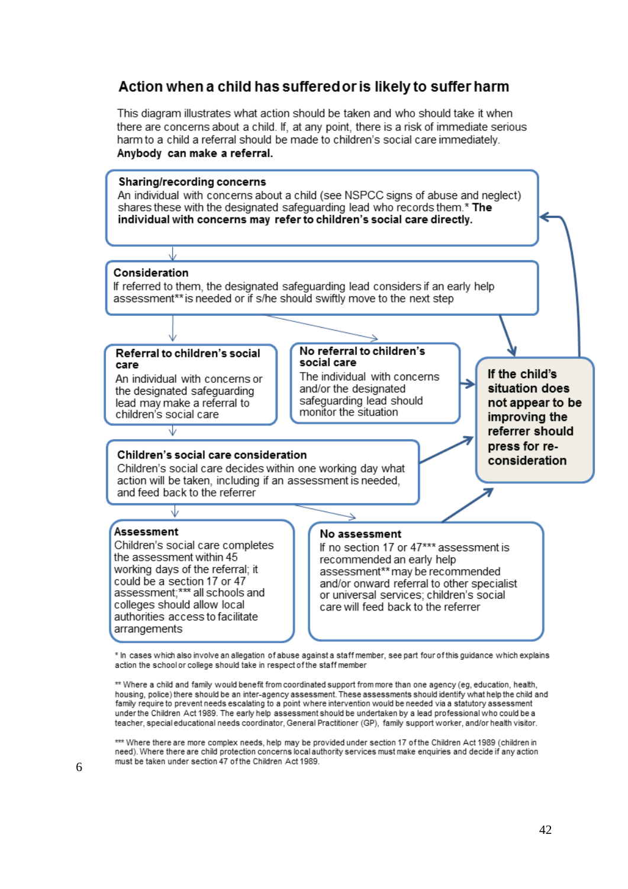## Action when a child has suffered or is likely to suffer harm

This diagram illustrates what action should be taken and who should take it when there are concerns about a child. If, at any point, there is a risk of immediate serious harm to a child a referral should be made to children's social care immediately. **Anybody can make a referral.**

**Sharing/recording concerns**
An individual with concerns about a child (see NSPCC signs of abuse and neglect) shares these with the designated safeguarding lead who records them.* **The individual with concerns may refer to children's social care directly.**

**Consideration**
If referred to them, the designated safeguarding lead considers if an early help assessment** is needed or if s/he should swiftly move to the next step

**Referral to children's social care**
An individual with concerns or the designated safeguarding lead may make a referral to children's social care

**No referral to children's social care**
The individual with concerns and/or the designated safeguarding lead should monitor the situation

**If the child's situation does not appear to be improving the referrer should press for re-consideration**

**Children's social care consideration**
Children's social care decides within one working day what action will be taken, including if an assessment is needed, and feed back to the referrer

**Assessment**
Children's social care completes the assessment within 45 working days of the referral; it could be a section 17 or 47 assessment;*** all schools and colleges should allow local authorities access to facilitate arrangements

**No assessment**
If no section 17 or 47*** assessment is recommended an early help assessment** may be recommended and/or onward referral to other specialist or universal services; children's social care will feed back to the referrer

\* In cases which also involve an allegation of abuse against a staff member, see part four of this guidance which explains action the school or college should take in respect of the staff member

\** Where a child and family would benefit from coordinated support from more than one agency (eg, education, health, housing, police) there should be an inter-agency assessment. These assessments should identify what help the child and family require to prevent needs escalating to a point where intervention would be needed via a statutory assessment under the Children Act 1989. The early help assessment should be undertaken by a lead professional who could be a teacher, special educational needs coordinator, General Practitioner (GP), family support worker, and/or health visitor.

\*** Where there are more complex needs, help may be provided under section 17 of the Children Act 1989 (children in need). Where there are child protection concerns local authority services must make enquiries and decide if any action must be taken under section 47 of the Children Act 1989.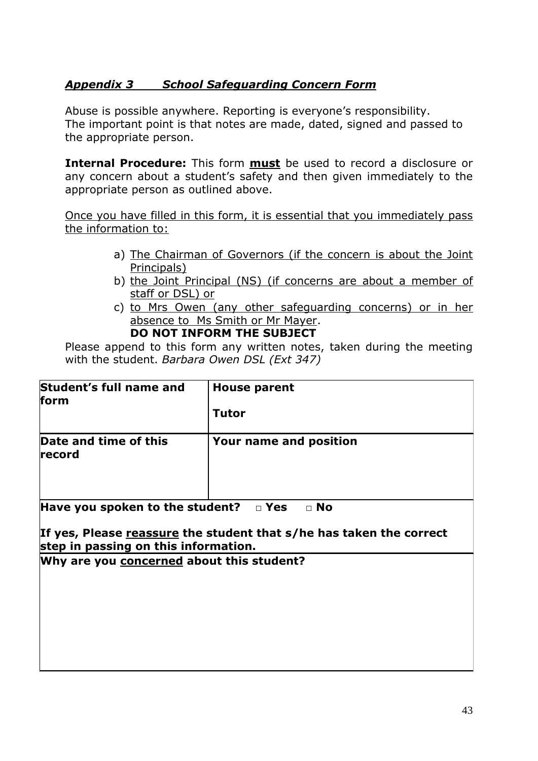## *Appendix 3 School Safeguarding Concern Form*

Abuse is possible anywhere. Reporting is everyone's responsibility.
The important point is that notes are made, dated, signed and passed to the appropriate person.

**Internal Procedure:** This form **must** be used to record a disclosure or any concern about a student's safety and then given immediately to the appropriate person as outlined above.

Once you have filled in this form, it is essential that you immediately pass the information to:

a) The Chairman of Governors (if the concern is about the Joint Principals)
b) the Joint Principal (NS) (if concerns are about a member of staff or DSL) or
c) to Mrs Owen (any other safeguarding concerns) or in her absence to Ms Smith or Mr Mayer.

**DO NOT INFORM THE SUBJECT**

Please append to this form any written notes, taken during the meeting with the student. *Barbara Owen DSL (Ext 347)*

| **Student's full name and form** | **House parent**<br><br>**Tutor** |
|---|---|
| **Date and time of this record** | **Your name and position** |
| **Have you spoken to the student?** □ **Yes** □ **No**<br><br>**If yes, Please reassure the student that s/he has taken the correct step in passing on this information.** | |
| **Why are you concerned about this student?** | |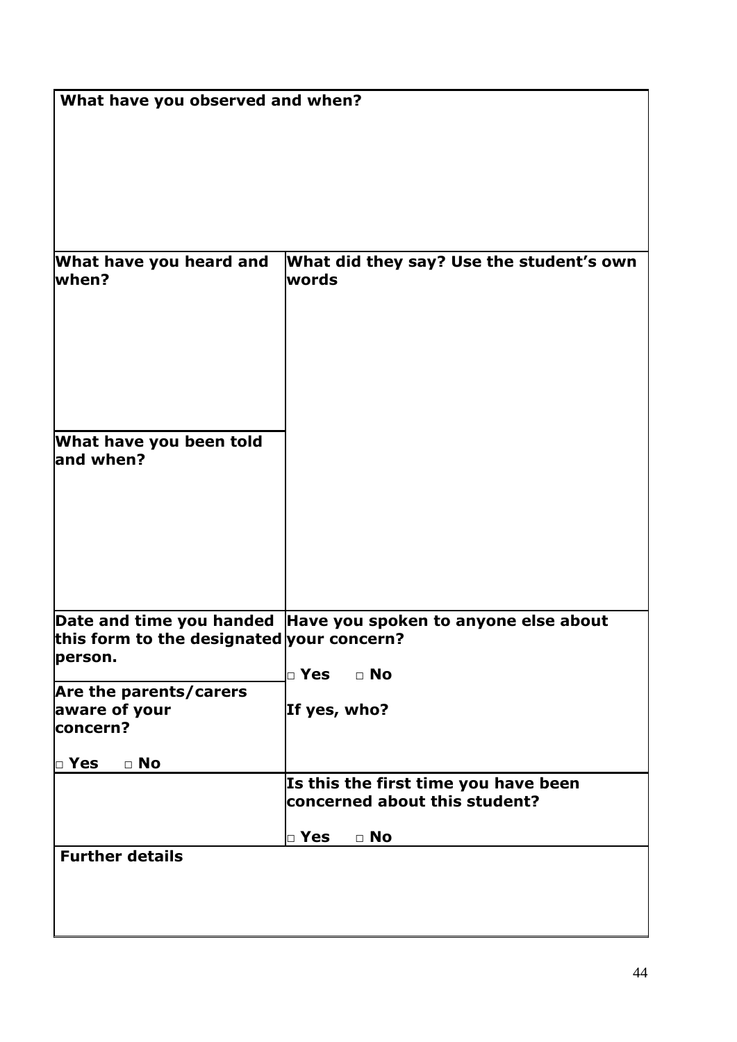| **What have you observed and when?** | |
|---|---|
| **What have you heard and when?** | **What did they say? Use the student's own words** |
| **What have you been told and when?** | |
| **Date and time you handed this form to the designated person.** | **Have you spoken to anyone else about your concern?**<br><br>**□ Yes □ No**<br><br>**If yes, who?** |
| **Are the parents/carers aware of your concern?**<br><br>**□ Yes □ No** | |
| | **Is this the first time you have been concerned about this student?**<br><br>**□ Yes □ No** |
| **Further details** | |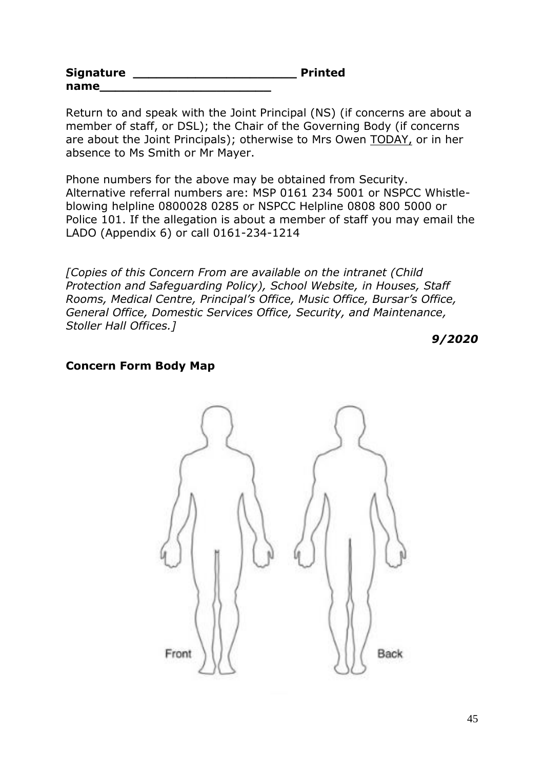**Signature** _____________________ **Printed name**______________________

Return to and speak with the Joint Principal (NS) (if concerns are about a member of staff, or DSL); the Chair of the Governing Body (if concerns are about the Joint Principals); otherwise to Mrs Owen TODAY, or in her absence to Ms Smith or Mr Mayer.

Phone numbers for the above may be obtained from Security. Alternative referral numbers are: MSP 0161 234 5001 or NSPCC Whistle-blowing helpline 0800028 0285 or NSPCC Helpline 0808 800 5000 or Police 101. If the allegation is about a member of staff you may email the LADO (Appendix 6) or call 0161-234-1214

*[Copies of this Concern From are available on the intranet (Child Protection and Safeguarding Policy), School Website, in Houses, Staff Rooms, Medical Centre, Principal's Office, Music Office, Bursar's Office, General Office, Domestic Services Office, Security, and Maintenance, Stoller Hall Offices.]*

***9/2020***

**Concern Form Body Map**

Front

Back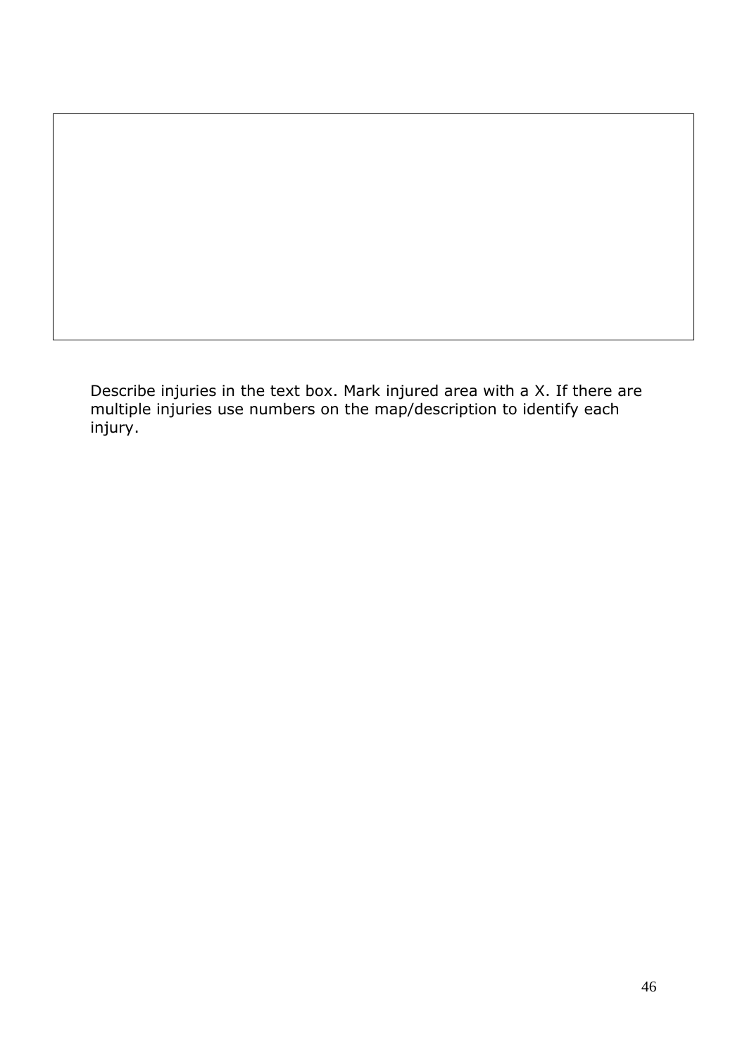Describe injuries in the text box. Mark injured area with a X. If there are multiple injuries use numbers on the map/description to identify each injury.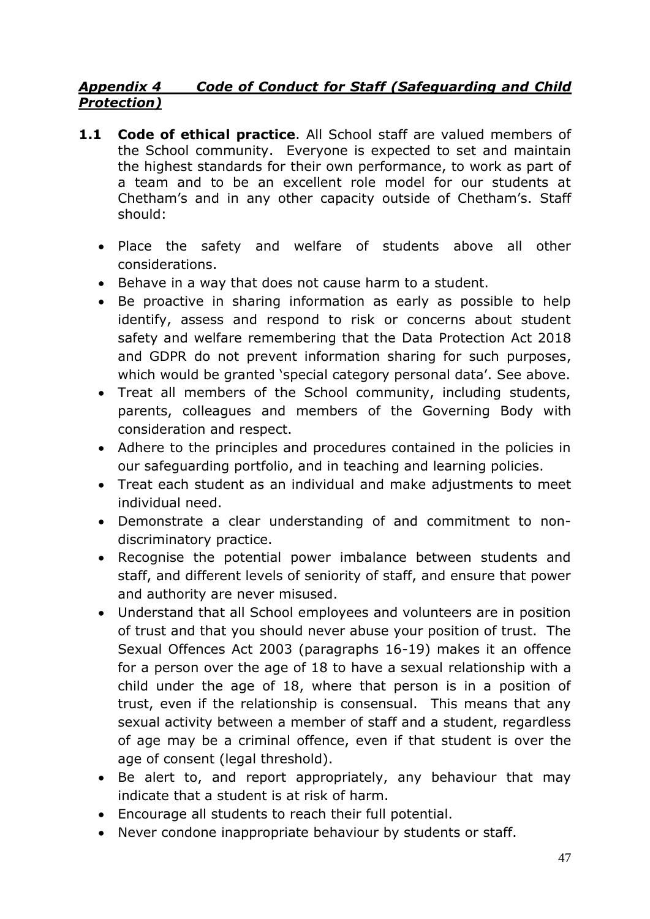### *Appendix 4 Code of Conduct for Staff (Safeguarding and Child Protection)*

**1.1 Code of ethical practice**. All School staff are valued members of the School community. Everyone is expected to set and maintain the highest standards for their own performance, to work as part of a team and to be an excellent role model for our students at Chetham's and in any other capacity outside of Chetham's. Staff should:

- Place the safety and welfare of students above all other considerations.
- Behave in a way that does not cause harm to a student.
- Be proactive in sharing information as early as possible to help identify, assess and respond to risk or concerns about student safety and welfare remembering that the Data Protection Act 2018 and GDPR do not prevent information sharing for such purposes, which would be granted 'special category personal data'. See above.
- Treat all members of the School community, including students, parents, colleagues and members of the Governing Body with consideration and respect.
- Adhere to the principles and procedures contained in the policies in our safeguarding portfolio, and in teaching and learning policies.
- Treat each student as an individual and make adjustments to meet individual need.
- Demonstrate a clear understanding of and commitment to non-discriminatory practice.
- Recognise the potential power imbalance between students and staff, and different levels of seniority of staff, and ensure that power and authority are never misused.
- Understand that all School employees and volunteers are in position of trust and that you should never abuse your position of trust. The Sexual Offences Act 2003 (paragraphs 16-19) makes it an offence for a person over the age of 18 to have a sexual relationship with a child under the age of 18, where that person is in a position of trust, even if the relationship is consensual. This means that any sexual activity between a member of staff and a student, regardless of age may be a criminal offence, even if that student is over the age of consent (legal threshold).
- Be alert to, and report appropriately, any behaviour that may indicate that a student is at risk of harm.
- Encourage all students to reach their full potential.
- Never condone inappropriate behaviour by students or staff.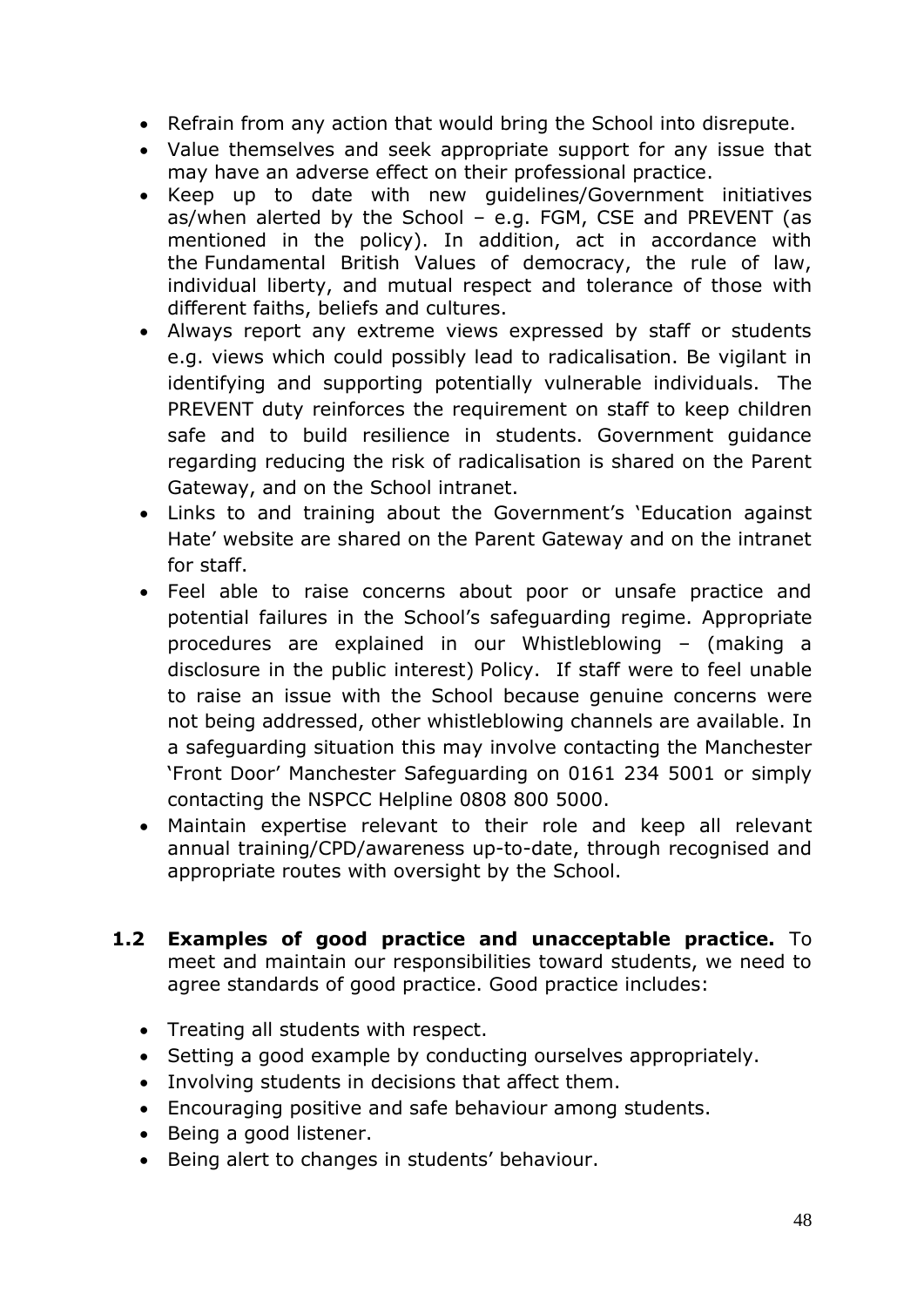- Refrain from any action that would bring the School into disrepute.
- Value themselves and seek appropriate support for any issue that may have an adverse effect on their professional practice.
- Keep up to date with new guidelines/Government initiatives as/when alerted by the School – e.g. FGM, CSE and PREVENT (as mentioned in the policy). In addition, act in accordance with the Fundamental British Values of democracy, the rule of law, individual liberty, and mutual respect and tolerance of those with different faiths, beliefs and cultures.
- Always report any extreme views expressed by staff or students e.g. views which could possibly lead to radicalisation. Be vigilant in identifying and supporting potentially vulnerable individuals. The PREVENT duty reinforces the requirement on staff to keep children safe and to build resilience in students. Government guidance regarding reducing the risk of radicalisation is shared on the Parent Gateway, and on the School intranet.
- Links to and training about the Government's 'Education against Hate' website are shared on the Parent Gateway and on the intranet for staff.
- Feel able to raise concerns about poor or unsafe practice and potential failures in the School's safeguarding regime. Appropriate procedures are explained in our Whistleblowing – (making a disclosure in the public interest) Policy. If staff were to feel unable to raise an issue with the School because genuine concerns were not being addressed, other whistleblowing channels are available. In a safeguarding situation this may involve contacting the Manchester 'Front Door' Manchester Safeguarding on 0161 234 5001 or simply contacting the NSPCC Helpline 0808 800 5000.
- Maintain expertise relevant to their role and keep all relevant annual training/CPD/awareness up-to-date, through recognised and appropriate routes with oversight by the School.

**1.2 Examples of good practice and unacceptable practice.** To meet and maintain our responsibilities toward students, we need to agree standards of good practice. Good practice includes:

- Treating all students with respect.
- Setting a good example by conducting ourselves appropriately.
- Involving students in decisions that affect them.
- Encouraging positive and safe behaviour among students.
- Being a good listener.
- Being alert to changes in students' behaviour.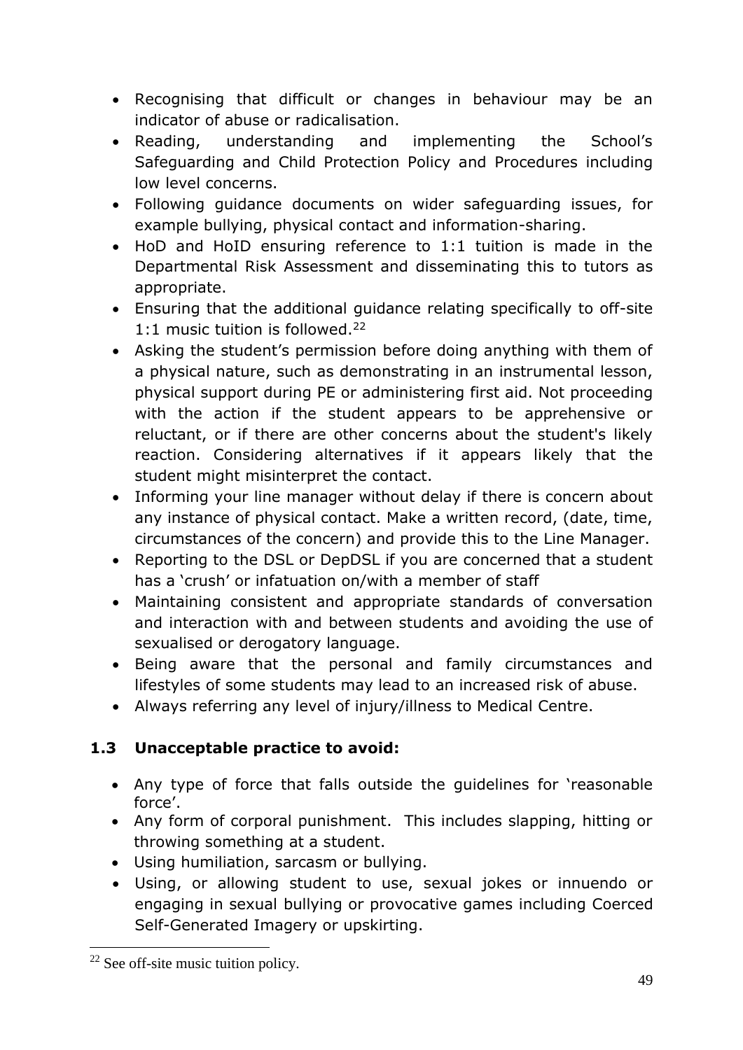- Recognising that difficult or changes in behaviour may be an indicator of abuse or radicalisation.
- Reading, understanding and implementing the School's Safeguarding and Child Protection Policy and Procedures including low level concerns.
- Following guidance documents on wider safeguarding issues, for example bullying, physical contact and information-sharing.
- HoD and HoID ensuring reference to 1:1 tuition is made in the Departmental Risk Assessment and disseminating this to tutors as appropriate.
- Ensuring that the additional guidance relating specifically to off-site 1:1 music tuition is followed.[22]
- Asking the student's permission before doing anything with them of a physical nature, such as demonstrating in an instrumental lesson, physical support during PE or administering first aid. Not proceeding with the action if the student appears to be apprehensive or reluctant, or if there are other concerns about the student's likely reaction. Considering alternatives if it appears likely that the student might misinterpret the contact.
- Informing your line manager without delay if there is concern about any instance of physical contact. Make a written record, (date, time, circumstances of the concern) and provide this to the Line Manager.
- Reporting to the DSL or DepDSL if you are concerned that a student has a 'crush' or infatuation on/with a member of staff
- Maintaining consistent and appropriate standards of conversation and interaction with and between students and avoiding the use of sexualised or derogatory language.
- Being aware that the personal and family circumstances and lifestyles of some students may lead to an increased risk of abuse.
- Always referring any level of injury/illness to Medical Centre.

### 1.3 Unacceptable practice to avoid:

- Any type of force that falls outside the guidelines for 'reasonable force'.
- Any form of corporal punishment. This includes slapping, hitting or throwing something at a student.
- Using humiliation, sarcasm or bullying.
- Using, or allowing student to use, sexual jokes or innuendo or engaging in sexual bullying or provocative games including Coerced Self-Generated Imagery or upskirting.

[22] See off-site music tuition policy.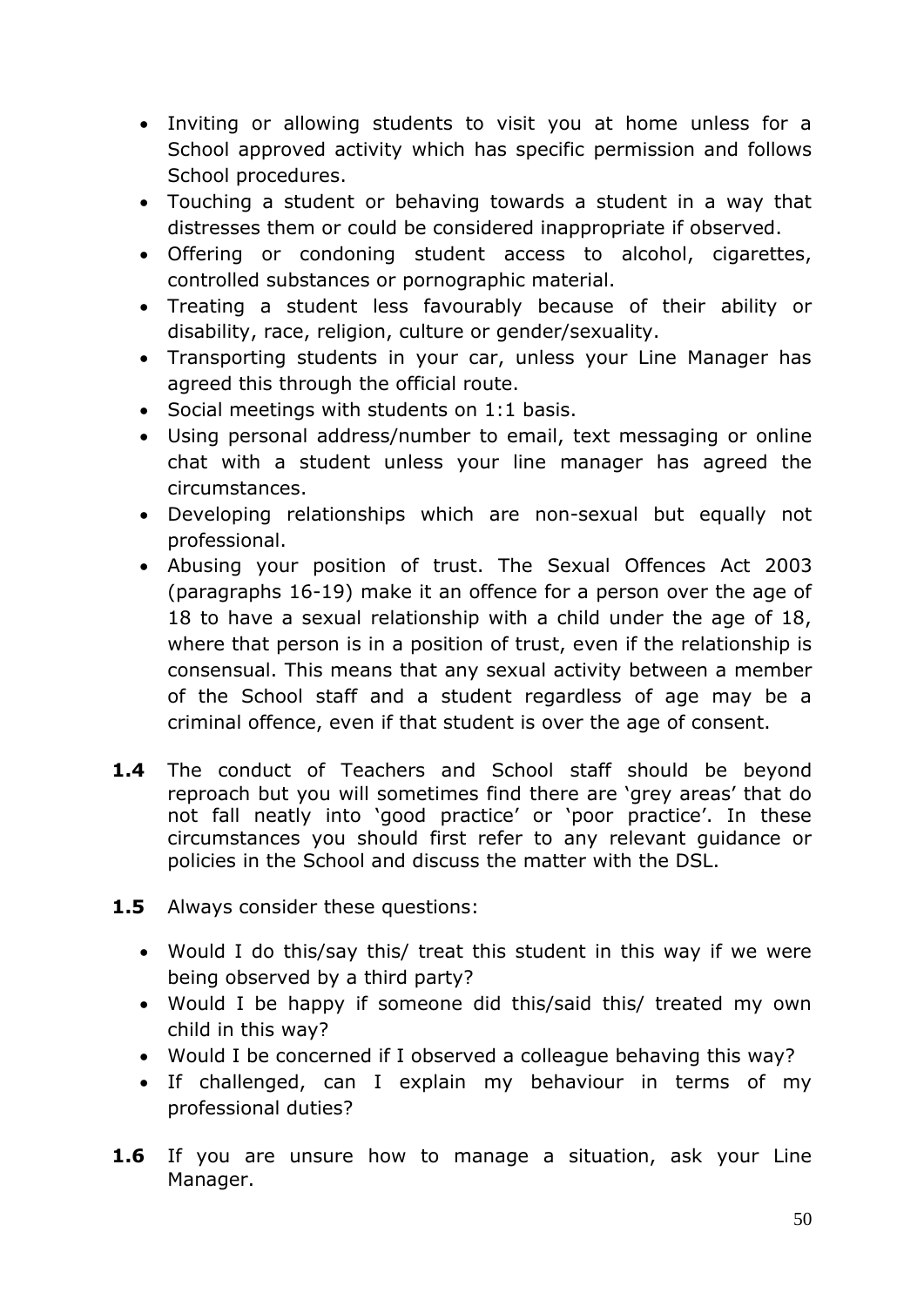- Inviting or allowing students to visit you at home unless for a School approved activity which has specific permission and follows School procedures.
- Touching a student or behaving towards a student in a way that distresses them or could be considered inappropriate if observed.
- Offering or condoning student access to alcohol, cigarettes, controlled substances or pornographic material.
- Treating a student less favourably because of their ability or disability, race, religion, culture or gender/sexuality.
- Transporting students in your car, unless your Line Manager has agreed this through the official route.
- Social meetings with students on 1:1 basis.
- Using personal address/number to email, text messaging or online chat with a student unless your line manager has agreed the circumstances.
- Developing relationships which are non-sexual but equally not professional.
- Abusing your position of trust. The Sexual Offences Act 2003 (paragraphs 16-19) make it an offence for a person over the age of 18 to have a sexual relationship with a child under the age of 18, where that person is in a position of trust, even if the relationship is consensual. This means that any sexual activity between a member of the School staff and a student regardless of age may be a criminal offence, even if that student is over the age of consent.

**1.4** The conduct of Teachers and School staff should be beyond reproach but you will sometimes find there are 'grey areas' that do not fall neatly into 'good practice' or 'poor practice'. In these circumstances you should first refer to any relevant guidance or policies in the School and discuss the matter with the DSL.

**1.5** Always consider these questions:

- Would I do this/say this/ treat this student in this way if we were being observed by a third party?
- Would I be happy if someone did this/said this/ treated my own child in this way?
- Would I be concerned if I observed a colleague behaving this way?
- If challenged, can I explain my behaviour in terms of my professional duties?

**1.6** If you are unsure how to manage a situation, ask your Line Manager.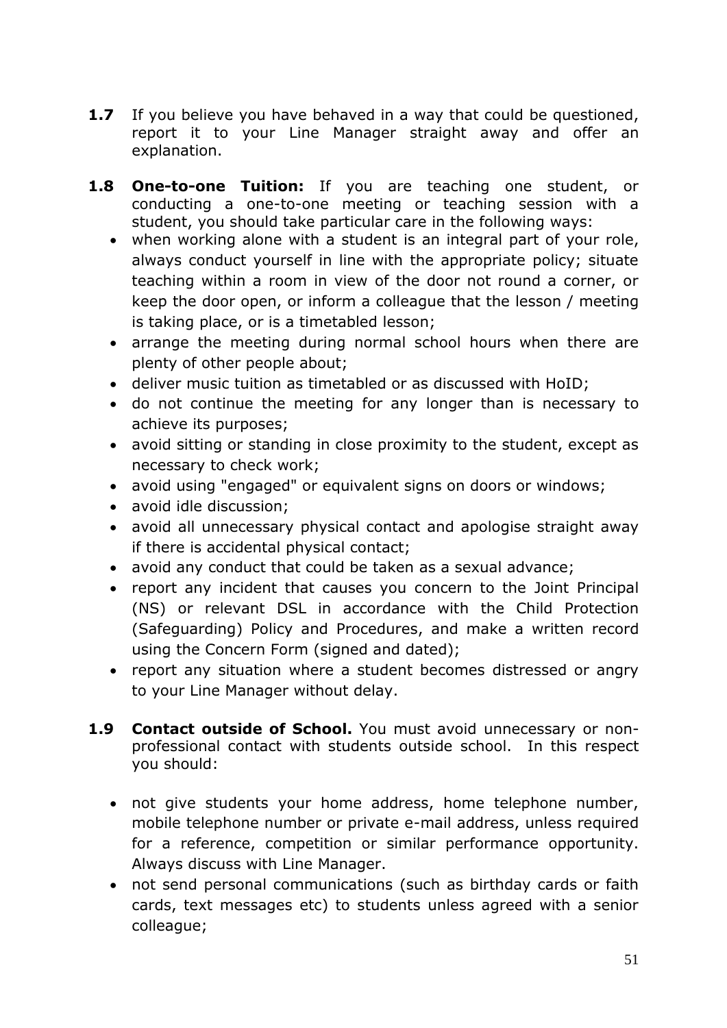**1.7** If you believe you have behaved in a way that could be questioned, report it to your Line Manager straight away and offer an explanation.

**1.8** **One-to-one Tuition:** If you are teaching one student, or conducting a one-to-one meeting or teaching session with a student, you should take particular care in the following ways:

- when working alone with a student is an integral part of your role, always conduct yourself in line with the appropriate policy; situate teaching within a room in view of the door not round a corner, or keep the door open, or inform a colleague that the lesson / meeting is taking place, or is a timetabled lesson;
- arrange the meeting during normal school hours when there are plenty of other people about;
- deliver music tuition as timetabled or as discussed with HoID;
- do not continue the meeting for any longer than is necessary to achieve its purposes;
- avoid sitting or standing in close proximity to the student, except as necessary to check work;
- avoid using "engaged" or equivalent signs on doors or windows;
- avoid idle discussion;
- avoid all unnecessary physical contact and apologise straight away if there is accidental physical contact;
- avoid any conduct that could be taken as a sexual advance;
- report any incident that causes you concern to the Joint Principal (NS) or relevant DSL in accordance with the Child Protection (Safeguarding) Policy and Procedures, and make a written record using the Concern Form (signed and dated);
- report any situation where a student becomes distressed or angry to your Line Manager without delay.

**1.9** **Contact outside of School.** You must avoid unnecessary or non-professional contact with students outside school. In this respect you should:

- not give students your home address, home telephone number, mobile telephone number or private e-mail address, unless required for a reference, competition or similar performance opportunity. Always discuss with Line Manager.
- not send personal communications (such as birthday cards or faith cards, text messages etc) to students unless agreed with a senior colleague;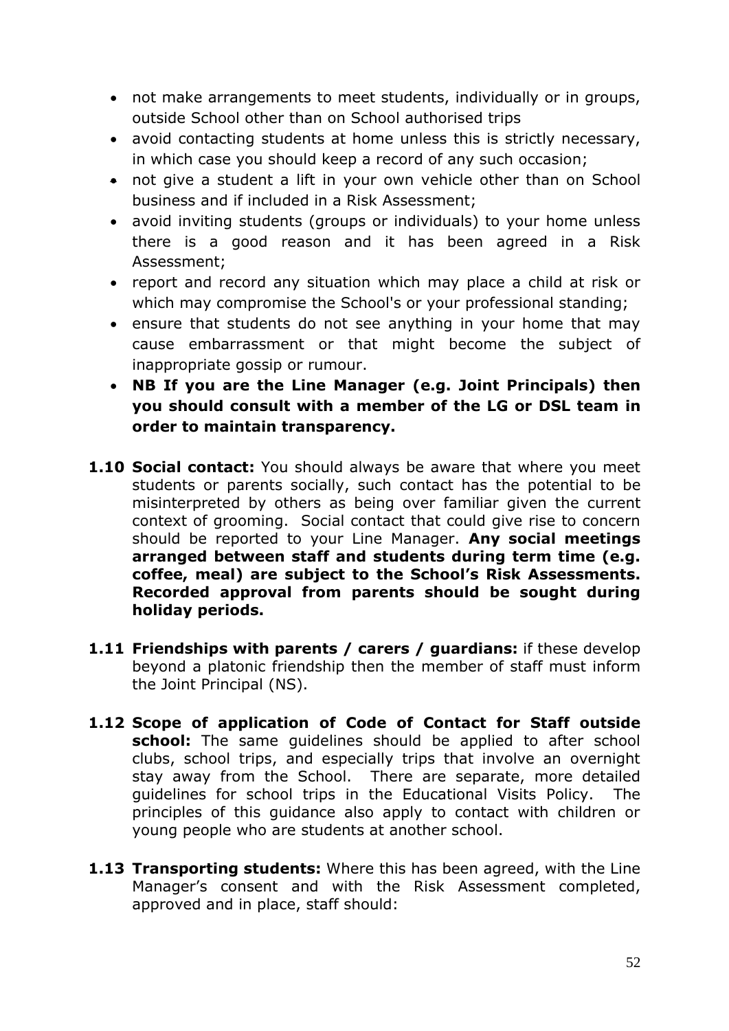- not make arrangements to meet students, individually or in groups, outside School other than on School authorised trips
- avoid contacting students at home unless this is strictly necessary, in which case you should keep a record of any such occasion;
- not give a student a lift in your own vehicle other than on School business and if included in a Risk Assessment;
- avoid inviting students (groups or individuals) to your home unless there is a good reason and it has been agreed in a Risk Assessment;
- report and record any situation which may place a child at risk or which may compromise the School's or your professional standing;
- ensure that students do not see anything in your home that may cause embarrassment or that might become the subject of inappropriate gossip or rumour.
- **NB If you are the Line Manager (e.g. Joint Principals) then you should consult with a member of the LG or DSL team in order to maintain transparency.**

**1.10 Social contact:** You should always be aware that where you meet students or parents socially, such contact has the potential to be misinterpreted by others as being over familiar given the current context of grooming. Social contact that could give rise to concern should be reported to your Line Manager. **Any social meetings arranged between staff and students during term time (e.g. coffee, meal) are subject to the School's Risk Assessments. Recorded approval from parents should be sought during holiday periods.**

**1.11 Friendships with parents / carers / guardians:** if these develop beyond a platonic friendship then the member of staff must inform the Joint Principal (NS).

**1.12 Scope of application of Code of Contact for Staff outside school:** The same guidelines should be applied to after school clubs, school trips, and especially trips that involve an overnight stay away from the School. There are separate, more detailed guidelines for school trips in the Educational Visits Policy. The principles of this guidance also apply to contact with children or young people who are students at another school.

**1.13 Transporting students:** Where this has been agreed, with the Line Manager's consent and with the Risk Assessment completed, approved and in place, staff should: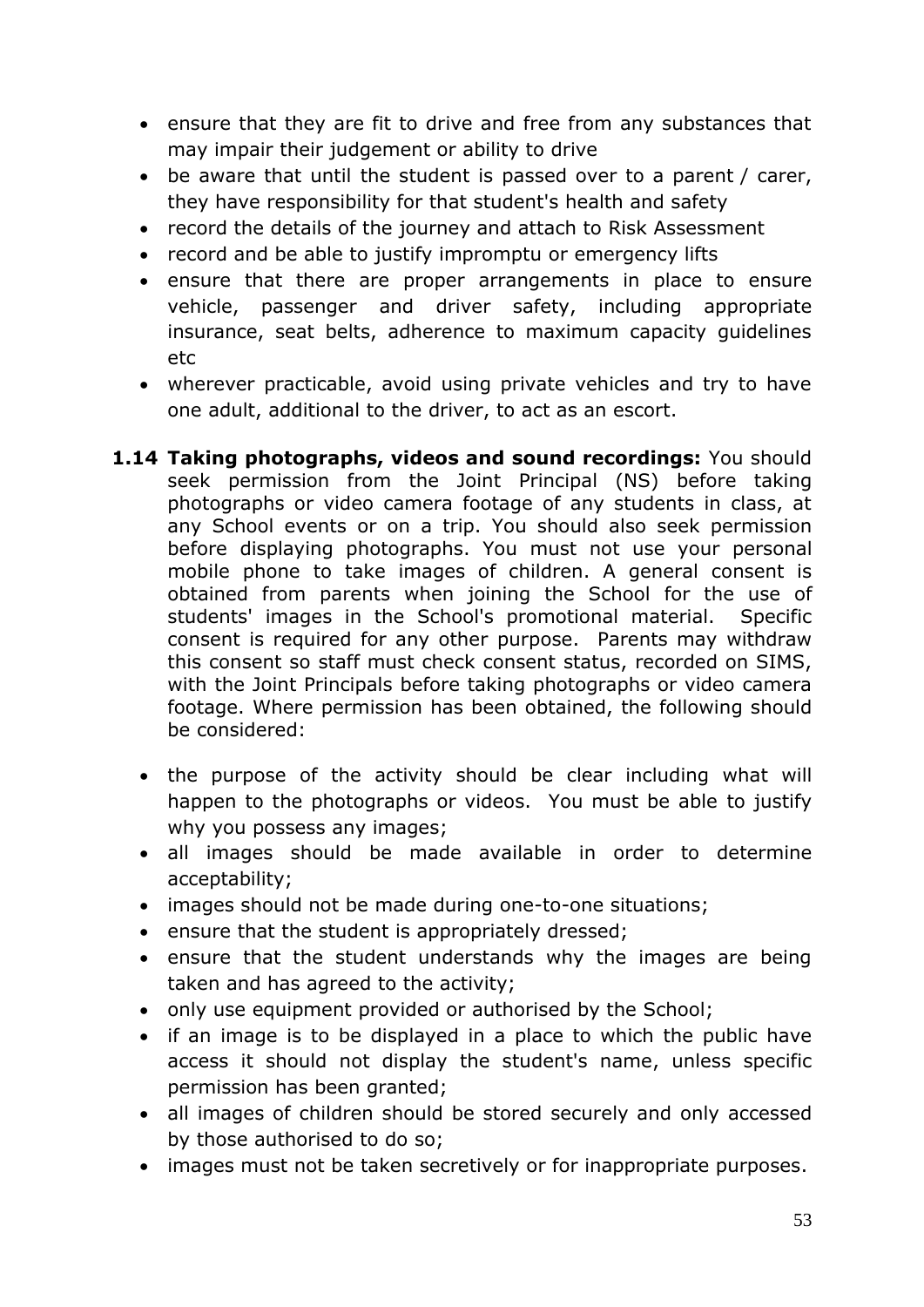- ensure that they are fit to drive and free from any substances that may impair their judgement or ability to drive
- be aware that until the student is passed over to a parent / carer, they have responsibility for that student's health and safety
- record the details of the journey and attach to Risk Assessment
- record and be able to justify impromptu or emergency lifts
- ensure that there are proper arrangements in place to ensure vehicle, passenger and driver safety, including appropriate insurance, seat belts, adherence to maximum capacity guidelines etc
- wherever practicable, avoid using private vehicles and try to have one adult, additional to the driver, to act as an escort.

**1.14 Taking photographs, videos and sound recordings:** You should seek permission from the Joint Principal (NS) before taking photographs or video camera footage of any students in class, at any School events or on a trip. You should also seek permission before displaying photographs. You must not use your personal mobile phone to take images of children. A general consent is obtained from parents when joining the School for the use of students' images in the School's promotional material. Specific consent is required for any other purpose. Parents may withdraw this consent so staff must check consent status, recorded on SIMS, with the Joint Principals before taking photographs or video camera footage. Where permission has been obtained, the following should be considered:

- the purpose of the activity should be clear including what will happen to the photographs or videos. You must be able to justify why you possess any images;
- all images should be made available in order to determine acceptability;
- images should not be made during one-to-one situations;
- ensure that the student is appropriately dressed;
- ensure that the student understands why the images are being taken and has agreed to the activity;
- only use equipment provided or authorised by the School;
- if an image is to be displayed in a place to which the public have access it should not display the student's name, unless specific permission has been granted;
- all images of children should be stored securely and only accessed by those authorised to do so;
- images must not be taken secretively or for inappropriate purposes.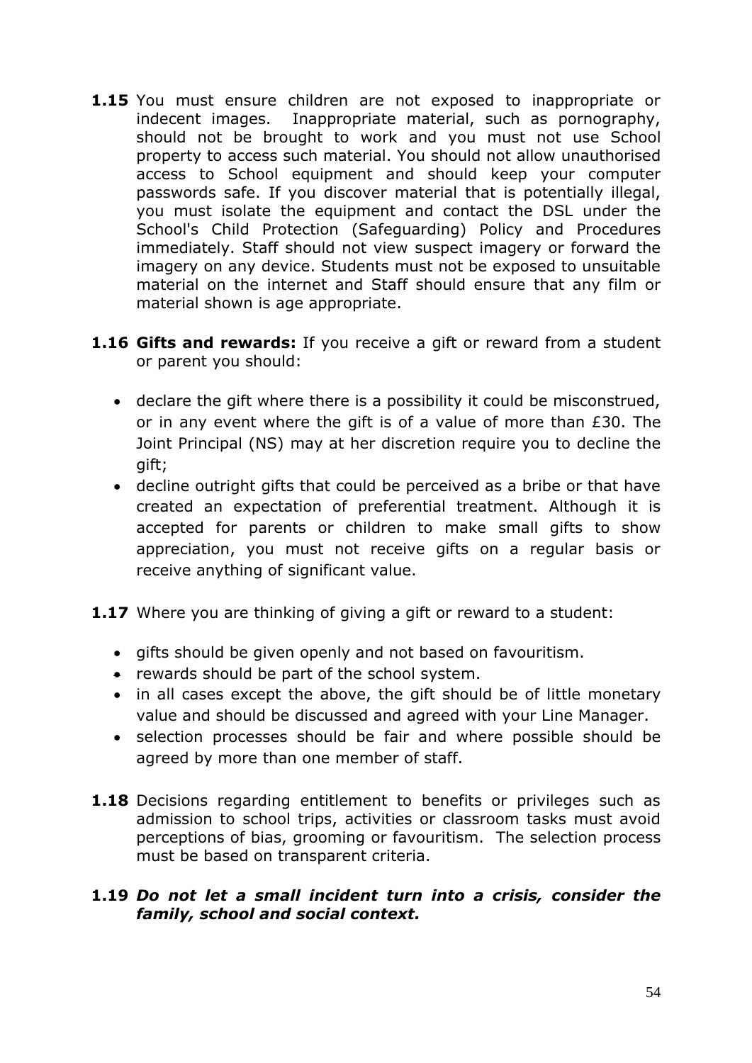**1.15** You must ensure children are not exposed to inappropriate or indecent images. Inappropriate material, such as pornography, should not be brought to work and you must not use School property to access such material. You should not allow unauthorised access to School equipment and should keep your computer passwords safe. If you discover material that is potentially illegal, you must isolate the equipment and contact the DSL under the School's Child Protection (Safeguarding) Policy and Procedures immediately. Staff should not view suspect imagery or forward the imagery on any device. Students must not be exposed to unsuitable material on the internet and Staff should ensure that any film or material shown is age appropriate.

**1.16 Gifts and rewards:** If you receive a gift or reward from a student or parent you should:

- declare the gift where there is a possibility it could be misconstrued, or in any event where the gift is of a value of more than £30. The Joint Principal (NS) may at her discretion require you to decline the gift;
- decline outright gifts that could be perceived as a bribe or that have created an expectation of preferential treatment. Although it is accepted for parents or children to make small gifts to show appreciation, you must not receive gifts on a regular basis or receive anything of significant value.

**1.17** Where you are thinking of giving a gift or reward to a student:

- gifts should be given openly and not based on favouritism.
- rewards should be part of the school system.
- in all cases except the above, the gift should be of little monetary value and should be discussed and agreed with your Line Manager.
- selection processes should be fair and where possible should be agreed by more than one member of staff.

**1.18** Decisions regarding entitlement to benefits or privileges such as admission to school trips, activities or classroom tasks must avoid perceptions of bias, grooming or favouritism. The selection process must be based on transparent criteria.

**1.19** ***Do not let a small incident turn into a crisis, consider the family, school and social context.***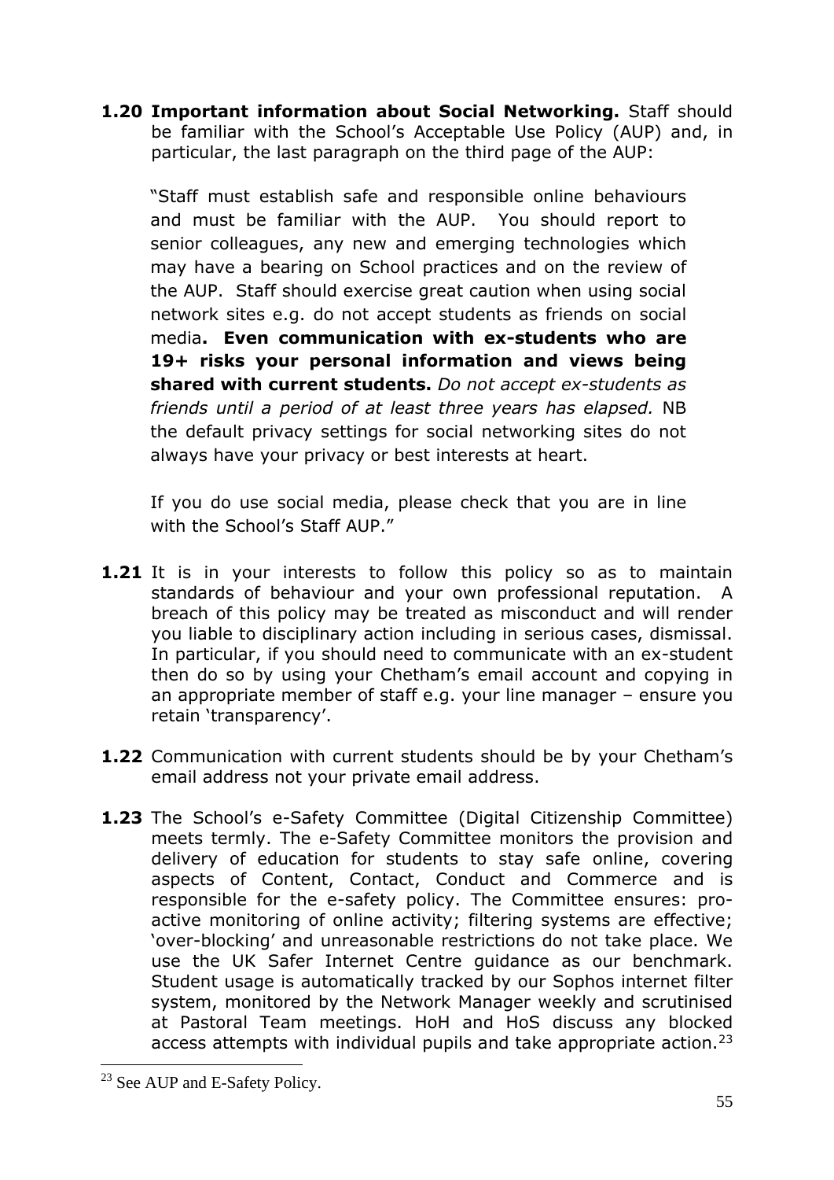**1.20 Important information about Social Networking.** Staff should be familiar with the School's Acceptable Use Policy (AUP) and, in particular, the last paragraph on the third page of the AUP:

> "Staff must establish safe and responsible online behaviours and must be familiar with the AUP. You should report to senior colleagues, any new and emerging technologies which may have a bearing on School practices and on the review of the AUP. Staff should exercise great caution when using social network sites e.g. do not accept students as friends on social media**. Even communication with ex-students who are 19+ risks your personal information and views being shared with current students.** *Do not accept ex-students as friends until a period of at least three years has elapsed.* NB the default privacy settings for social networking sites do not always have your privacy or best interests at heart.
>
> If you do use social media, please check that you are in line with the School's Staff AUP."

**1.21** It is in your interests to follow this policy so as to maintain standards of behaviour and your own professional reputation. A breach of this policy may be treated as misconduct and will render you liable to disciplinary action including in serious cases, dismissal. In particular, if you should need to communicate with an ex-student then do so by using your Chetham's email account and copying in an appropriate member of staff e.g. your line manager – ensure you retain 'transparency'.

**1.22** Communication with current students should be by your Chetham's email address not your private email address.

**1.23** The School's e-Safety Committee (Digital Citizenship Committee) meets termly. The e-Safety Committee monitors the provision and delivery of education for students to stay safe online, covering aspects of Content, Contact, Conduct and Commerce and is responsible for the e-safety policy. The Committee ensures: pro-active monitoring of online activity; filtering systems are effective; 'over-blocking' and unreasonable restrictions do not take place. We use the UK Safer Internet Centre guidance as our benchmark. Student usage is automatically tracked by our Sophos internet filter system, monitored by the Network Manager weekly and scrutinised at Pastoral Team meetings. HoH and HoS discuss any blocked access attempts with individual pupils and take appropriate action.[23]

[23] See AUP and E-Safety Policy.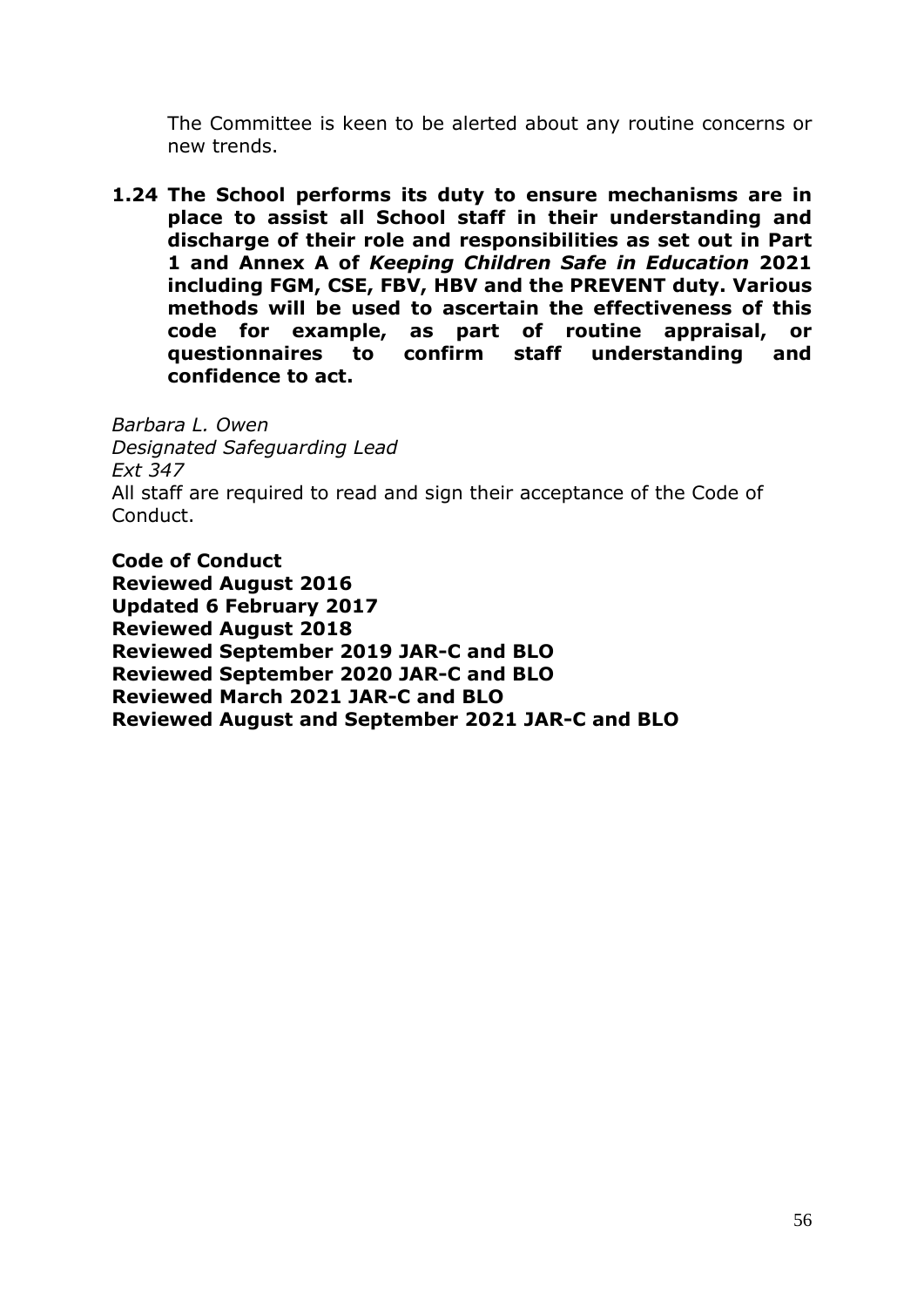The Committee is keen to be alerted about any routine concerns or new trends.

**1.24 The School performs its duty to ensure mechanisms are in place to assist all School staff in their understanding and discharge of their role and responsibilities as set out in Part 1 and Annex A of *Keeping Children Safe in Education* 2021 including FGM, CSE, FBV, HBV and the PREVENT duty. Various methods will be used to ascertain the effectiveness of this code for example, as part of routine appraisal, or questionnaires to confirm staff understanding and confidence to act.**

*Barbara L. Owen*
*Designated Safeguarding Lead*
*Ext 347*
All staff are required to read and sign their acceptance of the Code of Conduct.

**Code of Conduct**
**Reviewed August 2016**
**Updated 6 February 2017**
**Reviewed August 2018**
**Reviewed September 2019 JAR-C and BLO**
**Reviewed September 2020 JAR-C and BLO**
**Reviewed March 2021 JAR-C and BLO**
**Reviewed August and September 2021 JAR-C and BLO**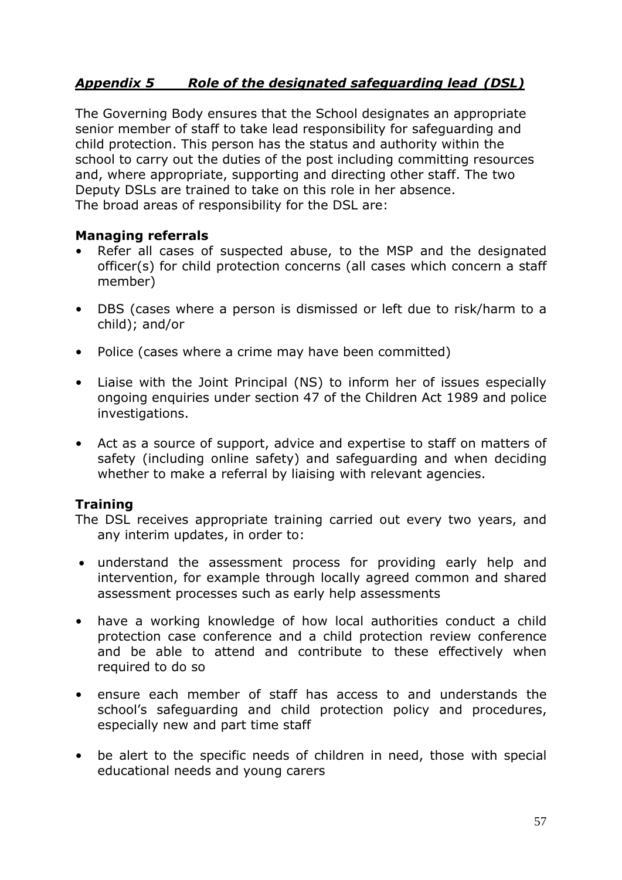## *Appendix 5 Role of the designated safeguarding lead (DSL)*

The Governing Body ensures that the School designates an appropriate senior member of staff to take lead responsibility for safeguarding and child protection. This person has the status and authority within the school to carry out the duties of the post including committing resources and, where appropriate, supporting and directing other staff. The two Deputy DSLs are trained to take on this role in her absence.
The broad areas of responsibility for the DSL are:

### Managing referrals

- Refer all cases of suspected abuse, to the MSP and the designated officer(s) for child protection concerns (all cases which concern a staff member)
- DBS (cases where a person is dismissed or left due to risk/harm to a child); and/or
- Police (cases where a crime may have been committed)
- Liaise with the Joint Principal (NS) to inform her of issues especially ongoing enquiries under section 47 of the Children Act 1989 and police investigations.
- Act as a source of support, advice and expertise to staff on matters of safety (including online safety) and safeguarding and when deciding whether to make a referral by liaising with relevant agencies.

### Training

The DSL receives appropriate training carried out every two years, and any interim updates, in order to:

- understand the assessment process for providing early help and intervention, for example through locally agreed common and shared assessment processes such as early help assessments
- have a working knowledge of how local authorities conduct a child protection case conference and a child protection review conference and be able to attend and contribute to these effectively when required to do so
- ensure each member of staff has access to and understands the school's safeguarding and child protection policy and procedures, especially new and part time staff
- be alert to the specific needs of children in need, those with special educational needs and young carers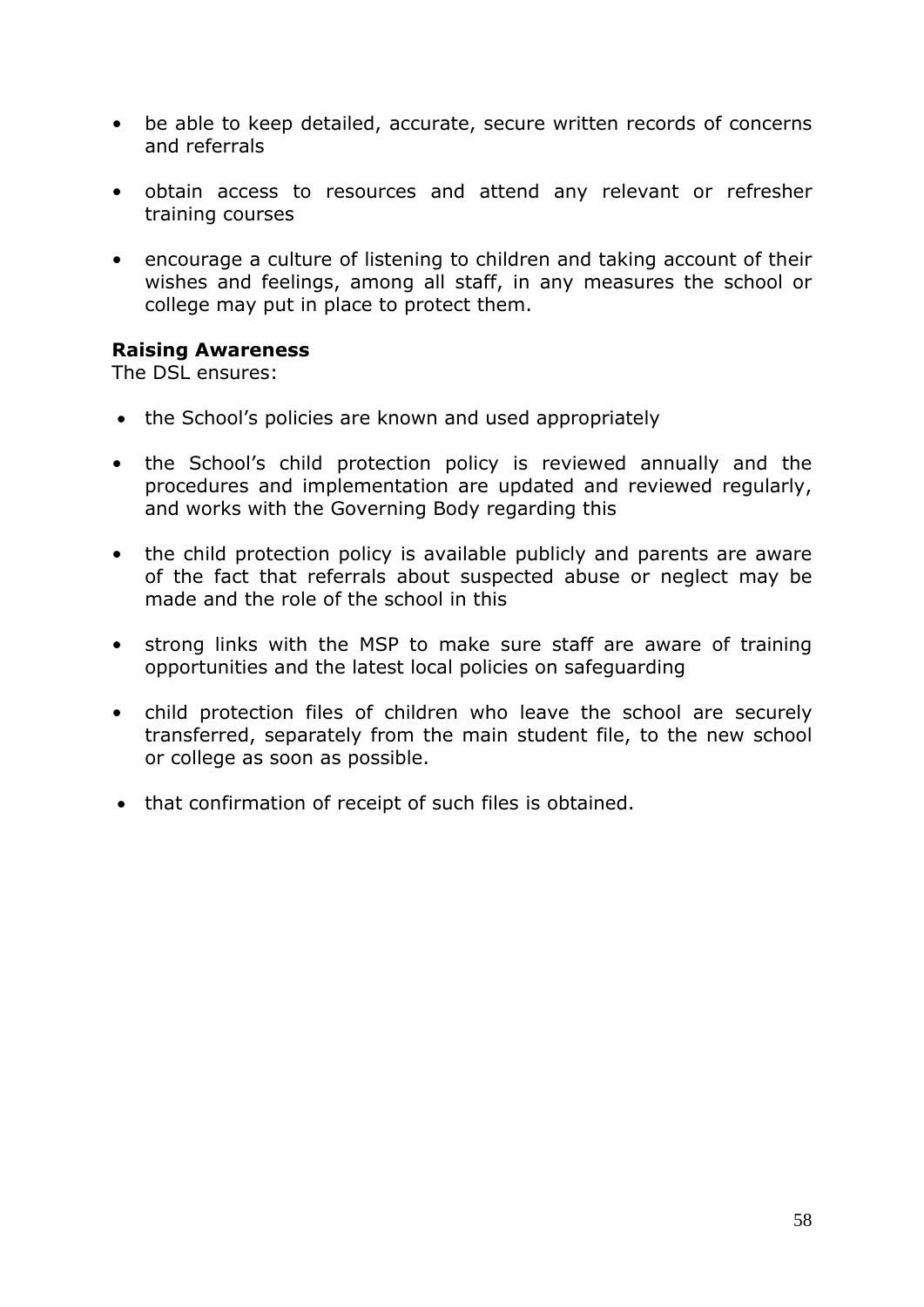- be able to keep detailed, accurate, secure written records of concerns and referrals
- obtain access to resources and attend any relevant or refresher training courses
- encourage a culture of listening to children and taking account of their wishes and feelings, among all staff, in any measures the school or college may put in place to protect them.

**Raising Awareness**

The DSL ensures:

- the School's policies are known and used appropriately
- the School's child protection policy is reviewed annually and the procedures and implementation are updated and reviewed regularly, and works with the Governing Body regarding this
- the child protection policy is available publicly and parents are aware of the fact that referrals about suspected abuse or neglect may be made and the role of the school in this
- strong links with the MSP to make sure staff are aware of training opportunities and the latest local policies on safeguarding
- child protection files of children who leave the school are securely transferred, separately from the main student file, to the new school or college as soon as possible.
- that confirmation of receipt of such files is obtained.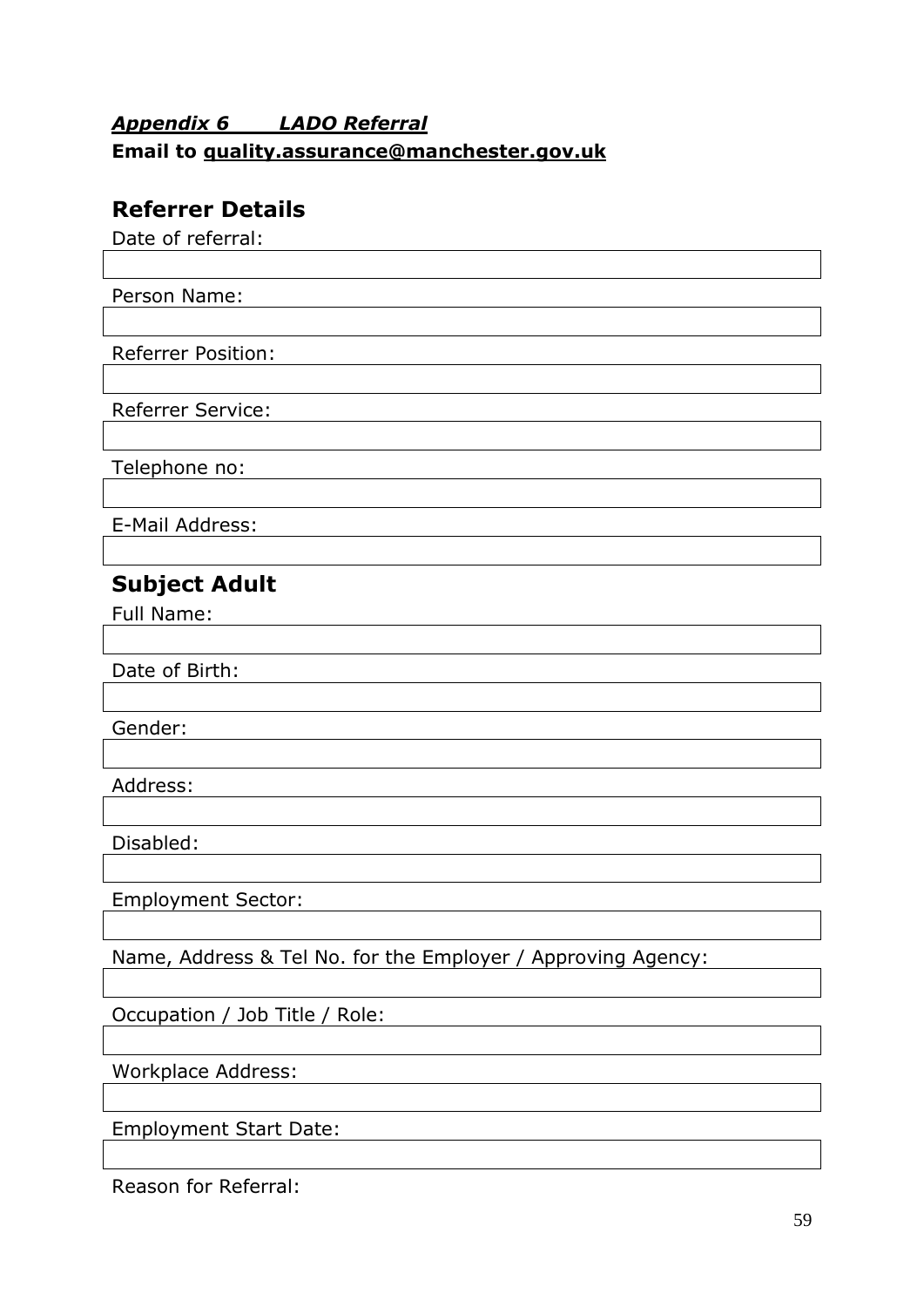***Appendix 6 LADO Referral***

**Email to quality.assurance@manchester.gov.uk**

## Referrer Details

Date of referral:

Person Name:

Referrer Position:

Referrer Service:

Telephone no:

E-Mail Address:

## Subject Adult

Full Name:

Date of Birth:

Gender:

Address:

Disabled:

Employment Sector:

Name, Address & Tel No. for the Employer / Approving Agency:

Occupation / Job Title / Role:

Workplace Address:

Employment Start Date:

Reason for Referral: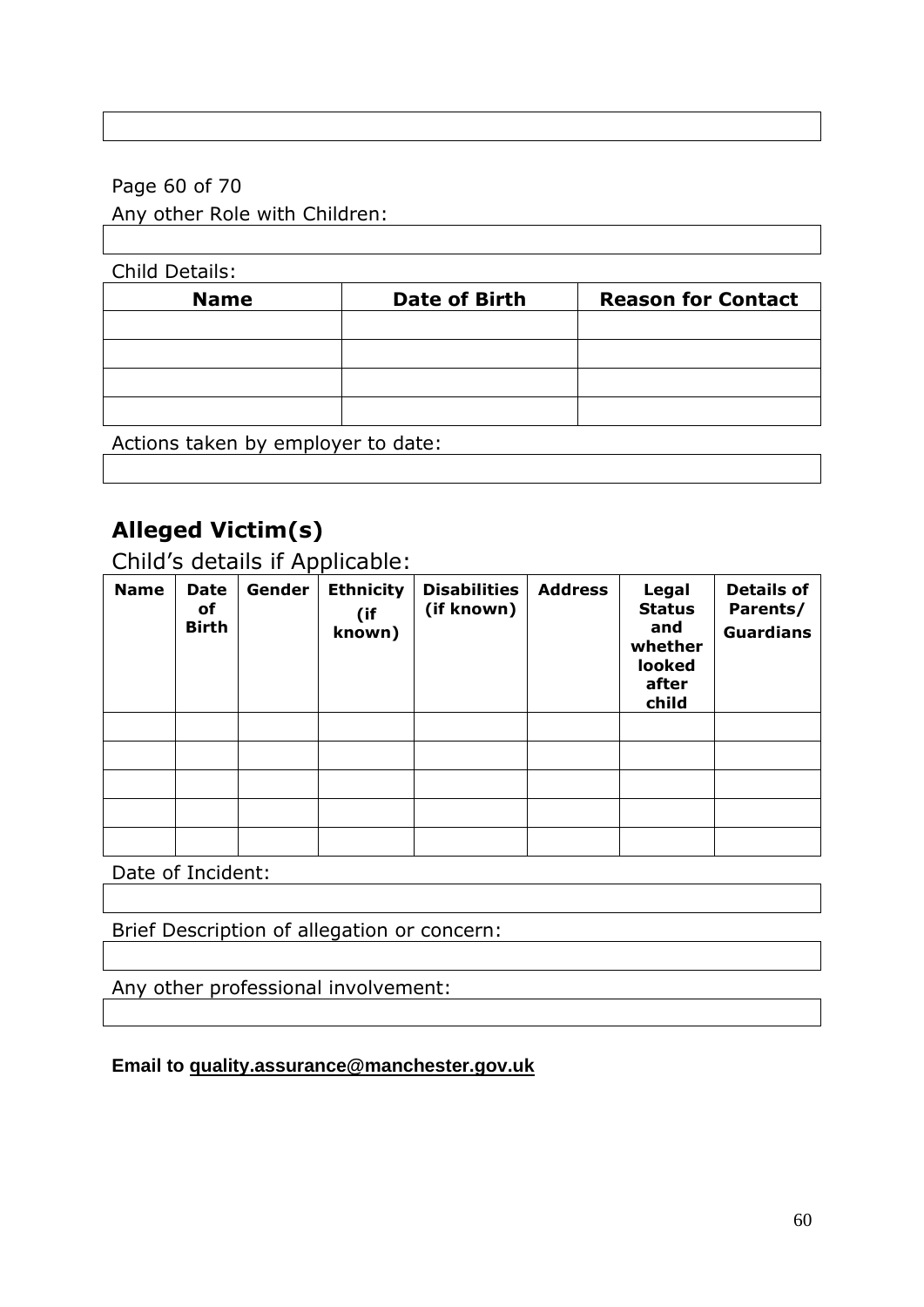Any other Role with Children:

Child Details:

| Name | Date of Birth | Reason for Contact |
| --- | --- | --- |
| | | |
| | | |
| | | |
| | | |

Actions taken by employer to date:

## Alleged Victim(s)

Child's details if Applicable:

| Name | Date of Birth | Gender | Ethnicity (if known) | Disabilities (if known) | Address | Legal Status and whether looked after child | Details of Parents/ Guardians |
| --- | --- | --- | --- | --- | --- | --- | --- |
| | | | | | | | |
| | | | | | | | |
| | | | | | | | |
| | | | | | | | |
| | | | | | | | |

Date of Incident:

Brief Description of allegation or concern:

Any other professional involvement:

**Email to quality.assurance@manchester.gov.uk**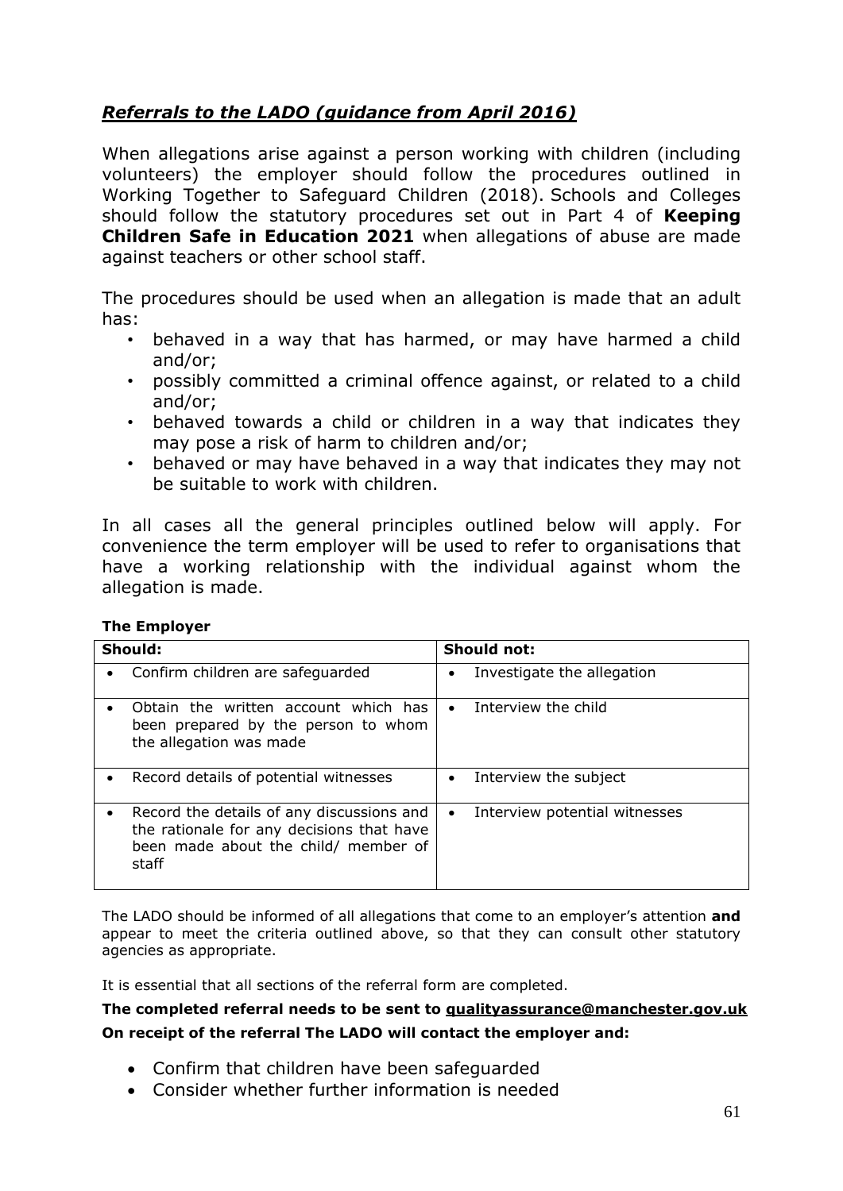## ***Referrals to the LADO (guidance from April 2016)***

When allegations arise against a person working with children (including volunteers) the employer should follow the procedures outlined in Working Together to Safeguard Children (2018). Schools and Colleges should follow the statutory procedures set out in Part 4 of **Keeping Children Safe in Education 2021** when allegations of abuse are made against teachers or other school staff.

The procedures should be used when an allegation is made that an adult has:

- behaved in a way that has harmed, or may have harmed a child and/or;
- possibly committed a criminal offence against, or related to a child and/or;
- behaved towards a child or children in a way that indicates they may pose a risk of harm to children and/or;
- behaved or may have behaved in a way that indicates they may not be suitable to work with children.

In all cases all the general principles outlined below will apply. For convenience the term employer will be used to refer to organisations that have a working relationship with the individual against whom the allegation is made.

**The Employer**

| **Should:** | **Should not:** |
|---|---|
| • Confirm children are safeguarded | • Investigate the allegation |
| • Obtain the written account which has been prepared by the person to whom the allegation was made | • Interview the child |
| • Record details of potential witnesses | • Interview the subject |
| • Record the details of any discussions and the rationale for any decisions that have been made about the child/ member of staff | • Interview potential witnesses |

The LADO should be informed of all allegations that come to an employer's attention **and** appear to meet the criteria outlined above, so that they can consult other statutory agencies as appropriate.

It is essential that all sections of the referral form are completed.

**The completed referral needs to be sent to qualityassurance@manchester.gov.uk**

**On receipt of the referral The LADO will contact the employer and:**

- Confirm that children have been safeguarded
- Consider whether further information is needed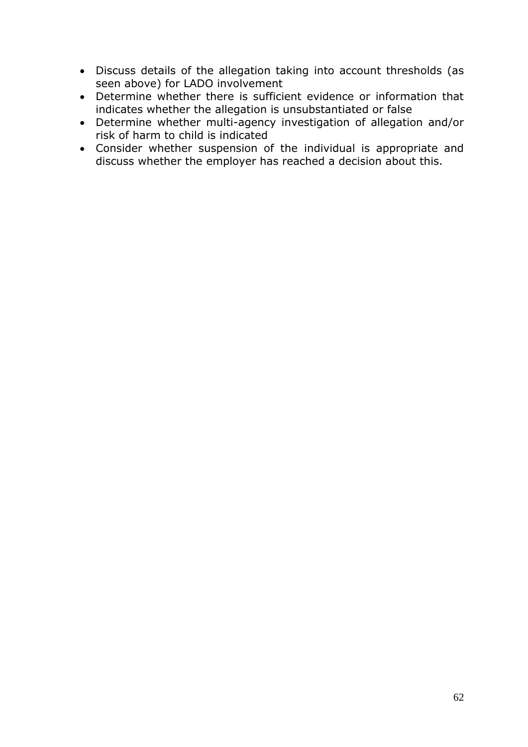- Discuss details of the allegation taking into account thresholds (as seen above) for LADO involvement
- Determine whether there is sufficient evidence or information that indicates whether the allegation is unsubstantiated or false
- Determine whether multi-agency investigation of allegation and/or risk of harm to child is indicated
- Consider whether suspension of the individual is appropriate and discuss whether the employer has reached a decision about this.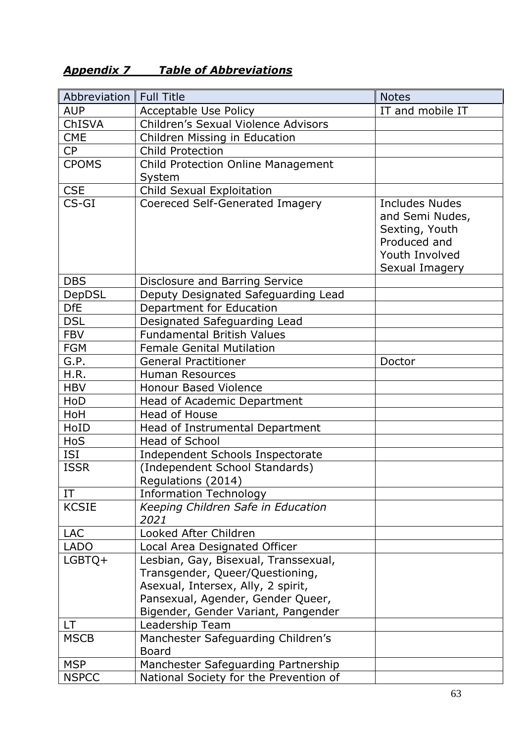## ***Appendix 7 Table of Abbreviations***

| Abbreviation | Full Title | Notes |
|---|---|---|
| AUP | Acceptable Use Policy | IT and mobile IT |
| ChISVA | Children's Sexual Violence Advisors | |
| CME | Children Missing in Education | |
| CP | Child Protection | |
| CPOMS | Child Protection Online Management System | |
| CSE | Child Sexual Exploitation | |
| CS-GI | Coereced Self-Generated Imagery | Includes Nudes and Semi Nudes, Sexting, Youth Produced and Youth Involved Sexual Imagery |
| DBS | Disclosure and Barring Service | |
| DepDSL | Deputy Designated Safeguarding Lead | |
| DfE | Department for Education | |
| DSL | Designated Safeguarding Lead | |
| FBV | Fundamental British Values | |
| FGM | Female Genital Mutilation | |
| G.P. | General Practitioner | Doctor |
| H.R. | Human Resources | |
| HBV | Honour Based Violence | |
| HoD | Head of Academic Department | |
| HoH | Head of House | |
| HoID | Head of Instrumental Department | |
| HoS | Head of School | |
| ISI | Independent Schools Inspectorate | |
| ISSR | (Independent School Standards) Regulations (2014) | |
| IT | Information Technology | |
| KCSIE | *Keeping Children Safe in Education 2021* | |
| LAC | Looked After Children | |
| LADO | Local Area Designated Officer | |
| LGBTQ+ | Lesbian, Gay, Bisexual, Transsexual, Transgender, Queer/Questioning, Asexual, Intersex, Ally, 2 spirit, Pansexual, Agender, Gender Queer, Bigender, Gender Variant, Pangender | |
| LT | Leadership Team | |
| MSCB | Manchester Safeguarding Children's Board | |
| MSP | Manchester Safeguarding Partnership | |
| NSPCC | National Society for the Prevention of | |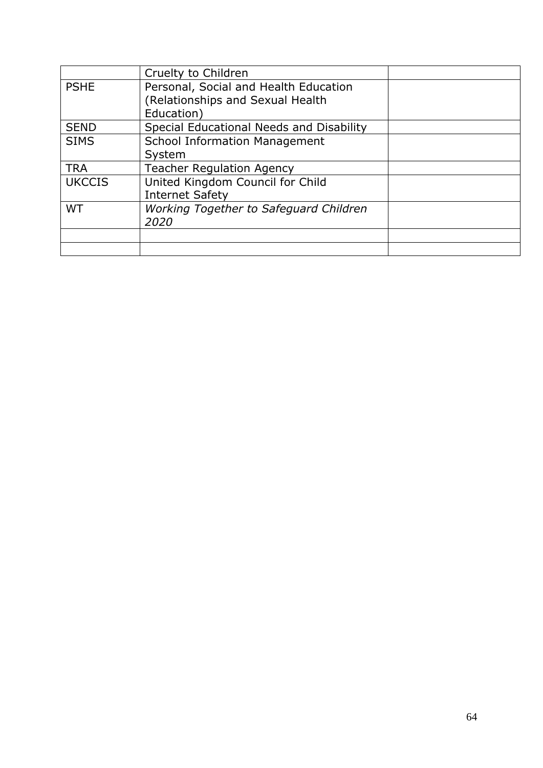| | | |
|---|---|---|
| | Cruelty to Children | |
| PSHE | Personal, Social and Health Education (Relationships and Sexual Health Education) | |
| SEND | Special Educational Needs and Disability | |
| SIMS | School Information Management System | |
| TRA | Teacher Regulation Agency | |
| UKCCIS | United Kingdom Council for Child Internet Safety | |
| WT | *Working Together to Safeguard Children 2020* | |
| | | |
| | | |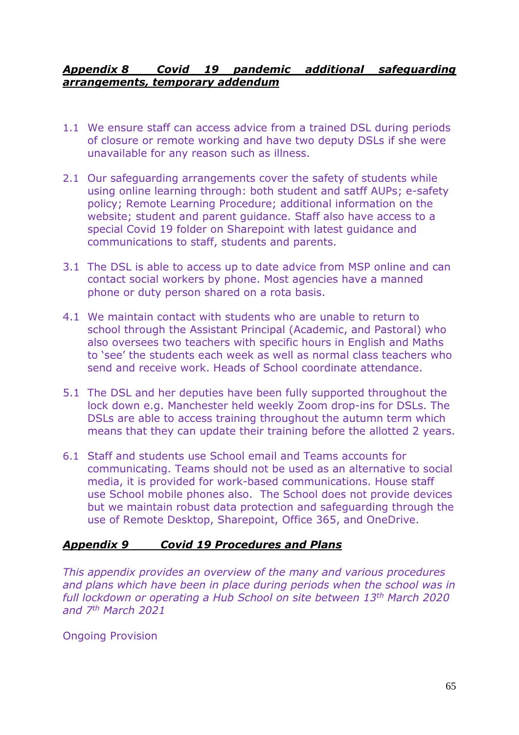## ***Appendix 8 Covid 19 pandemic additional safeguarding arrangements, temporary addendum***

1.1 We ensure staff can access advice from a trained DSL during periods of closure or remote working and have two deputy DSLs if she were unavailable for any reason such as illness.

2.1 Our safeguarding arrangements cover the safety of students while using online learning through: both student and satff AUPs; e-safety policy; Remote Learning Procedure; additional information on the website; student and parent guidance. Staff also have access to a special Covid 19 folder on Sharepoint with latest guidance and communications to staff, students and parents.

3.1 The DSL is able to access up to date advice from MSP online and can contact social workers by phone. Most agencies have a manned phone or duty person shared on a rota basis.

4.1 We maintain contact with students who are unable to return to school through the Assistant Principal (Academic, and Pastoral) who also oversees two teachers with specific hours in English and Maths to 'see' the students each week as well as normal class teachers who send and receive work. Heads of School coordinate attendance.

5.1 The DSL and her deputies have been fully supported throughout the lock down e.g. Manchester held weekly Zoom drop-ins for DSLs. The DSLs are able to access training throughout the autumn term which means that they can update their training before the allotted 2 years.

6.1 Staff and students use School email and Teams accounts for communicating. Teams should not be used as an alternative to social media, it is provided for work-based communications. House staff use School mobile phones also. The School does not provide devices but we maintain robust data protection and safeguarding through the use of Remote Desktop, Sharepoint, Office 365, and OneDrive.

## ***Appendix 9 Covid 19 Procedures and Plans***

*This appendix provides an overview of the many and various procedures and plans which have been in place during periods when the school was in full lockdown or operating a Hub School on site between 13th March 2020 and 7th March 2021*

Ongoing Provision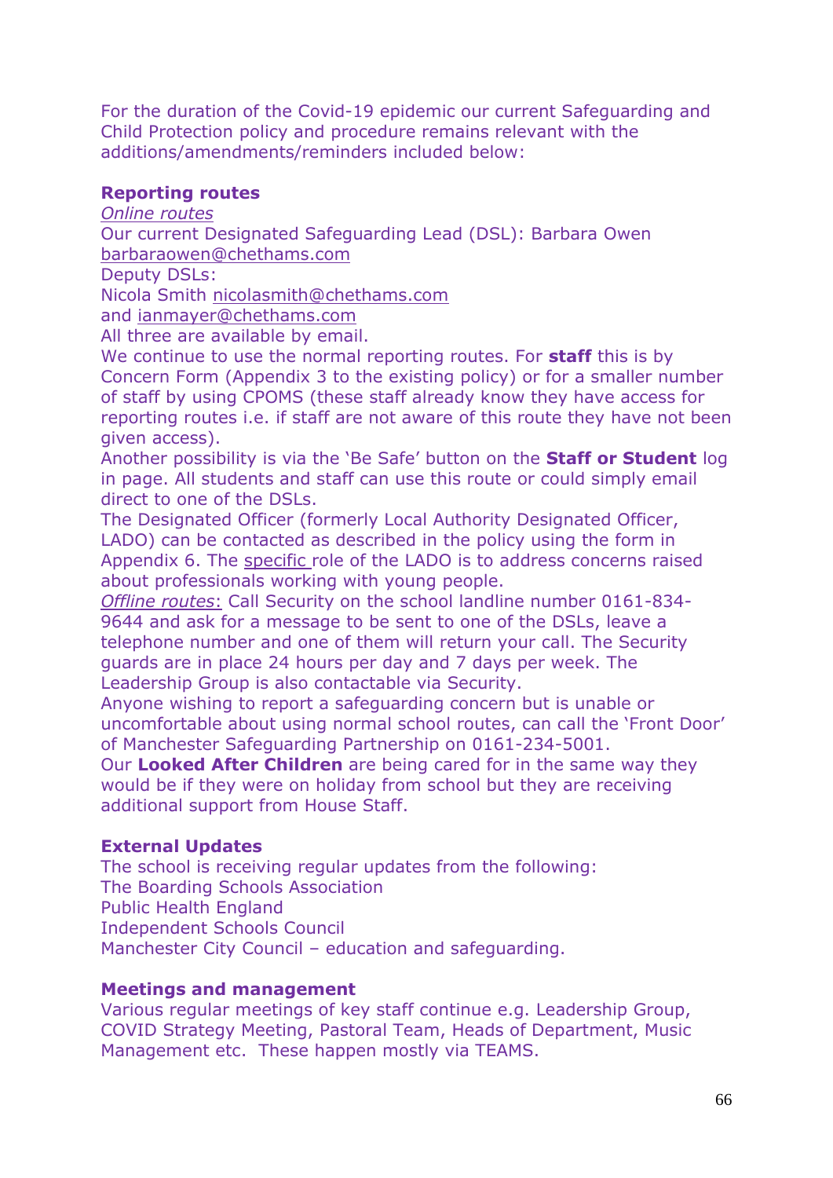For the duration of the Covid-19 epidemic our current Safeguarding and Child Protection policy and procedure remains relevant with the additions/amendments/reminders included below:

**Reporting routes**

*Online routes*

Our current Designated Safeguarding Lead (DSL): Barbara Owen barbaraowen@chethams.com

Deputy DSLs:

Nicola Smith nicolasmith@chethams.com

and ianmayer@chethams.com

All three are available by email.

We continue to use the normal reporting routes. For **staff** this is by Concern Form (Appendix 3 to the existing policy) or for a smaller number of staff by using CPOMS (these staff already know they have access for reporting routes i.e. if staff are not aware of this route they have not been given access).

Another possibility is via the 'Be Safe' button on the **Staff or Student** log in page. All students and staff can use this route or could simply email direct to one of the DSLs.

The Designated Officer (formerly Local Authority Designated Officer, LADO) can be contacted as described in the policy using the form in Appendix 6. The specific role of the LADO is to address concerns raised about professionals working with young people.

*Offline routes*: Call Security on the school landline number 0161-834-9644 and ask for a message to be sent to one of the DSLs, leave a telephone number and one of them will return your call. The Security guards are in place 24 hours per day and 7 days per week. The Leadership Group is also contactable via Security.

Anyone wishing to report a safeguarding concern but is unable or uncomfortable about using normal school routes, can call the 'Front Door' of Manchester Safeguarding Partnership on 0161-234-5001.

Our **Looked After Children** are being cared for in the same way they would be if they were on holiday from school but they are receiving additional support from House Staff.

**External Updates**

The school is receiving regular updates from the following:

The Boarding Schools Association

Public Health England

Independent Schools Council

Manchester City Council – education and safeguarding.

**Meetings and management**

Various regular meetings of key staff continue e.g. Leadership Group, COVID Strategy Meeting, Pastoral Team, Heads of Department, Music Management etc. These happen mostly via TEAMS.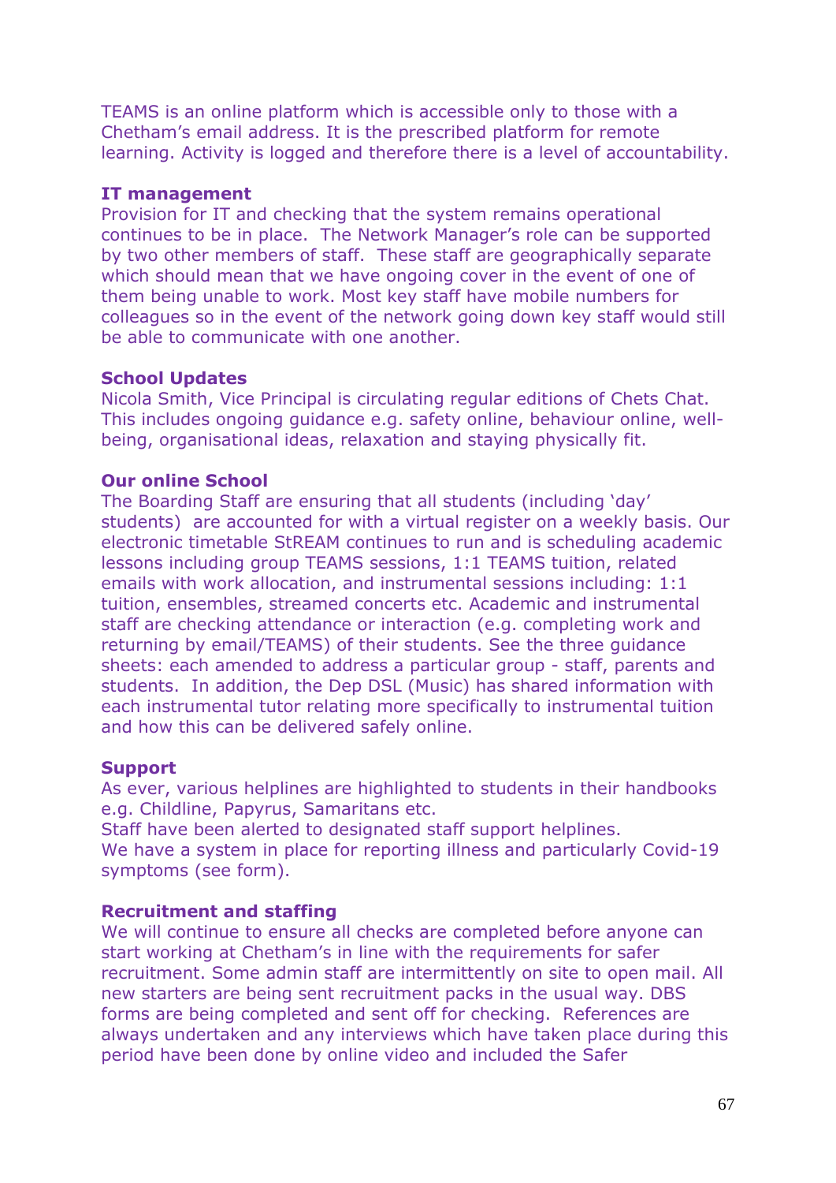TEAMS is an online platform which is accessible only to those with a Chetham's email address. It is the prescribed platform for remote learning. Activity is logged and therefore there is a level of accountability.

**IT management**

Provision for IT and checking that the system remains operational continues to be in place. The Network Manager's role can be supported by two other members of staff. These staff are geographically separate which should mean that we have ongoing cover in the event of one of them being unable to work. Most key staff have mobile numbers for colleagues so in the event of the network going down key staff would still be able to communicate with one another.

**School Updates**

Nicola Smith, Vice Principal is circulating regular editions of Chets Chat. This includes ongoing guidance e.g. safety online, behaviour online, well-being, organisational ideas, relaxation and staying physically fit.

**Our online School**

The Boarding Staff are ensuring that all students (including 'day' students) are accounted for with a virtual register on a weekly basis. Our electronic timetable StREAM continues to run and is scheduling academic lessons including group TEAMS sessions, 1:1 TEAMS tuition, related emails with work allocation, and instrumental sessions including: 1:1 tuition, ensembles, streamed concerts etc. Academic and instrumental staff are checking attendance or interaction (e.g. completing work and returning by email/TEAMS) of their students. See the three guidance sheets: each amended to address a particular group - staff, parents and students. In addition, the Dep DSL (Music) has shared information with each instrumental tutor relating more specifically to instrumental tuition and how this can be delivered safely online.

**Support**

As ever, various helplines are highlighted to students in their handbooks e.g. Childline, Papyrus, Samaritans etc.
Staff have been alerted to designated staff support helplines.
We have a system in place for reporting illness and particularly Covid-19 symptoms (see form).

**Recruitment and staffing**

We will continue to ensure all checks are completed before anyone can start working at Chetham's in line with the requirements for safer recruitment. Some admin staff are intermittently on site to open mail. All new starters are being sent recruitment packs in the usual way. DBS forms are being completed and sent off for checking. References are always undertaken and any interviews which have taken place during this period have been done by online video and included the Safer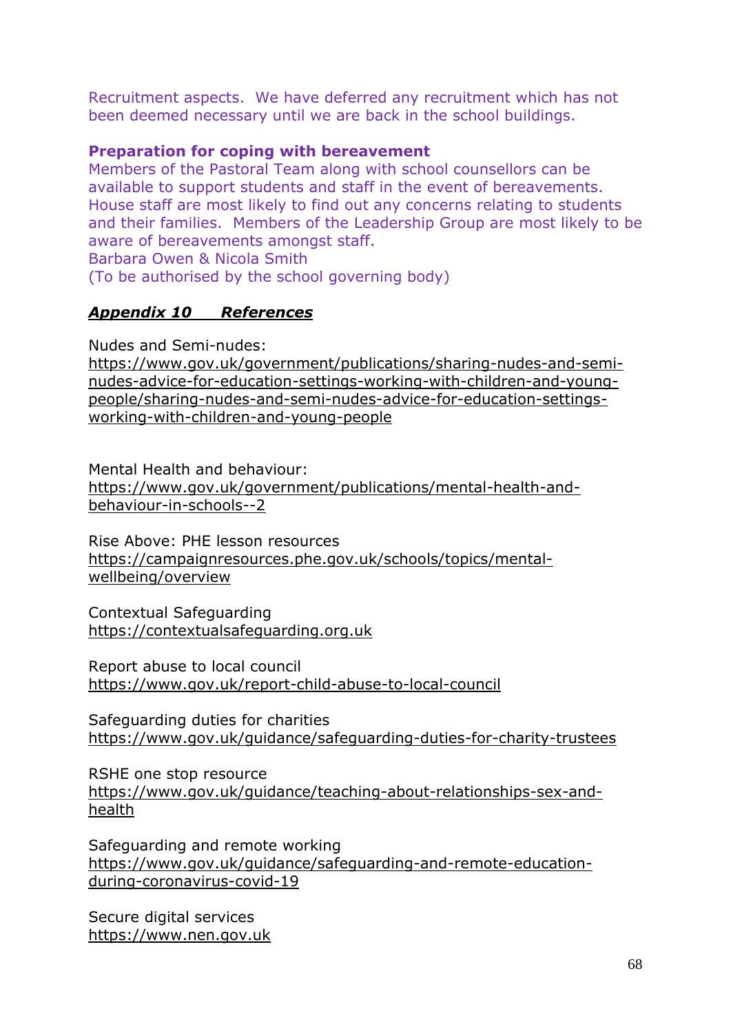Recruitment aspects. We have deferred any recruitment which has not been deemed necessary until we are back in the school buildings.

**Preparation for coping with bereavement**

Members of the Pastoral Team along with school counsellors can be available to support students and staff in the event of bereavements. House staff are most likely to find out any concerns relating to students and their families. Members of the Leadership Group are most likely to be aware of bereavements amongst staff.

Barbara Owen & Nicola Smith

(To be authorised by the school governing body)

## ***Appendix 10 References***

Nudes and Semi-nudes:
https://www.gov.uk/government/publications/sharing-nudes-and-semi-nudes-advice-for-education-settings-working-with-children-and-young-people/sharing-nudes-and-semi-nudes-advice-for-education-settings-working-with-children-and-young-people

Mental Health and behaviour:
https://www.gov.uk/government/publications/mental-health-and-behaviour-in-schools--2

Rise Above: PHE lesson resources
https://campaignresources.phe.gov.uk/schools/topics/mental-wellbeing/overview

Contextual Safeguarding
https://contextualsafeguarding.org.uk

Report abuse to local council
https://www.gov.uk/report-child-abuse-to-local-council

Safeguarding duties for charities
https://www.gov.uk/guidance/safeguarding-duties-for-charity-trustees

RSHE one stop resource
https://www.gov.uk/guidance/teaching-about-relationships-sex-and-health

Safeguarding and remote working
https://www.gov.uk/guidance/safeguarding-and-remote-education-during-coronavirus-covid-19

Secure digital services
https://www.nen.gov.uk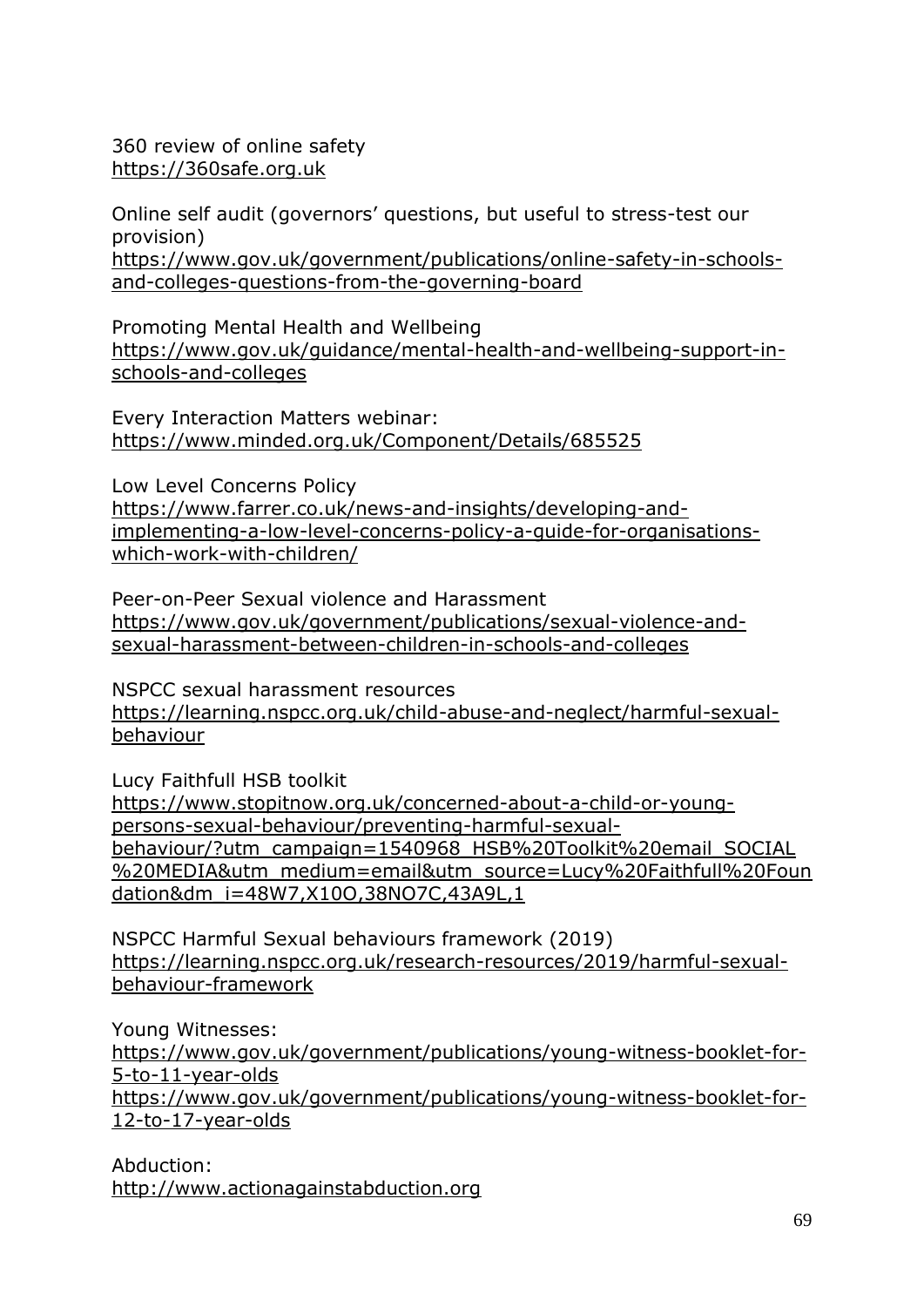360 review of online safety
https://360safe.org.uk

Online self audit (governors' questions, but useful to stress-test our provision)
https://www.gov.uk/government/publications/online-safety-in-schools-and-colleges-questions-from-the-governing-board

Promoting Mental Health and Wellbeing
https://www.gov.uk/guidance/mental-health-and-wellbeing-support-in-schools-and-colleges

Every Interaction Matters webinar:
https://www.minded.org.uk/Component/Details/685525

Low Level Concerns Policy
https://www.farrer.co.uk/news-and-insights/developing-and-implementing-a-low-level-concerns-policy-a-guide-for-organisations-which-work-with-children/

Peer-on-Peer Sexual violence and Harassment
https://www.gov.uk/government/publications/sexual-violence-and-sexual-harassment-between-children-in-schools-and-colleges

NSPCC sexual harassment resources
https://learning.nspcc.org.uk/child-abuse-and-neglect/harmful-sexual-behaviour

Lucy Faithfull HSB toolkit
https://www.stopitnow.org.uk/concerned-about-a-child-or-young-persons-sexual-behaviour/preventing-harmful-sexual-behaviour/?utm_campaign=1540968_HSB%20Toolkit%20email_SOCIAL%20MEDIA&utm_medium=email&utm_source=Lucy%20Faithfull%20Foundation&dm_i=48W7,X10O,38NO7C,43A9L,1

NSPCC Harmful Sexual behaviours framework (2019)
https://learning.nspcc.org.uk/research-resources/2019/harmful-sexual-behaviour-framework

Young Witnesses:
https://www.gov.uk/government/publications/young-witness-booklet-for-5-to-11-year-olds
https://www.gov.uk/government/publications/young-witness-booklet-for-12-to-17-year-olds

Abduction:
http://www.actionagainstabduction.org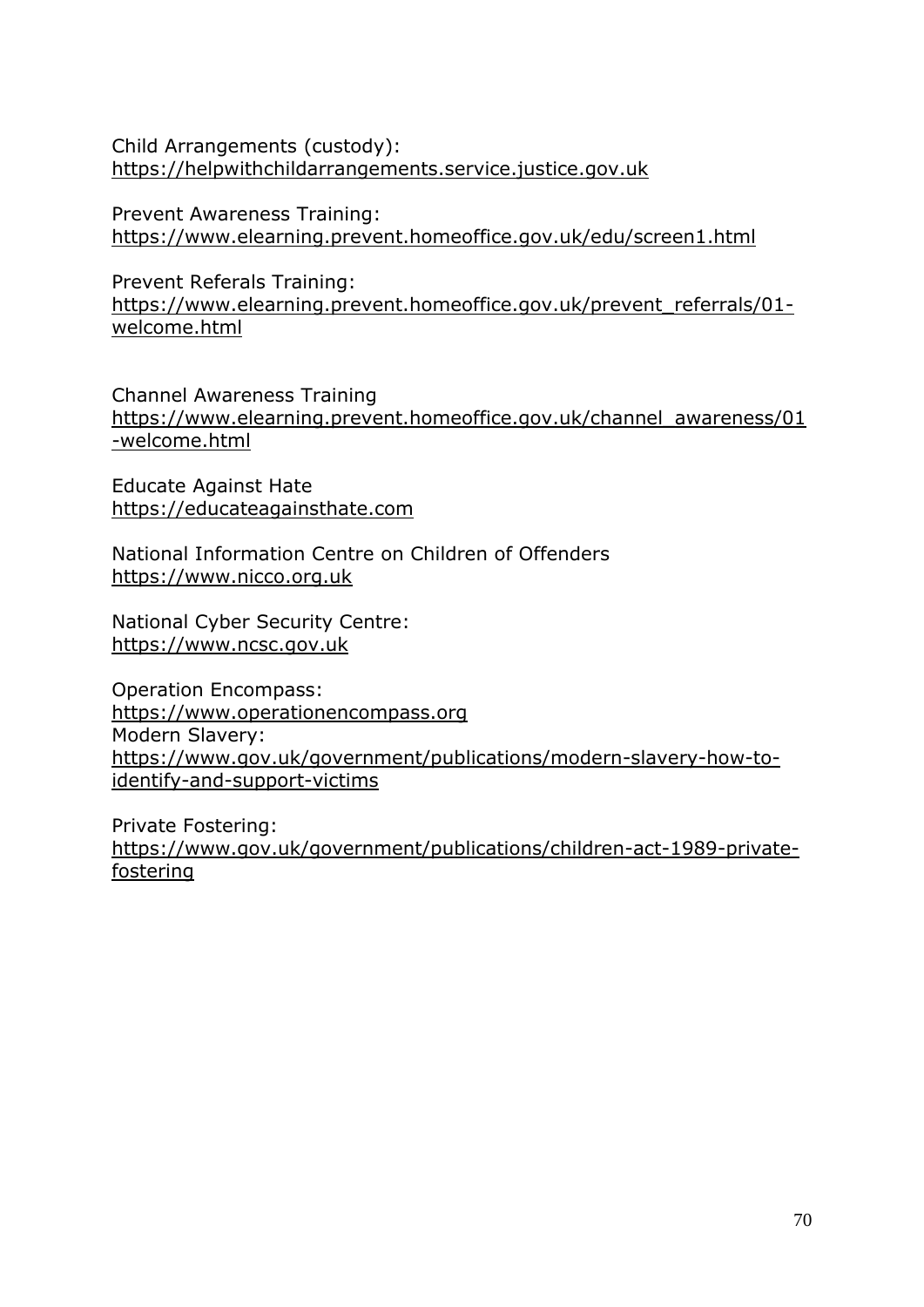Child Arrangements (custody):
https://helpwithchildarrangements.service.justice.gov.uk

Prevent Awareness Training:
https://www.elearning.prevent.homeoffice.gov.uk/edu/screen1.html

Prevent Referals Training:
https://www.elearning.prevent.homeoffice.gov.uk/prevent_referrals/01-welcome.html

Channel Awareness Training
https://www.elearning.prevent.homeoffice.gov.uk/channel_awareness/01-welcome.html

Educate Against Hate
https://educateagainsthate.com

National Information Centre on Children of Offenders
https://www.nicco.org.uk

National Cyber Security Centre:
https://www.ncsc.gov.uk

Operation Encompass:
https://www.operationencompass.org
Modern Slavery:
https://www.gov.uk/government/publications/modern-slavery-how-to-identify-and-support-victims

Private Fostering:
https://www.gov.uk/government/publications/children-act-1989-private-fostering